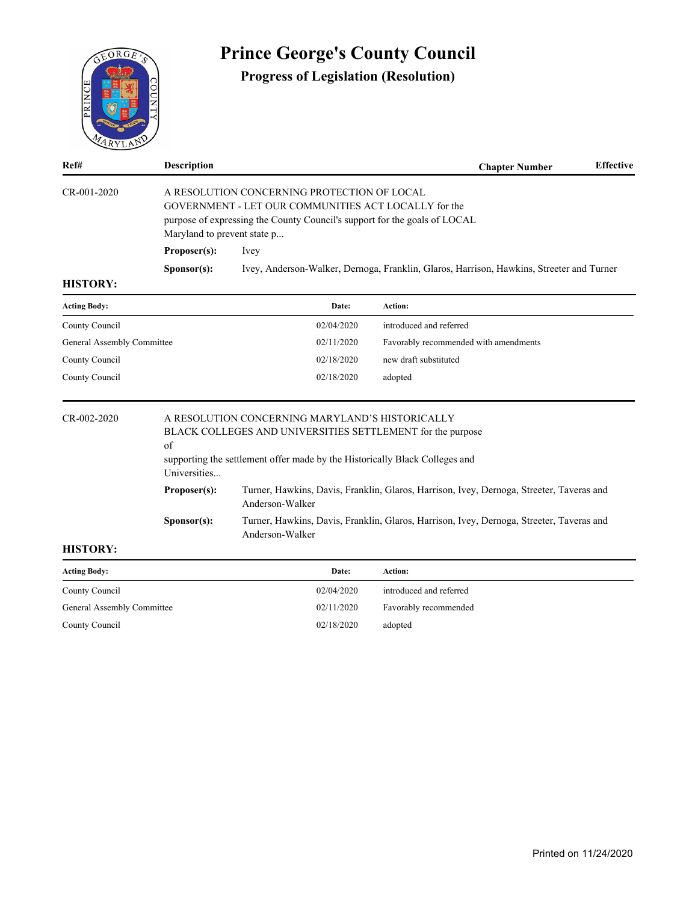# Prince George's County Council

## Progress of Legislation (Resolution)

| Ref# | Description | Chapter Number | Effective |
|---|---|---|---|
| CR-001-2020 | A RESOLUTION CONCERNING PROTECTION OF LOCAL GOVERNMENT - LET OUR COMMUNITIES ACT LOCALLY for the purpose of expressing the County Council's support for the goals of LOCAL Maryland to prevent state p... | | |

**Proposer(s):** Ivey

**Sponsor(s):** Ivey, Anderson-Walker, Dernoga, Franklin, Glaros, Harrison, Hawkins, Streeter and Turner

**HISTORY:**

| Acting Body: | Date: | Action: |
|---|---|---|
| County Council | 02/04/2020 | introduced and referred |
| General Assembly Committee | 02/11/2020 | Favorably recommended with amendments |
| County Council | 02/18/2020 | new draft substituted |
| County Council | 02/18/2020 | adopted |

| Ref# | Description | Chapter Number | Effective |
|---|---|---|---|
| CR-002-2020 | A RESOLUTION CONCERNING MARYLAND'S HISTORICALLY BLACK COLLEGES AND UNIVERSITIES SETTLEMENT for the purpose of supporting the settlement offer made by the Historically Black Colleges and Universities... | | |

**Proposer(s):** Turner, Hawkins, Davis, Franklin, Glaros, Harrison, Ivey, Dernoga, Streeter, Taveras and Anderson-Walker

**Sponsor(s):** Turner, Hawkins, Davis, Franklin, Glaros, Harrison, Ivey, Dernoga, Streeter, Taveras and Anderson-Walker

**HISTORY:**

| Acting Body: | Date: | Action: |
|---|---|---|
| County Council | 02/04/2020 | introduced and referred |
| General Assembly Committee | 02/11/2020 | Favorably recommended |
| County Council | 02/18/2020 | adopted |

Printed on 11/24/2020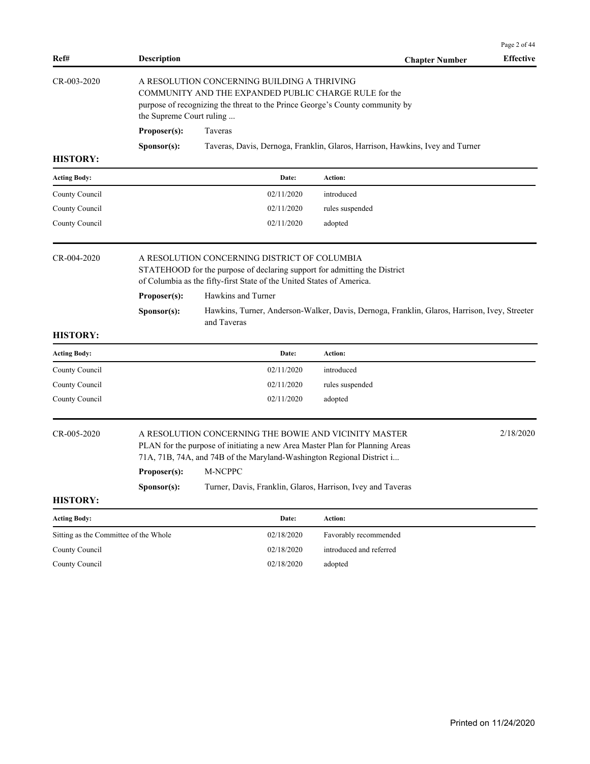| Ref# | Description | Chapter Number | Effective |
|---|---|---|---|

**CR-003-2020**

A RESOLUTION CONCERNING BUILDING A THRIVING COMMUNITY AND THE EXPANDED PUBLIC CHARGE RULE for the purpose of recognizing the threat to the Prince George's County community by the Supreme Court ruling ...

**Proposer(s):** Taveras

**Sponsor(s):** Taveras, Davis, Dernoga, Franklin, Glaros, Harrison, Hawkins, Ivey and Turner

**HISTORY:**

| Acting Body: | Date: | Action: |
|---|---|---|
| County Council | 02/11/2020 | introduced |
| County Council | 02/11/2020 | rules suspended |
| County Council | 02/11/2020 | adopted |

**CR-004-2020**

A RESOLUTION CONCERNING DISTRICT OF COLUMBIA STATEHOOD for the purpose of declaring support for admitting the District of Columbia as the fifty-first State of the United States of America.

**Proposer(s):** Hawkins and Turner

**Sponsor(s):** Hawkins, Turner, Anderson-Walker, Davis, Dernoga, Franklin, Glaros, Harrison, Ivey, Streeter and Taveras

**HISTORY:**

| Acting Body: | Date: | Action: |
|---|---|---|
| County Council | 02/11/2020 | introduced |
| County Council | 02/11/2020 | rules suspended |
| County Council | 02/11/2020 | adopted |

**CR-005-2020** — Effective: 2/18/2020

A RESOLUTION CONCERNING THE BOWIE AND VICINITY MASTER PLAN for the purpose of initiating a new Area Master Plan for Planning Areas 71A, 71B, 74A, and 74B of the Maryland-Washington Regional District i...

**Proposer(s):** M-NCPPC

**Sponsor(s):** Turner, Davis, Franklin, Glaros, Harrison, Ivey and Taveras

**HISTORY:**

| Acting Body: | Date: | Action: |
|---|---|---|
| Sitting as the Committee of the Whole | 02/18/2020 | Favorably recommended |
| County Council | 02/18/2020 | introduced and referred |
| County Council | 02/18/2020 | adopted |

Printed on 11/24/2020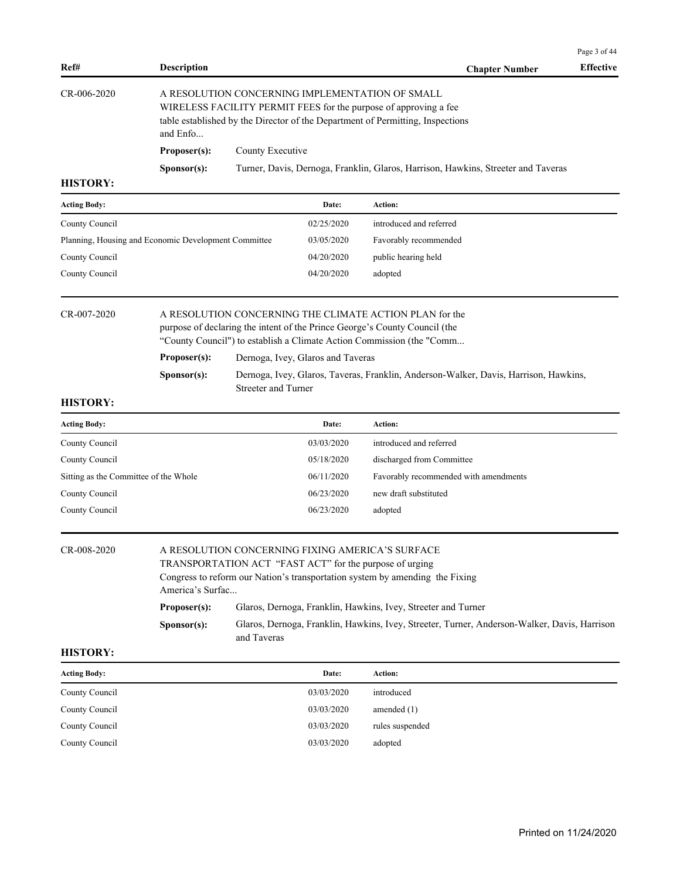| Ref# | Description | Chapter Number | Effective |
|---|---|---|---|

**CR-006-2020** — A RESOLUTION CONCERNING IMPLEMENTATION OF SMALL WIRELESS FACILITY PERMIT FEES for the purpose of approving a fee table established by the Director of the Department of Permitting, Inspections and Enfo...

**Proposer(s):** County Executive

**Sponsor(s):** Turner, Davis, Dernoga, Franklin, Glaros, Harrison, Hawkins, Streeter and Taveras

**HISTORY:**

| Acting Body: | Date: | Action: |
|---|---|---|
| County Council | 02/25/2020 | introduced and referred |
| Planning, Housing and Economic Development Committee | 03/05/2020 | Favorably recommended |
| County Council | 04/20/2020 | public hearing held |
| County Council | 04/20/2020 | adopted |

**CR-007-2020** — A RESOLUTION CONCERNING THE CLIMATE ACTION PLAN for the purpose of declaring the intent of the Prince George's County Council (the "County Council") to establish a Climate Action Commission (the "Comm...

**Proposer(s):** Dernoga, Ivey, Glaros and Taveras

**Sponsor(s):** Dernoga, Ivey, Glaros, Taveras, Franklin, Anderson-Walker, Davis, Harrison, Hawkins, Streeter and Turner

**HISTORY:**

| Acting Body: | Date: | Action: |
|---|---|---|
| County Council | 03/03/2020 | introduced and referred |
| County Council | 05/18/2020 | discharged from Committee |
| Sitting as the Committee of the Whole | 06/11/2020 | Favorably recommended with amendments |
| County Council | 06/23/2020 | new draft substituted |
| County Council | 06/23/2020 | adopted |

**CR-008-2020** — A RESOLUTION CONCERNING FIXING AMERICA'S SURFACE TRANSPORTATION ACT "FAST ACT" for the purpose of urging Congress to reform our Nation's transportation system by amending the Fixing America's Surfac...

**Proposer(s):** Glaros, Dernoga, Franklin, Hawkins, Ivey, Streeter and Turner

**Sponsor(s):** Glaros, Dernoga, Franklin, Hawkins, Ivey, Streeter, Turner, Anderson-Walker, Davis, Harrison and Taveras

**HISTORY:**

| Acting Body: | Date: | Action: |
|---|---|---|
| County Council | 03/03/2020 | introduced |
| County Council | 03/03/2020 | amended (1) |
| County Council | 03/03/2020 | rules suspended |
| County Council | 03/03/2020 | adopted |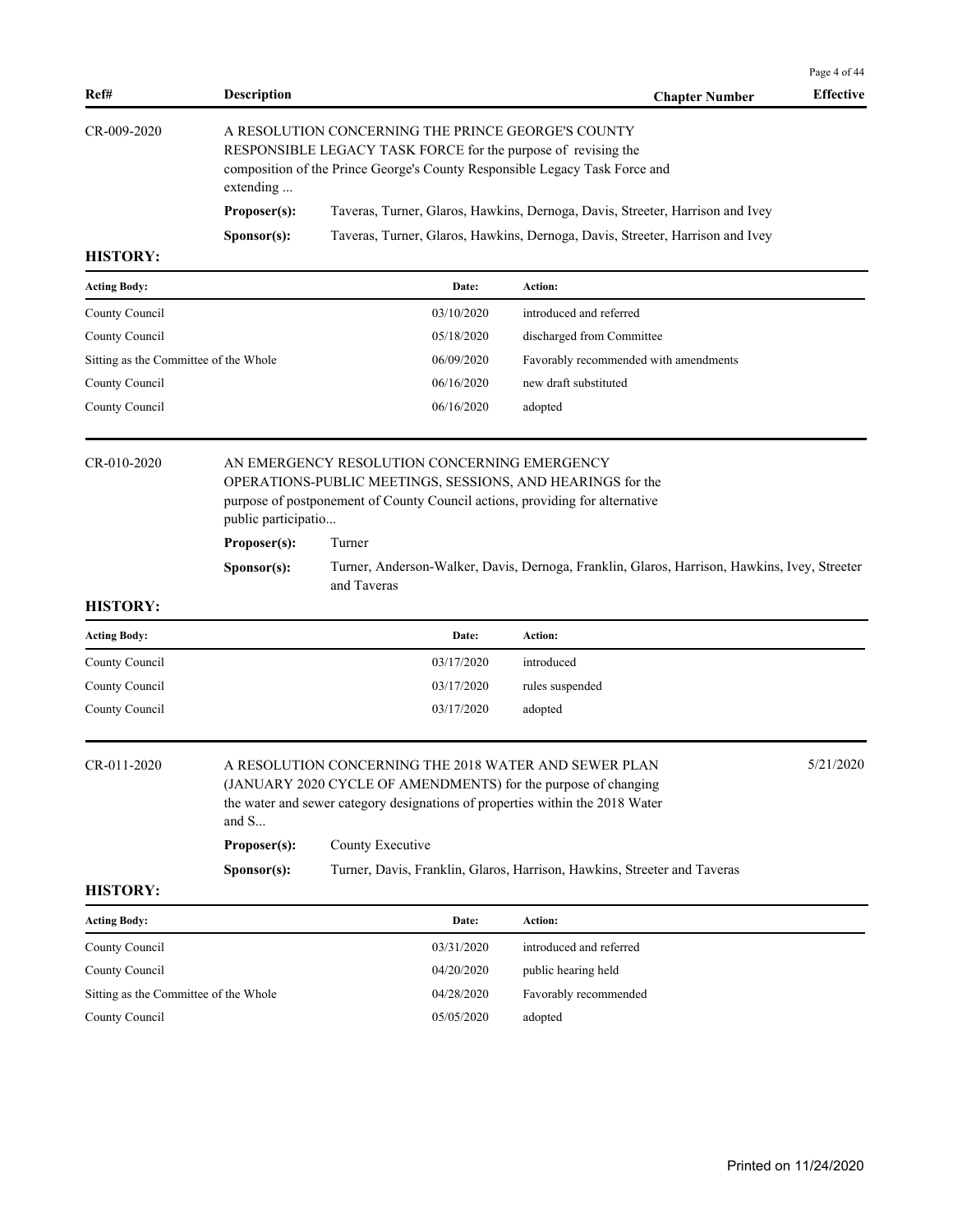| Ref# | Description | Chapter Number | Effective |
|---|---|---|---|

**CR-009-2020**

A RESOLUTION CONCERNING THE PRINCE GEORGE'S COUNTY RESPONSIBLE LEGACY TASK FORCE for the purpose of revising the composition of the Prince George's County Responsible Legacy Task Force and extending ...

**Proposer(s):** Taveras, Turner, Glaros, Hawkins, Dernoga, Davis, Streeter, Harrison and Ivey

**Sponsor(s):** Taveras, Turner, Glaros, Hawkins, Dernoga, Davis, Streeter, Harrison and Ivey

**HISTORY:**

| Acting Body: | Date: | Action: |
|---|---|---|
| County Council | 03/10/2020 | introduced and referred |
| County Council | 05/18/2020 | discharged from Committee |
| Sitting as the Committee of the Whole | 06/09/2020 | Favorably recommended with amendments |
| County Council | 06/16/2020 | new draft substituted |
| County Council | 06/16/2020 | adopted |

**CR-010-2020**

AN EMERGENCY RESOLUTION CONCERNING EMERGENCY OPERATIONS-PUBLIC MEETINGS, SESSIONS, AND HEARINGS for the purpose of postponement of County Council actions, providing for alternative public participatio...

**Proposer(s):** Turner

**Sponsor(s):** Turner, Anderson-Walker, Davis, Dernoga, Franklin, Glaros, Harrison, Hawkins, Ivey, Streeter and Taveras

**HISTORY:**

| Acting Body: | Date: | Action: |
|---|---|---|
| County Council | 03/17/2020 | introduced |
| County Council | 03/17/2020 | rules suspended |
| County Council | 03/17/2020 | adopted |

**CR-011-2020** — Effective: 5/21/2020

A RESOLUTION CONCERNING THE 2018 WATER AND SEWER PLAN (JANUARY 2020 CYCLE OF AMENDMENTS) for the purpose of changing the water and sewer category designations of properties within the 2018 Water and S...

**Proposer(s):** County Executive

**Sponsor(s):** Turner, Davis, Franklin, Glaros, Harrison, Hawkins, Streeter and Taveras

**HISTORY:**

| Acting Body: | Date: | Action: |
|---|---|---|
| County Council | 03/31/2020 | introduced and referred |
| County Council | 04/20/2020 | public hearing held |
| Sitting as the Committee of the Whole | 04/28/2020 | Favorably recommended |
| County Council | 05/05/2020 | adopted |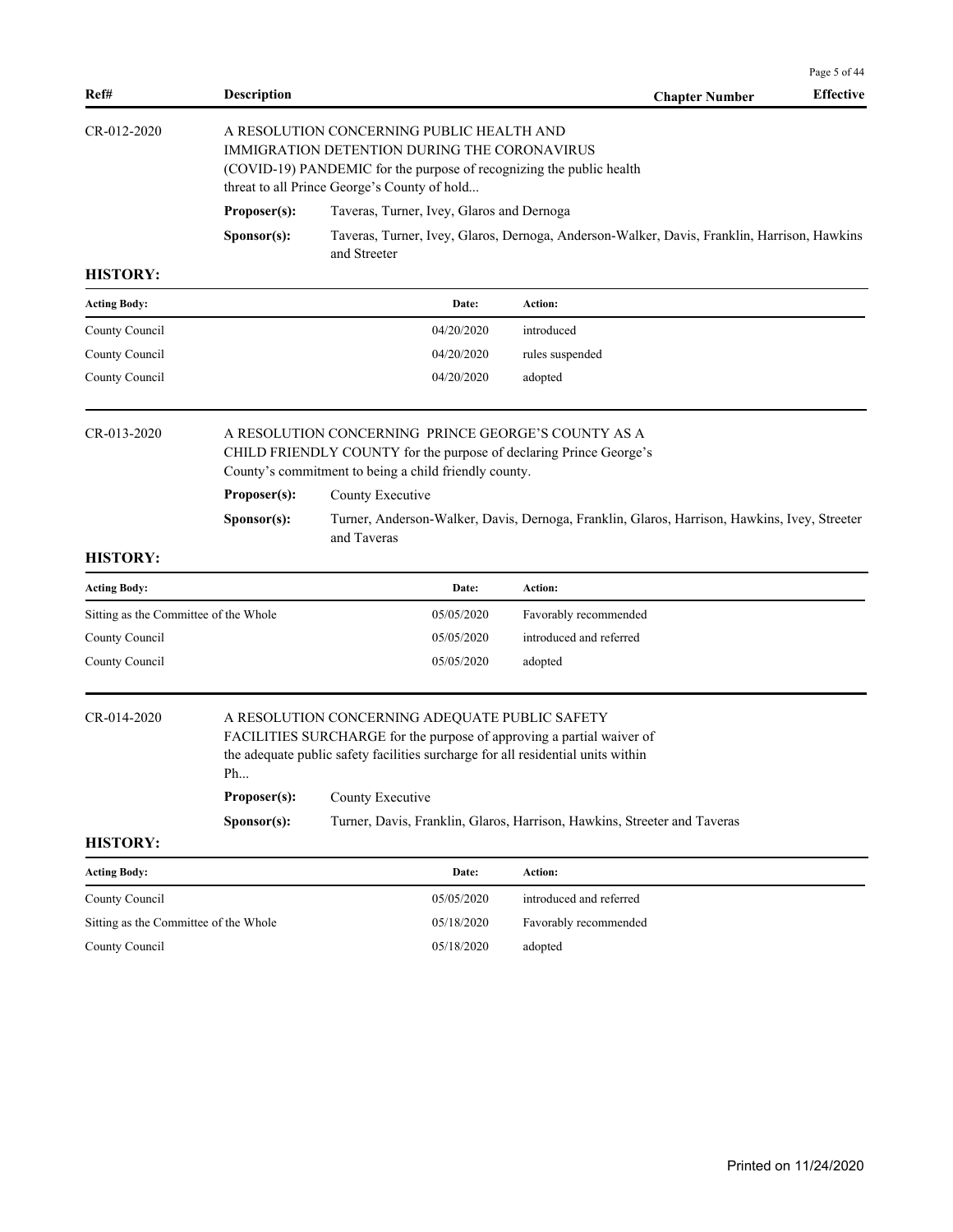| Ref# | Description | Chapter Number | Effective |
| --- | --- | --- | --- |

**CR-012-2020**

A RESOLUTION CONCERNING PUBLIC HEALTH AND IMMIGRATION DETENTION DURING THE CORONAVIRUS (COVID-19) PANDEMIC for the purpose of recognizing the public health threat to all Prince George's County of hold...

**Proposer(s):** Taveras, Turner, Ivey, Glaros and Dernoga

**Sponsor(s):** Taveras, Turner, Ivey, Glaros, Dernoga, Anderson-Walker, Davis, Franklin, Harrison, Hawkins and Streeter

**HISTORY:**

| Acting Body: | Date: | Action: |
| --- | --- | --- |
| County Council | 04/20/2020 | introduced |
| County Council | 04/20/2020 | rules suspended |
| County Council | 04/20/2020 | adopted |

**CR-013-2020**

A RESOLUTION CONCERNING PRINCE GEORGE'S COUNTY AS A CHILD FRIENDLY COUNTY for the purpose of declaring Prince George's County's commitment to being a child friendly county.

**Proposer(s):** County Executive

**Sponsor(s):** Turner, Anderson-Walker, Davis, Dernoga, Franklin, Glaros, Harrison, Hawkins, Ivey, Streeter and Taveras

**HISTORY:**

| Acting Body: | Date: | Action: |
| --- | --- | --- |
| Sitting as the Committee of the Whole | 05/05/2020 | Favorably recommended |
| County Council | 05/05/2020 | introduced and referred |
| County Council | 05/05/2020 | adopted |

**CR-014-2020**

A RESOLUTION CONCERNING ADEQUATE PUBLIC SAFETY FACILITIES SURCHARGE for the purpose of approving a partial waiver of the adequate public safety facilities surcharge for all residential units within Ph...

**Proposer(s):** County Executive

**Sponsor(s):** Turner, Davis, Franklin, Glaros, Harrison, Hawkins, Streeter and Taveras

**HISTORY:**

| Acting Body: | Date: | Action: |
| --- | --- | --- |
| County Council | 05/05/2020 | introduced and referred |
| Sitting as the Committee of the Whole | 05/18/2020 | Favorably recommended |
| County Council | 05/18/2020 | adopted |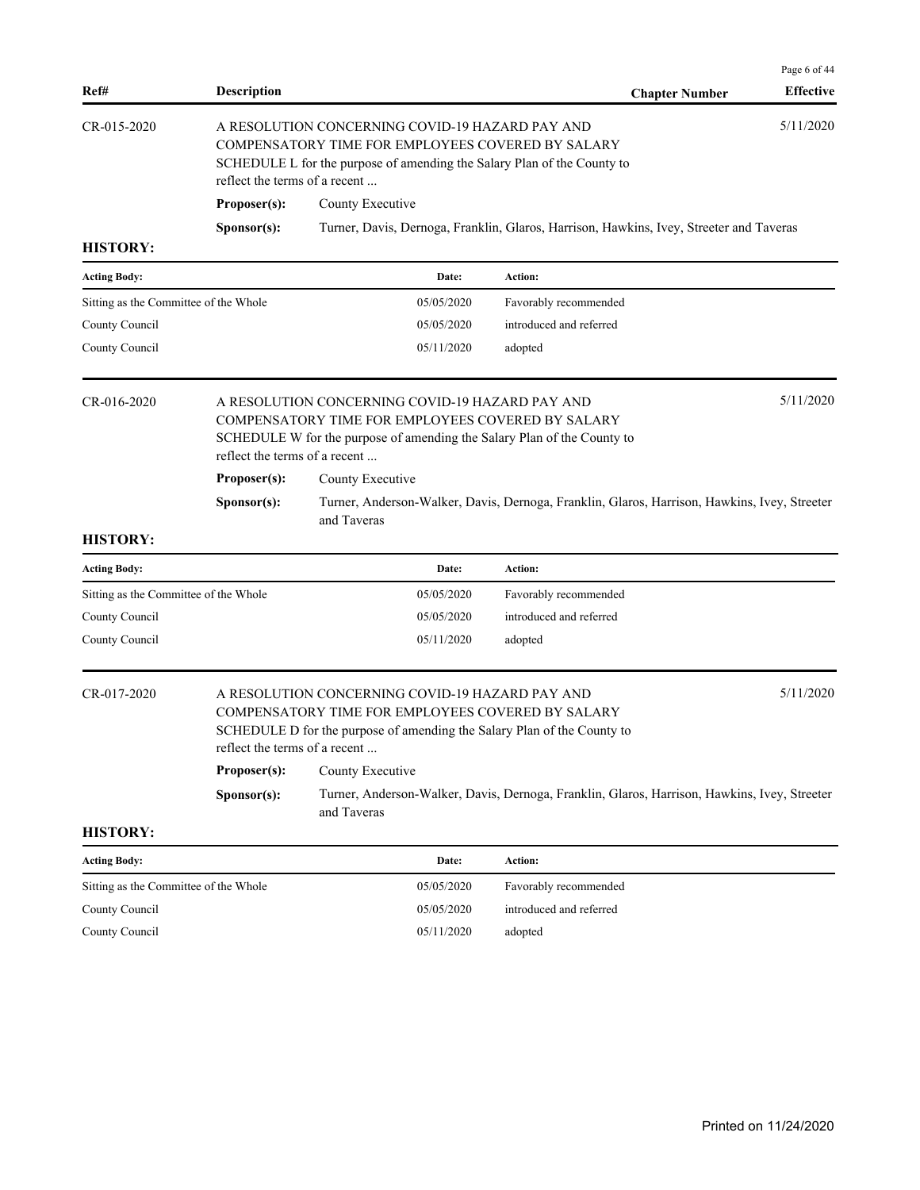| Ref# | Description | Chapter Number | Effective |
|---|---|---|---|
| CR-015-2020 | A RESOLUTION CONCERNING COVID-19 HAZARD PAY AND COMPENSATORY TIME FOR EMPLOYEES COVERED BY SALARY SCHEDULE L for the purpose of amending the Salary Plan of the County to reflect the terms of a recent ... | | 5/11/2020 |

**Proposer(s):** County Executive

**Sponsor(s):** Turner, Davis, Dernoga, Franklin, Glaros, Harrison, Hawkins, Ivey, Streeter and Taveras

**HISTORY:**

| Acting Body: | Date: | Action: |
|---|---|---|
| Sitting as the Committee of the Whole | 05/05/2020 | Favorably recommended |
| County Council | 05/05/2020 | introduced and referred |
| County Council | 05/11/2020 | adopted |

| Ref# | Description | Chapter Number | Effective |
|---|---|---|---|
| CR-016-2020 | A RESOLUTION CONCERNING COVID-19 HAZARD PAY AND COMPENSATORY TIME FOR EMPLOYEES COVERED BY SALARY SCHEDULE W for the purpose of amending the Salary Plan of the County to reflect the terms of a recent ... | | 5/11/2020 |

**Proposer(s):** County Executive

**Sponsor(s):** Turner, Anderson-Walker, Davis, Dernoga, Franklin, Glaros, Harrison, Hawkins, Ivey, Streeter and Taveras

**HISTORY:**

| Acting Body: | Date: | Action: |
|---|---|---|
| Sitting as the Committee of the Whole | 05/05/2020 | Favorably recommended |
| County Council | 05/05/2020 | introduced and referred |
| County Council | 05/11/2020 | adopted |

| Ref# | Description | Chapter Number | Effective |
|---|---|---|---|
| CR-017-2020 | A RESOLUTION CONCERNING COVID-19 HAZARD PAY AND COMPENSATORY TIME FOR EMPLOYEES COVERED BY SALARY SCHEDULE D for the purpose of amending the Salary Plan of the County to reflect the terms of a recent ... | | 5/11/2020 |

**Proposer(s):** County Executive

**Sponsor(s):** Turner, Anderson-Walker, Davis, Dernoga, Franklin, Glaros, Harrison, Hawkins, Ivey, Streeter and Taveras

**HISTORY:**

| Acting Body: | Date: | Action: |
|---|---|---|
| Sitting as the Committee of the Whole | 05/05/2020 | Favorably recommended |
| County Council | 05/05/2020 | introduced and referred |
| County Council | 05/11/2020 | adopted |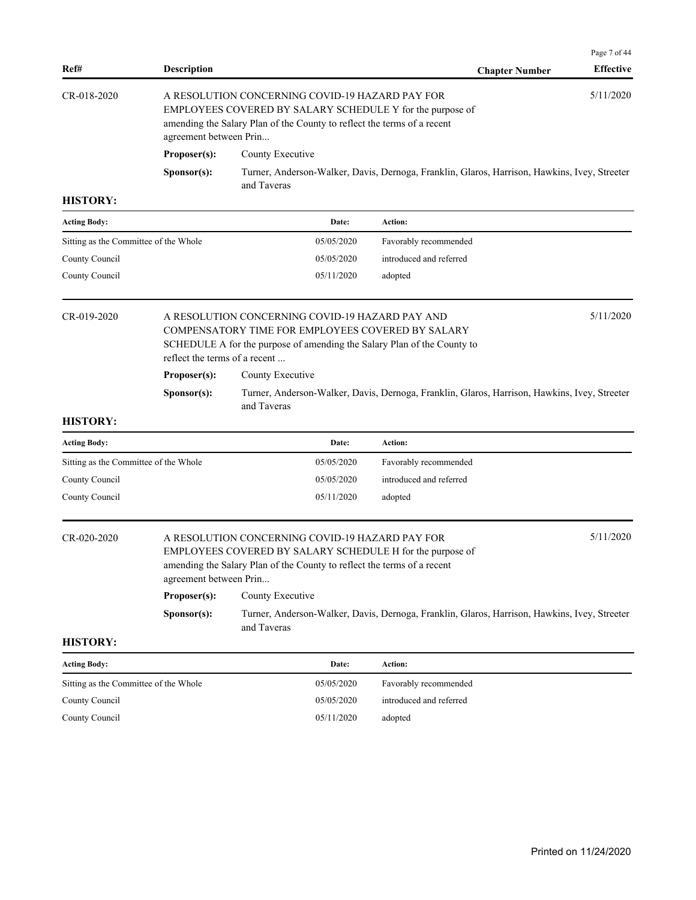| Ref# | Description | Chapter Number | Effective |
|---|---|---|---|

**CR-018-2020** — A RESOLUTION CONCERNING COVID-19 HAZARD PAY FOR EMPLOYEES COVERED BY SALARY SCHEDULE Y for the purpose of amending the Salary Plan of the County to reflect the terms of a recent agreement between Prin... — Effective: 5/11/2020

**Proposer(s):** County Executive

**Sponsor(s):** Turner, Anderson-Walker, Davis, Dernoga, Franklin, Glaros, Harrison, Hawkins, Ivey, Streeter and Taveras

**HISTORY:**

| Acting Body: | Date: | Action: |
|---|---|---|
| Sitting as the Committee of the Whole | 05/05/2020 | Favorably recommended |
| County Council | 05/05/2020 | introduced and referred |
| County Council | 05/11/2020 | adopted |

**CR-019-2020** — A RESOLUTION CONCERNING COVID-19 HAZARD PAY AND COMPENSATORY TIME FOR EMPLOYEES COVERED BY SALARY SCHEDULE A for the purpose of amending the Salary Plan of the County to reflect the terms of a recent ... — Effective: 5/11/2020

**Proposer(s):** County Executive

**Sponsor(s):** Turner, Anderson-Walker, Davis, Dernoga, Franklin, Glaros, Harrison, Hawkins, Ivey, Streeter and Taveras

**HISTORY:**

| Acting Body: | Date: | Action: |
|---|---|---|
| Sitting as the Committee of the Whole | 05/05/2020 | Favorably recommended |
| County Council | 05/05/2020 | introduced and referred |
| County Council | 05/11/2020 | adopted |

**CR-020-2020** — A RESOLUTION CONCERNING COVID-19 HAZARD PAY FOR EMPLOYEES COVERED BY SALARY SCHEDULE H for the purpose of amending the Salary Plan of the County to reflect the terms of a recent agreement between Prin... — Effective: 5/11/2020

**Proposer(s):** County Executive

**Sponsor(s):** Turner, Anderson-Walker, Davis, Dernoga, Franklin, Glaros, Harrison, Hawkins, Ivey, Streeter and Taveras

**HISTORY:**

| Acting Body: | Date: | Action: |
|---|---|---|
| Sitting as the Committee of the Whole | 05/05/2020 | Favorably recommended |
| County Council | 05/05/2020 | introduced and referred |
| County Council | 05/11/2020 | adopted |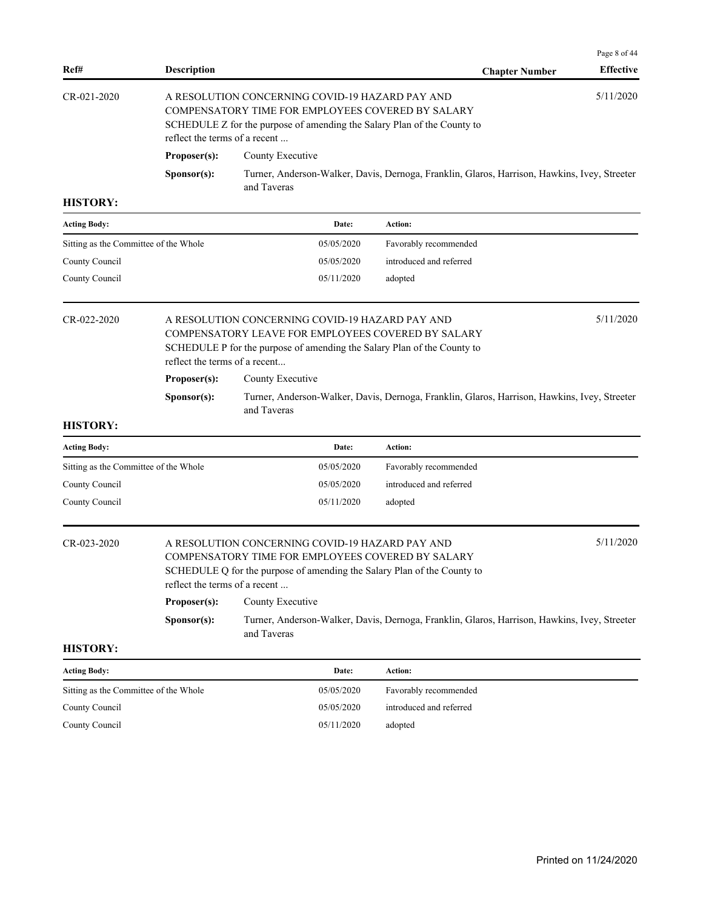| Ref# | Description | Chapter Number | Effective |
|---|---|---|---|
| CR-021-2020 | A RESOLUTION CONCERNING COVID-19 HAZARD PAY AND COMPENSATORY TIME FOR EMPLOYEES COVERED BY SALARY SCHEDULE Z for the purpose of amending the Salary Plan of the County to reflect the terms of a recent ... | | 5/11/2020 |

**Proposer(s):** County Executive

**Sponsor(s):** Turner, Anderson-Walker, Davis, Dernoga, Franklin, Glaros, Harrison, Hawkins, Ivey, Streeter and Taveras

**HISTORY:**

| Acting Body: | Date: | Action: |
|---|---|---|
| Sitting as the Committee of the Whole | 05/05/2020 | Favorably recommended |
| County Council | 05/05/2020 | introduced and referred |
| County Council | 05/11/2020 | adopted |

| Ref# | Description | Chapter Number | Effective |
|---|---|---|---|
| CR-022-2020 | A RESOLUTION CONCERNING COVID-19 HAZARD PAY AND COMPENSATORY LEAVE FOR EMPLOYEES COVERED BY SALARY SCHEDULE P for the purpose of amending the Salary Plan of the County to reflect the terms of a recent... | | 5/11/2020 |

**Proposer(s):** County Executive

**Sponsor(s):** Turner, Anderson-Walker, Davis, Dernoga, Franklin, Glaros, Harrison, Hawkins, Ivey, Streeter and Taveras

**HISTORY:**

| Acting Body: | Date: | Action: |
|---|---|---|
| Sitting as the Committee of the Whole | 05/05/2020 | Favorably recommended |
| County Council | 05/05/2020 | introduced and referred |
| County Council | 05/11/2020 | adopted |

| Ref# | Description | Chapter Number | Effective |
|---|---|---|---|
| CR-023-2020 | A RESOLUTION CONCERNING COVID-19 HAZARD PAY AND COMPENSATORY TIME FOR EMPLOYEES COVERED BY SALARY SCHEDULE Q for the purpose of amending the Salary Plan of the County to reflect the terms of a recent ... | | 5/11/2020 |

**Proposer(s):** County Executive

**Sponsor(s):** Turner, Anderson-Walker, Davis, Dernoga, Franklin, Glaros, Harrison, Hawkins, Ivey, Streeter and Taveras

**HISTORY:**

| Acting Body: | Date: | Action: |
|---|---|---|
| Sitting as the Committee of the Whole | 05/05/2020 | Favorably recommended |
| County Council | 05/05/2020 | introduced and referred |
| County Council | 05/11/2020 | adopted |

Printed on 11/24/2020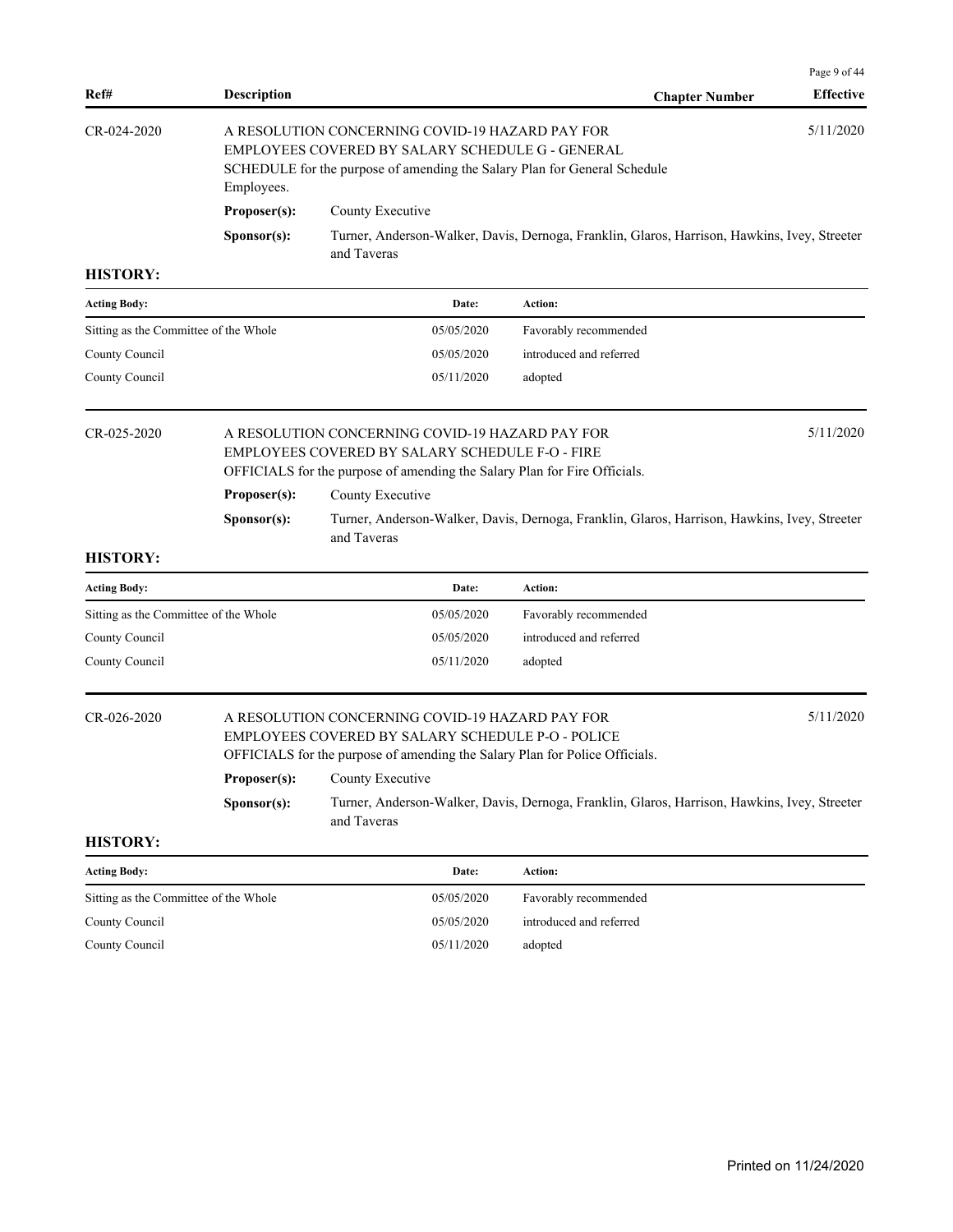| Ref# | Description | Chapter Number | Effective |
|---|---|---|---|

CR-024-2020 — A RESOLUTION CONCERNING COVID-19 HAZARD PAY FOR EMPLOYEES COVERED BY SALARY SCHEDULE G - GENERAL SCHEDULE for the purpose of amending the Salary Plan for General Schedule Employees. — Effective: 5/11/2020

**Proposer(s):** County Executive

**Sponsor(s):** Turner, Anderson-Walker, Davis, Dernoga, Franklin, Glaros, Harrison, Hawkins, Ivey, Streeter and Taveras

**HISTORY:**

| Acting Body: | Date: | Action: |
|---|---|---|
| Sitting as the Committee of the Whole | 05/05/2020 | Favorably recommended |
| County Council | 05/05/2020 | introduced and referred |
| County Council | 05/11/2020 | adopted |

CR-025-2020 — A RESOLUTION CONCERNING COVID-19 HAZARD PAY FOR EMPLOYEES COVERED BY SALARY SCHEDULE F-O - FIRE OFFICIALS for the purpose of amending the Salary Plan for Fire Officials. — Effective: 5/11/2020

**Proposer(s):** County Executive

**Sponsor(s):** Turner, Anderson-Walker, Davis, Dernoga, Franklin, Glaros, Harrison, Hawkins, Ivey, Streeter and Taveras

**HISTORY:**

| Acting Body: | Date: | Action: |
|---|---|---|
| Sitting as the Committee of the Whole | 05/05/2020 | Favorably recommended |
| County Council | 05/05/2020 | introduced and referred |
| County Council | 05/11/2020 | adopted |

CR-026-2020 — A RESOLUTION CONCERNING COVID-19 HAZARD PAY FOR EMPLOYEES COVERED BY SALARY SCHEDULE P-O - POLICE OFFICIALS for the purpose of amending the Salary Plan for Police Officials. — Effective: 5/11/2020

**Proposer(s):** County Executive

**Sponsor(s):** Turner, Anderson-Walker, Davis, Dernoga, Franklin, Glaros, Harrison, Hawkins, Ivey, Streeter and Taveras

**HISTORY:**

| Acting Body: | Date: | Action: |
|---|---|---|
| Sitting as the Committee of the Whole | 05/05/2020 | Favorably recommended |
| County Council | 05/05/2020 | introduced and referred |
| County Council | 05/11/2020 | adopted |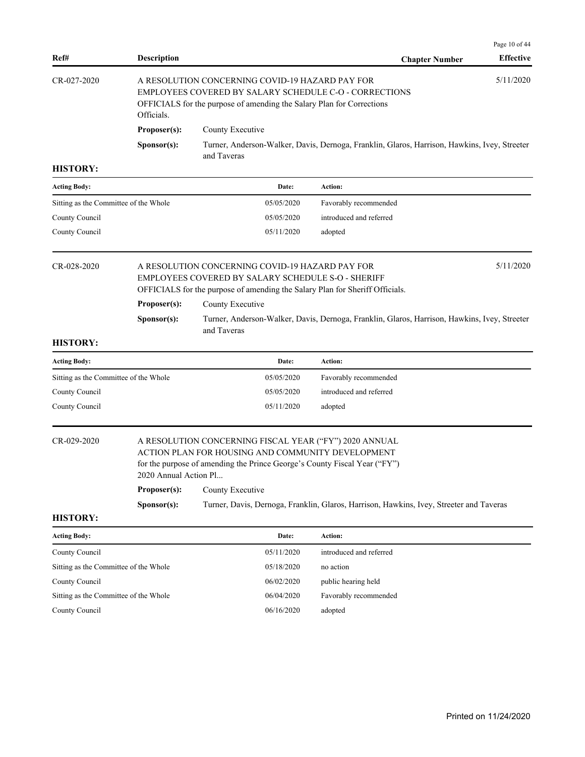| Ref# | Description | Chapter Number | Effective |
|---|---|---|---|

**CR-027-2020** — A RESOLUTION CONCERNING COVID-19 HAZARD PAY FOR EMPLOYEES COVERED BY SALARY SCHEDULE C-O - CORRECTIONS OFFICIALS for the purpose of amending the Salary Plan for Corrections Officials. — Effective: 5/11/2020

**Proposer(s):** County Executive

**Sponsor(s):** Turner, Anderson-Walker, Davis, Dernoga, Franklin, Glaros, Harrison, Hawkins, Ivey, Streeter and Taveras

**HISTORY:**

| Acting Body: | Date: | Action: |
|---|---|---|
| Sitting as the Committee of the Whole | 05/05/2020 | Favorably recommended |
| County Council | 05/05/2020 | introduced and referred |
| County Council | 05/11/2020 | adopted |

**CR-028-2020** — A RESOLUTION CONCERNING COVID-19 HAZARD PAY FOR EMPLOYEES COVERED BY SALARY SCHEDULE S-O - SHERIFF OFFICIALS for the purpose of amending the Salary Plan for Sheriff Officials. — Effective: 5/11/2020

**Proposer(s):** County Executive

**Sponsor(s):** Turner, Anderson-Walker, Davis, Dernoga, Franklin, Glaros, Harrison, Hawkins, Ivey, Streeter and Taveras

**HISTORY:**

| Acting Body: | Date: | Action: |
|---|---|---|
| Sitting as the Committee of the Whole | 05/05/2020 | Favorably recommended |
| County Council | 05/05/2020 | introduced and referred |
| County Council | 05/11/2020 | adopted |

**CR-029-2020** — A RESOLUTION CONCERNING FISCAL YEAR ("FY") 2020 ANNUAL ACTION PLAN FOR HOUSING AND COMMUNITY DEVELOPMENT for the purpose of amending the Prince George's County Fiscal Year ("FY") 2020 Annual Action Pl...

**Proposer(s):** County Executive

**Sponsor(s):** Turner, Davis, Dernoga, Franklin, Glaros, Harrison, Hawkins, Ivey, Streeter and Taveras

**HISTORY:**

| Acting Body: | Date: | Action: |
|---|---|---|
| County Council | 05/11/2020 | introduced and referred |
| Sitting as the Committee of the Whole | 05/18/2020 | no action |
| County Council | 06/02/2020 | public hearing held |
| Sitting as the Committee of the Whole | 06/04/2020 | Favorably recommended |
| County Council | 06/16/2020 | adopted |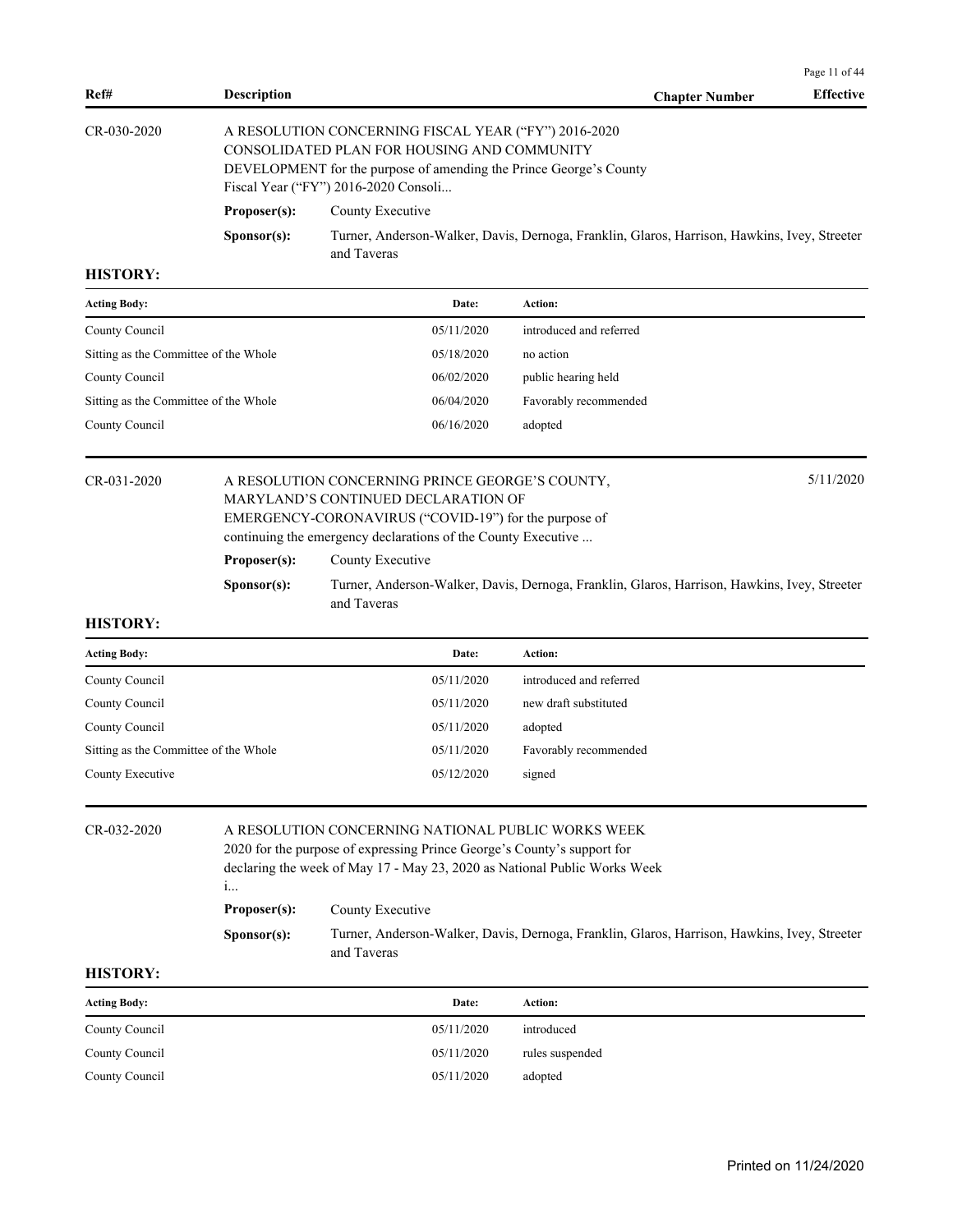| Ref# | Description | Chapter Number | Effective |
|---|---|---|---|

**CR-030-2020**

A RESOLUTION CONCERNING FISCAL YEAR ("FY") 2016-2020 CONSOLIDATED PLAN FOR HOUSING AND COMMUNITY DEVELOPMENT for the purpose of amending the Prince George's County Fiscal Year ("FY") 2016-2020 Consoli...

**Proposer(s):** County Executive

**Sponsor(s):** Turner, Anderson-Walker, Davis, Dernoga, Franklin, Glaros, Harrison, Hawkins, Ivey, Streeter and Taveras

**HISTORY:**

| Acting Body: | Date: | Action: |
|---|---|---|
| County Council | 05/11/2020 | introduced and referred |
| Sitting as the Committee of the Whole | 05/18/2020 | no action |
| County Council | 06/02/2020 | public hearing held |
| Sitting as the Committee of the Whole | 06/04/2020 | Favorably recommended |
| County Council | 06/16/2020 | adopted |

**CR-031-2020** — Effective: 5/11/2020

A RESOLUTION CONCERNING PRINCE GEORGE'S COUNTY, MARYLAND'S CONTINUED DECLARATION OF EMERGENCY-CORONAVIRUS ("COVID-19") for the purpose of continuing the emergency declarations of the County Executive ...

**Proposer(s):** County Executive

**Sponsor(s):** Turner, Anderson-Walker, Davis, Dernoga, Franklin, Glaros, Harrison, Hawkins, Ivey, Streeter and Taveras

**HISTORY:**

| Acting Body: | Date: | Action: |
|---|---|---|
| County Council | 05/11/2020 | introduced and referred |
| County Council | 05/11/2020 | new draft substituted |
| County Council | 05/11/2020 | adopted |
| Sitting as the Committee of the Whole | 05/11/2020 | Favorably recommended |
| County Executive | 05/12/2020 | signed |

**CR-032-2020**

A RESOLUTION CONCERNING NATIONAL PUBLIC WORKS WEEK 2020 for the purpose of expressing Prince George's County's support for declaring the week of May 17 - May 23, 2020 as National Public Works Week i...

**Proposer(s):** County Executive

**Sponsor(s):** Turner, Anderson-Walker, Davis, Dernoga, Franklin, Glaros, Harrison, Hawkins, Ivey, Streeter and Taveras

**HISTORY:**

| Acting Body: | Date: | Action: |
|---|---|---|
| County Council | 05/11/2020 | introduced |
| County Council | 05/11/2020 | rules suspended |
| County Council | 05/11/2020 | adopted |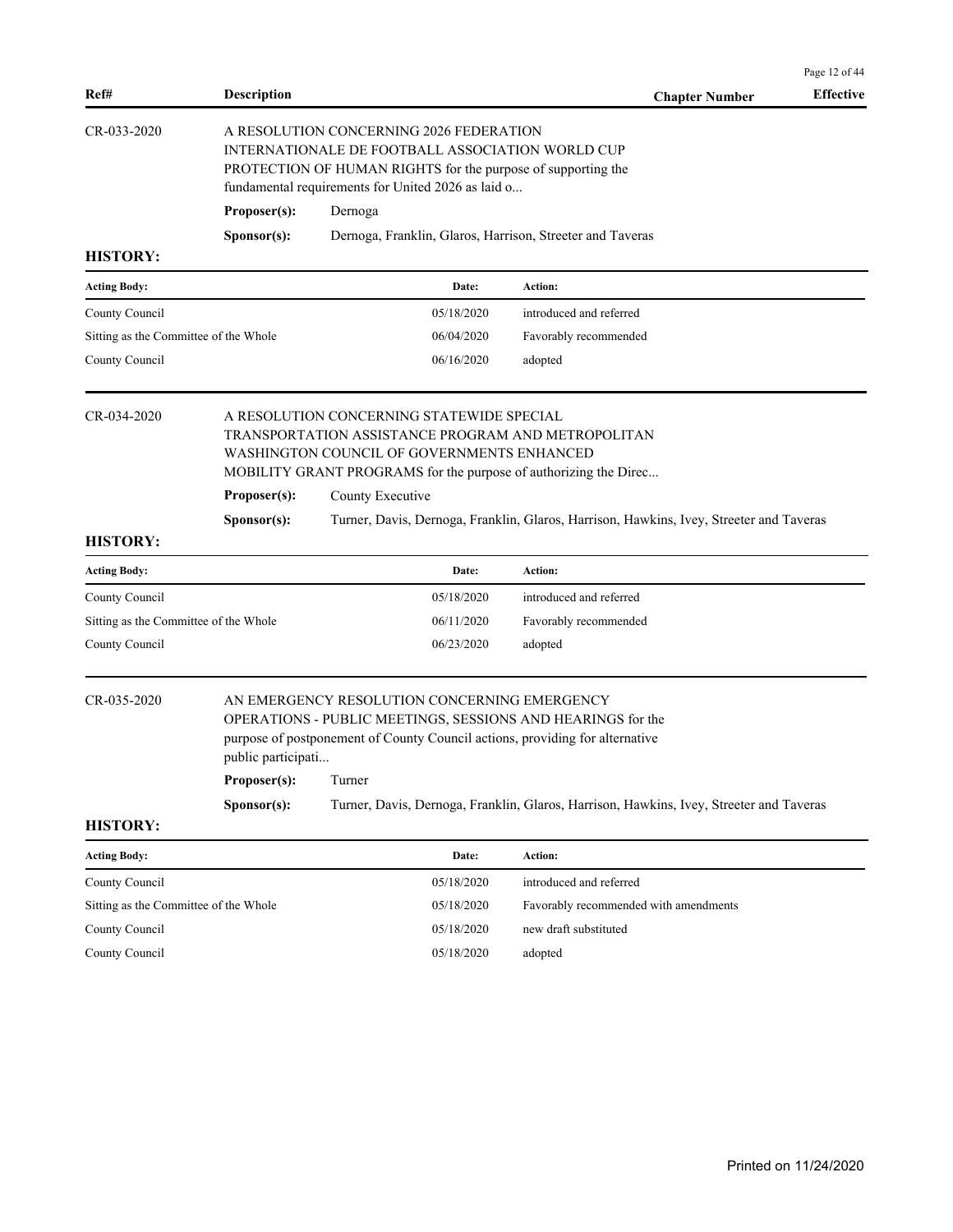| Ref# | Description | Chapter Number | Effective |
|---|---|---|---|

**CR-033-2020**

A RESOLUTION CONCERNING 2026 FEDERATION INTERNATIONALE DE FOOTBALL ASSOCIATION WORLD CUP PROTECTION OF HUMAN RIGHTS for the purpose of supporting the fundamental requirements for United 2026 as laid o...

**Proposer(s):** Dernoga

**Sponsor(s):** Dernoga, Franklin, Glaros, Harrison, Streeter and Taveras

**HISTORY:**

| Acting Body: | Date: | Action: |
|---|---|---|
| County Council | 05/18/2020 | introduced and referred |
| Sitting as the Committee of the Whole | 06/04/2020 | Favorably recommended |
| County Council | 06/16/2020 | adopted |

**CR-034-2020**

A RESOLUTION CONCERNING STATEWIDE SPECIAL TRANSPORTATION ASSISTANCE PROGRAM AND METROPOLITAN WASHINGTON COUNCIL OF GOVERNMENTS ENHANCED MOBILITY GRANT PROGRAMS for the purpose of authorizing the Direc...

**Proposer(s):** County Executive

**Sponsor(s):** Turner, Davis, Dernoga, Franklin, Glaros, Harrison, Hawkins, Ivey, Streeter and Taveras

**HISTORY:**

| Acting Body: | Date: | Action: |
|---|---|---|
| County Council | 05/18/2020 | introduced and referred |
| Sitting as the Committee of the Whole | 06/11/2020 | Favorably recommended |
| County Council | 06/23/2020 | adopted |

**CR-035-2020**

AN EMERGENCY RESOLUTION CONCERNING EMERGENCY OPERATIONS - PUBLIC MEETINGS, SESSIONS AND HEARINGS for the purpose of postponement of County Council actions, providing for alternative public participati...

**Proposer(s):** Turner

**Sponsor(s):** Turner, Davis, Dernoga, Franklin, Glaros, Harrison, Hawkins, Ivey, Streeter and Taveras

**HISTORY:**

| Acting Body: | Date: | Action: |
|---|---|---|
| County Council | 05/18/2020 | introduced and referred |
| Sitting as the Committee of the Whole | 05/18/2020 | Favorably recommended with amendments |
| County Council | 05/18/2020 | new draft substituted |
| County Council | 05/18/2020 | adopted |

Printed on 11/24/2020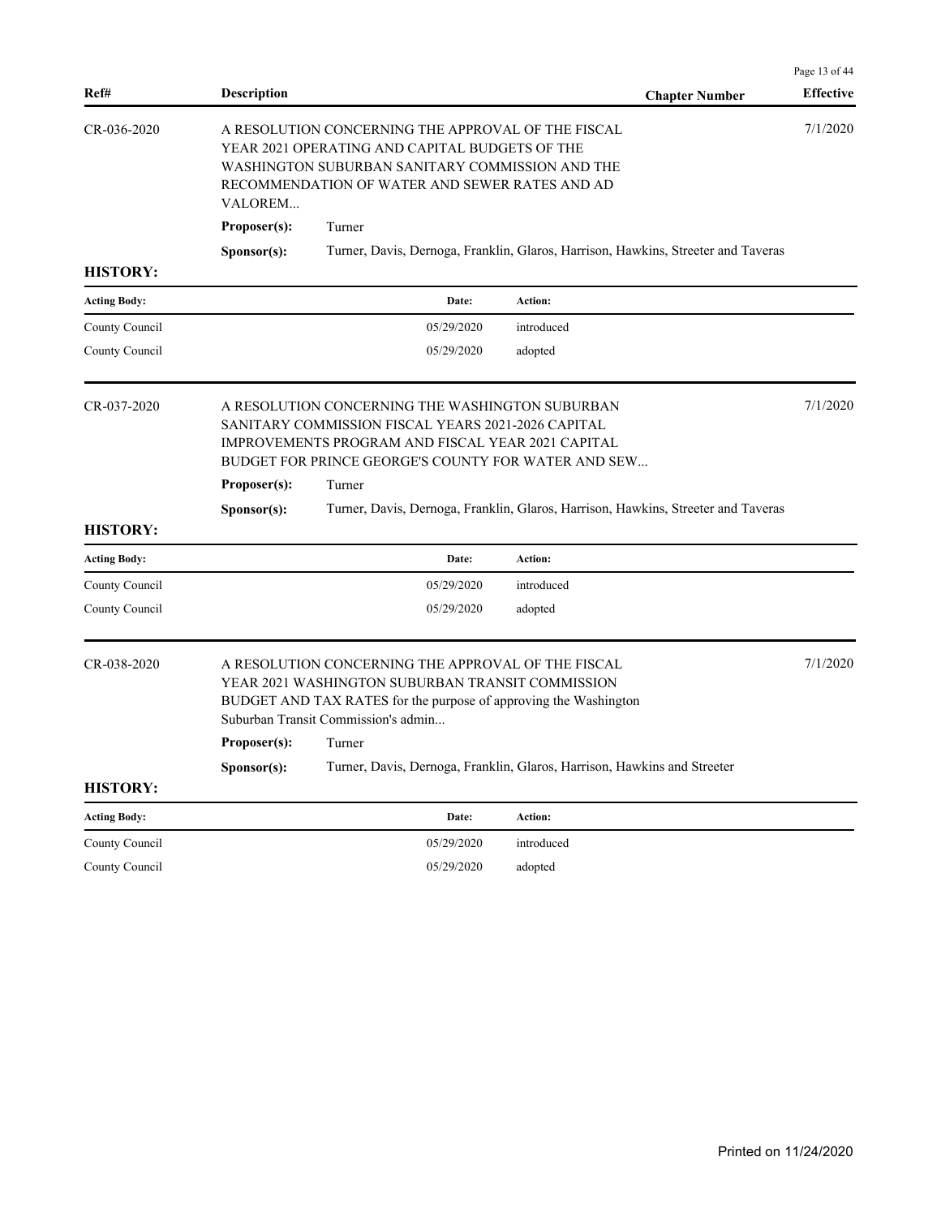| Ref# | Description | Chapter Number | Effective |
|---|---|---|---|
| CR-036-2020 | A RESOLUTION CONCERNING THE APPROVAL OF THE FISCAL YEAR 2021 OPERATING AND CAPITAL BUDGETS OF THE WASHINGTON SUBURBAN SANITARY COMMISSION AND THE RECOMMENDATION OF WATER AND SEWER RATES AND AD VALOREM... | | 7/1/2020 |

**Proposer(s):** Turner

**Sponsor(s):** Turner, Davis, Dernoga, Franklin, Glaros, Harrison, Hawkins, Streeter and Taveras

**HISTORY:**

| Acting Body: | Date: | Action: |
|---|---|---|
| County Council | 05/29/2020 | introduced |
| County Council | 05/29/2020 | adopted |

| Ref# | Description | Chapter Number | Effective |
|---|---|---|---|
| CR-037-2020 | A RESOLUTION CONCERNING THE WASHINGTON SUBURBAN SANITARY COMMISSION FISCAL YEARS 2021-2026 CAPITAL IMPROVEMENTS PROGRAM AND FISCAL YEAR 2021 CAPITAL BUDGET FOR PRINCE GEORGE'S COUNTY FOR WATER AND SEW... | | 7/1/2020 |

**Proposer(s):** Turner

**Sponsor(s):** Turner, Davis, Dernoga, Franklin, Glaros, Harrison, Hawkins, Streeter and Taveras

**HISTORY:**

| Acting Body: | Date: | Action: |
|---|---|---|
| County Council | 05/29/2020 | introduced |
| County Council | 05/29/2020 | adopted |

| Ref# | Description | Chapter Number | Effective |
|---|---|---|---|
| CR-038-2020 | A RESOLUTION CONCERNING THE APPROVAL OF THE FISCAL YEAR 2021 WASHINGTON SUBURBAN TRANSIT COMMISSION BUDGET AND TAX RATES for the purpose of approving the Washington Suburban Transit Commission's admin... | | 7/1/2020 |

**Proposer(s):** Turner

**Sponsor(s):** Turner, Davis, Dernoga, Franklin, Glaros, Harrison, Hawkins and Streeter

**HISTORY:**

| Acting Body: | Date: | Action: |
|---|---|---|
| County Council | 05/29/2020 | introduced |
| County Council | 05/29/2020 | adopted |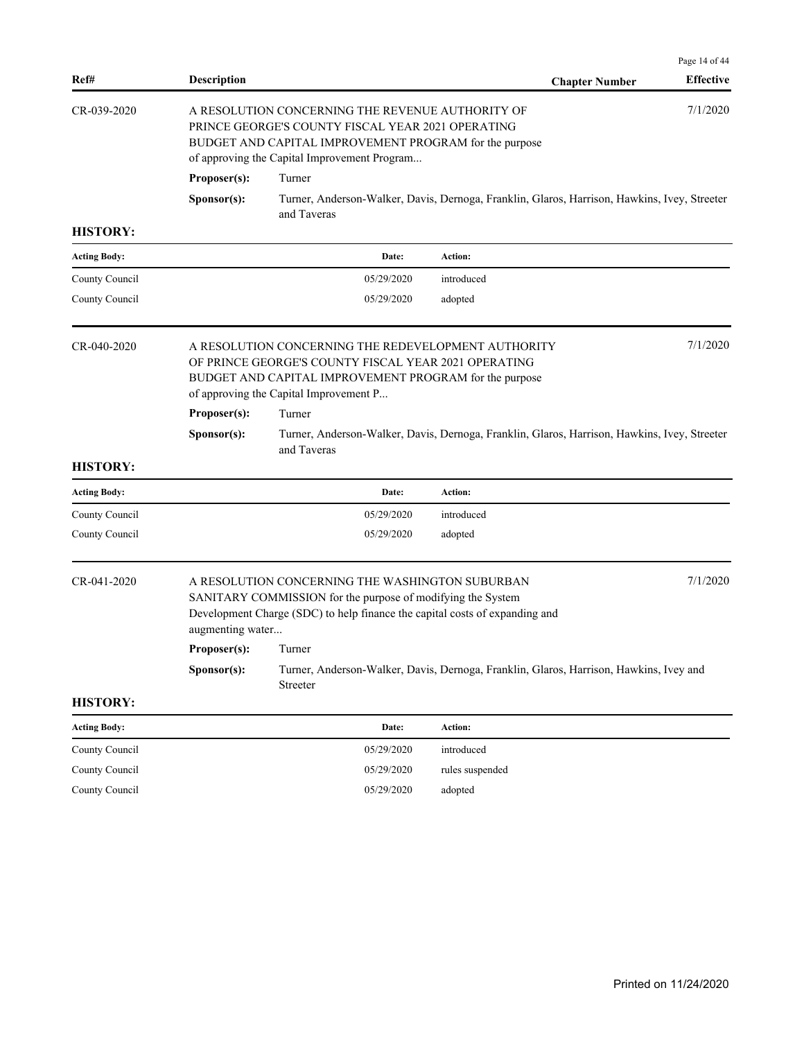| Ref# | Description | Chapter Number | Effective |
|---|---|---|---|

**CR-039-2020** — A RESOLUTION CONCERNING THE REVENUE AUTHORITY OF PRINCE GEORGE'S COUNTY FISCAL YEAR 2021 OPERATING BUDGET AND CAPITAL IMPROVEMENT PROGRAM for the purpose of approving the Capital Improvement Program... — Effective: 7/1/2020

**Proposer(s):** Turner

**Sponsor(s):** Turner, Anderson-Walker, Davis, Dernoga, Franklin, Glaros, Harrison, Hawkins, Ivey, Streeter and Taveras

**HISTORY:**

| Acting Body: | Date: | Action: |
|---|---|---|
| County Council | 05/29/2020 | introduced |
| County Council | 05/29/2020 | adopted |

**CR-040-2020** — A RESOLUTION CONCERNING THE REDEVELOPMENT AUTHORITY OF PRINCE GEORGE'S COUNTY FISCAL YEAR 2021 OPERATING BUDGET AND CAPITAL IMPROVEMENT PROGRAM for the purpose of approving the Capital Improvement P... — Effective: 7/1/2020

**Proposer(s):** Turner

**Sponsor(s):** Turner, Anderson-Walker, Davis, Dernoga, Franklin, Glaros, Harrison, Hawkins, Ivey, Streeter and Taveras

**HISTORY:**

| Acting Body: | Date: | Action: |
|---|---|---|
| County Council | 05/29/2020 | introduced |
| County Council | 05/29/2020 | adopted |

**CR-041-2020** — A RESOLUTION CONCERNING THE WASHINGTON SUBURBAN SANITARY COMMISSION for the purpose of modifying the System Development Charge (SDC) to help finance the capital costs of expanding and augmenting water... — Effective: 7/1/2020

**Proposer(s):** Turner

**Sponsor(s):** Turner, Anderson-Walker, Davis, Dernoga, Franklin, Glaros, Harrison, Hawkins, Ivey and Streeter

**HISTORY:**

| Acting Body: | Date: | Action: |
|---|---|---|
| County Council | 05/29/2020 | introduced |
| County Council | 05/29/2020 | rules suspended |
| County Council | 05/29/2020 | adopted |

Printed on 11/24/2020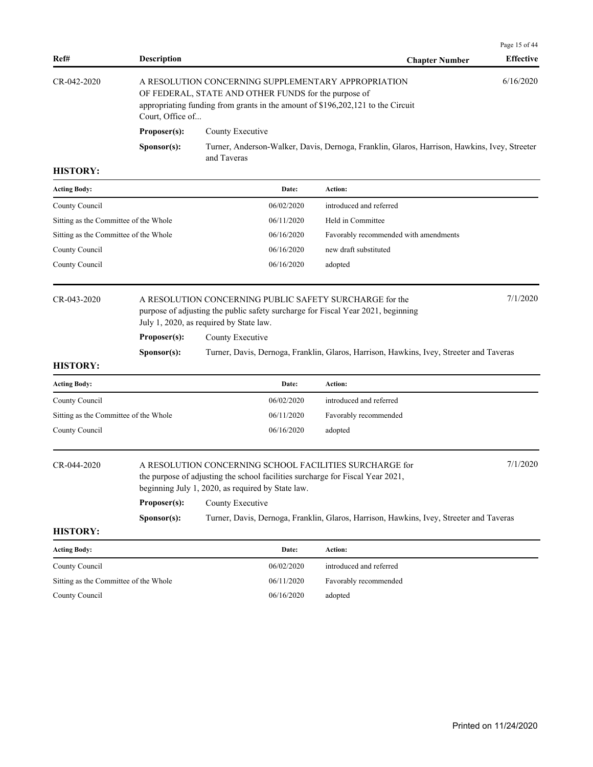| Ref# | Description | Chapter Number | Effective |
|---|---|---|---|

**CR-042-2020** — A RESOLUTION CONCERNING SUPPLEMENTARY APPROPRIATION OF FEDERAL, STATE AND OTHER FUNDS for the purpose of appropriating funding from grants in the amount of $196,202,121 to the Circuit Court, Office of... — Effective: 6/16/2020

**Proposer(s):** County Executive

**Sponsor(s):** Turner, Anderson-Walker, Davis, Dernoga, Franklin, Glaros, Harrison, Hawkins, Ivey, Streeter and Taveras

**HISTORY:**

| Acting Body: | Date: | Action: |
|---|---|---|
| County Council | 06/02/2020 | introduced and referred |
| Sitting as the Committee of the Whole | 06/11/2020 | Held in Committee |
| Sitting as the Committee of the Whole | 06/16/2020 | Favorably recommended with amendments |
| County Council | 06/16/2020 | new draft substituted |
| County Council | 06/16/2020 | adopted |

**CR-043-2020** — A RESOLUTION CONCERNING PUBLIC SAFETY SURCHARGE for the purpose of adjusting the public safety surcharge for Fiscal Year 2021, beginning July 1, 2020, as required by State law. — Effective: 7/1/2020

**Proposer(s):** County Executive

**Sponsor(s):** Turner, Davis, Dernoga, Franklin, Glaros, Harrison, Hawkins, Ivey, Streeter and Taveras

**HISTORY:**

| Acting Body: | Date: | Action: |
|---|---|---|
| County Council | 06/02/2020 | introduced and referred |
| Sitting as the Committee of the Whole | 06/11/2020 | Favorably recommended |
| County Council | 06/16/2020 | adopted |

**CR-044-2020** — A RESOLUTION CONCERNING SCHOOL FACILITIES SURCHARGE for the purpose of adjusting the school facilities surcharge for Fiscal Year 2021, beginning July 1, 2020, as required by State law. — Effective: 7/1/2020

**Proposer(s):** County Executive

**Sponsor(s):** Turner, Davis, Dernoga, Franklin, Glaros, Harrison, Hawkins, Ivey, Streeter and Taveras

**HISTORY:**

| Acting Body: | Date: | Action: |
|---|---|---|
| County Council | 06/02/2020 | introduced and referred |
| Sitting as the Committee of the Whole | 06/11/2020 | Favorably recommended |
| County Council | 06/16/2020 | adopted |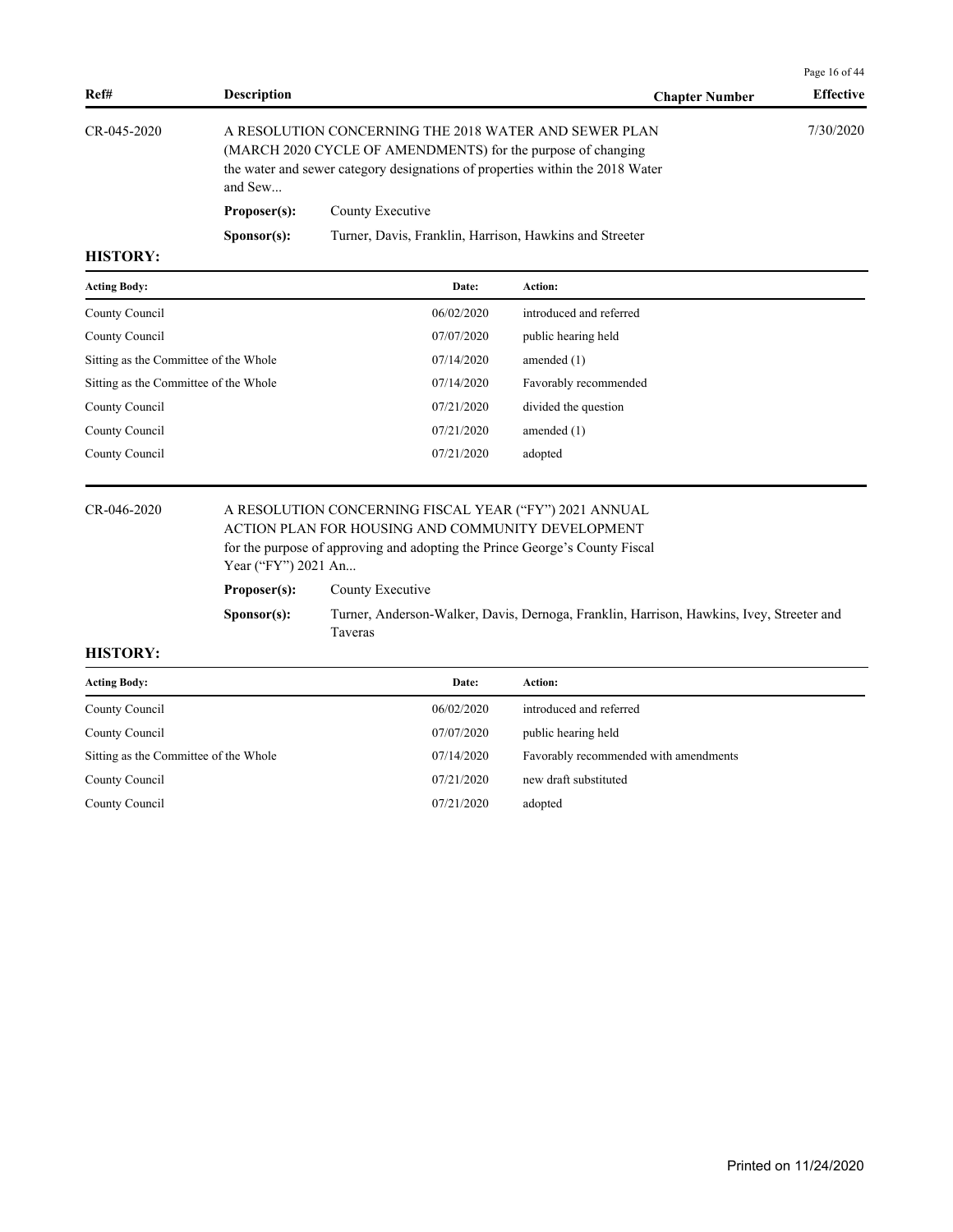| Ref# | Description | Chapter Number | Effective |
|---|---|---|---|
| CR-045-2020 | A RESOLUTION CONCERNING THE 2018 WATER AND SEWER PLAN (MARCH 2020 CYCLE OF AMENDMENTS) for the purpose of changing the water and sewer category designations of properties within the 2018 Water and Sew... | | 7/30/2020 |

**Proposer(s):** County Executive

**Sponsor(s):** Turner, Davis, Franklin, Harrison, Hawkins and Streeter

**HISTORY:**

| Acting Body: | Date: | Action: |
|---|---|---|
| County Council | 06/02/2020 | introduced and referred |
| County Council | 07/07/2020 | public hearing held |
| Sitting as the Committee of the Whole | 07/14/2020 | amended (1) |
| Sitting as the Committee of the Whole | 07/14/2020 | Favorably recommended |
| County Council | 07/21/2020 | divided the question |
| County Council | 07/21/2020 | amended (1) |
| County Council | 07/21/2020 | adopted |

| Ref# | Description | Chapter Number | Effective |
|---|---|---|---|
| CR-046-2020 | A RESOLUTION CONCERNING FISCAL YEAR ("FY") 2021 ANNUAL ACTION PLAN FOR HOUSING AND COMMUNITY DEVELOPMENT for the purpose of approving and adopting the Prince George's County Fiscal Year ("FY") 2021 An... | | |

**Proposer(s):** County Executive

**Sponsor(s):** Turner, Anderson-Walker, Davis, Dernoga, Franklin, Harrison, Hawkins, Ivey, Streeter and Taveras

**HISTORY:**

| Acting Body: | Date: | Action: |
|---|---|---|
| County Council | 06/02/2020 | introduced and referred |
| County Council | 07/07/2020 | public hearing held |
| Sitting as the Committee of the Whole | 07/14/2020 | Favorably recommended with amendments |
| County Council | 07/21/2020 | new draft substituted |
| County Council | 07/21/2020 | adopted |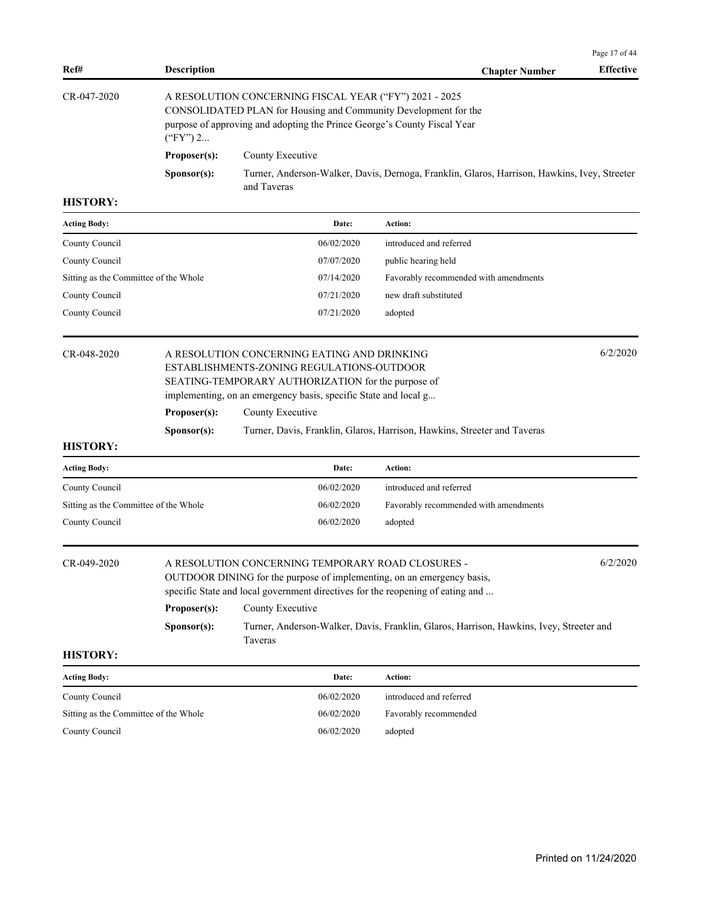| Ref# | Description | Chapter Number | Effective |
|---|---|---|---|

**CR-047-2020**

A RESOLUTION CONCERNING FISCAL YEAR ("FY") 2021 - 2025 CONSOLIDATED PLAN for Housing and Community Development for the purpose of approving and adopting the Prince George's County Fiscal Year ("FY") 2...

**Proposer(s):** County Executive

**Sponsor(s):** Turner, Anderson-Walker, Davis, Dernoga, Franklin, Glaros, Harrison, Hawkins, Ivey, Streeter and Taveras

**HISTORY:**

| Acting Body: | Date: | Action: |
|---|---|---|
| County Council | 06/02/2020 | introduced and referred |
| County Council | 07/07/2020 | public hearing held |
| Sitting as the Committee of the Whole | 07/14/2020 | Favorably recommended with amendments |
| County Council | 07/21/2020 | new draft substituted |
| County Council | 07/21/2020 | adopted |

**CR-048-2020** — Effective: 6/2/2020

A RESOLUTION CONCERNING EATING AND DRINKING ESTABLISHMENTS-ZONING REGULATIONS-OUTDOOR SEATING-TEMPORARY AUTHORIZATION for the purpose of implementing, on an emergency basis, specific State and local g...

**Proposer(s):** County Executive

**Sponsor(s):** Turner, Davis, Franklin, Glaros, Harrison, Hawkins, Streeter and Taveras

**HISTORY:**

| Acting Body: | Date: | Action: |
|---|---|---|
| County Council | 06/02/2020 | introduced and referred |
| Sitting as the Committee of the Whole | 06/02/2020 | Favorably recommended with amendments |
| County Council | 06/02/2020 | adopted |

**CR-049-2020** — Effective: 6/2/2020

A RESOLUTION CONCERNING TEMPORARY ROAD CLOSURES - OUTDOOR DINING for the purpose of implementing, on an emergency basis, specific State and local government directives for the reopening of eating and ...

**Proposer(s):** County Executive

**Sponsor(s):** Turner, Anderson-Walker, Davis, Franklin, Glaros, Harrison, Hawkins, Ivey, Streeter and Taveras

**HISTORY:**

| Acting Body: | Date: | Action: |
|---|---|---|
| County Council | 06/02/2020 | introduced and referred |
| Sitting as the Committee of the Whole | 06/02/2020 | Favorably recommended |
| County Council | 06/02/2020 | adopted |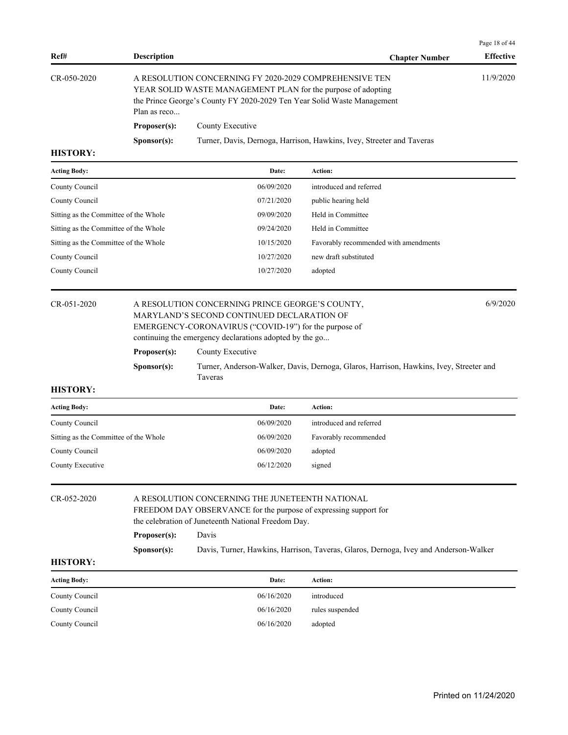| Ref# | Description | Chapter Number | Effective |
|---|---|---|---|
| CR-050-2020 | A RESOLUTION CONCERNING FY 2020-2029 COMPREHENSIVE TEN YEAR SOLID WASTE MANAGEMENT PLAN for the purpose of adopting the Prince George's County FY 2020-2029 Ten Year Solid Waste Management Plan as reco... | | 11/9/2020 |

**Proposer(s):** County Executive

**Sponsor(s):** Turner, Davis, Dernoga, Harrison, Hawkins, Ivey, Streeter and Taveras

**HISTORY:**

| Acting Body: | Date: | Action: |
|---|---|---|
| County Council | 06/09/2020 | introduced and referred |
| County Council | 07/21/2020 | public hearing held |
| Sitting as the Committee of the Whole | 09/09/2020 | Held in Committee |
| Sitting as the Committee of the Whole | 09/24/2020 | Held in Committee |
| Sitting as the Committee of the Whole | 10/15/2020 | Favorably recommended with amendments |
| County Council | 10/27/2020 | new draft substituted |
| County Council | 10/27/2020 | adopted |

| Ref# | Description | Chapter Number | Effective |
|---|---|---|---|
| CR-051-2020 | A RESOLUTION CONCERNING PRINCE GEORGE'S COUNTY, MARYLAND'S SECOND CONTINUED DECLARATION OF EMERGENCY-CORONAVIRUS ("COVID-19") for the purpose of continuing the emergency declarations adopted by the go... | | 6/9/2020 |

**Proposer(s):** County Executive

**Sponsor(s):** Turner, Anderson-Walker, Davis, Dernoga, Glaros, Harrison, Hawkins, Ivey, Streeter and Taveras

**HISTORY:**

| Acting Body: | Date: | Action: |
|---|---|---|
| County Council | 06/09/2020 | introduced and referred |
| Sitting as the Committee of the Whole | 06/09/2020 | Favorably recommended |
| County Council | 06/09/2020 | adopted |
| County Executive | 06/12/2020 | signed |

| Ref# | Description | Chapter Number | Effective |
|---|---|---|---|
| CR-052-2020 | A RESOLUTION CONCERNING THE JUNETEENTH NATIONAL FREEDOM DAY OBSERVANCE for the purpose of expressing support for the celebration of Juneteenth National Freedom Day. | | |

**Proposer(s):** Davis

**Sponsor(s):** Davis, Turner, Hawkins, Harrison, Taveras, Glaros, Dernoga, Ivey and Anderson-Walker

**HISTORY:**

| Acting Body: | Date: | Action: |
|---|---|---|
| County Council | 06/16/2020 | introduced |
| County Council | 06/16/2020 | rules suspended |
| County Council | 06/16/2020 | adopted |

Printed on 11/24/2020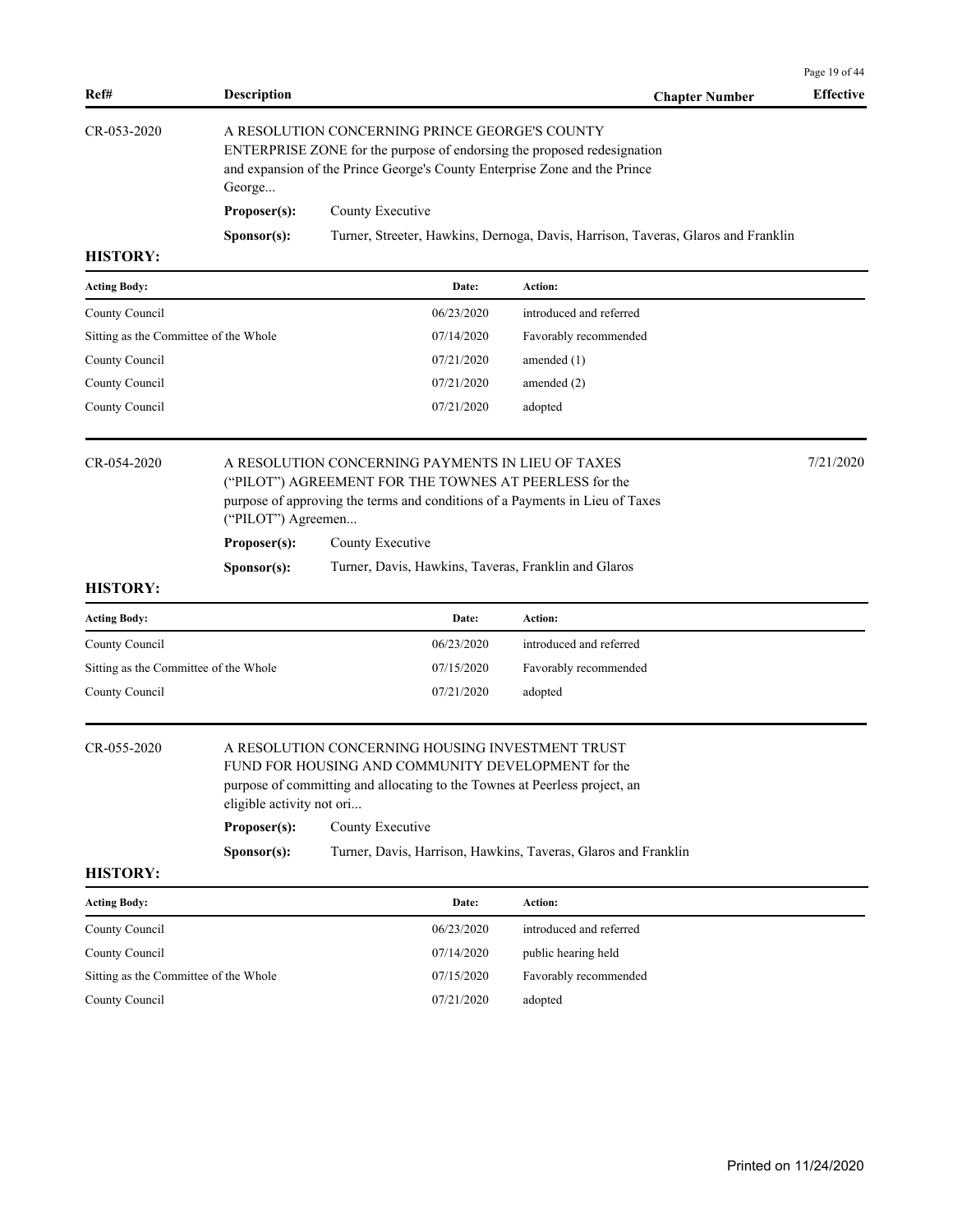| Ref# | Description | Chapter Number | Effective |
|---|---|---|---|

**CR-053-2020**

A RESOLUTION CONCERNING PRINCE GEORGE'S COUNTY ENTERPRISE ZONE for the purpose of endorsing the proposed redesignation and expansion of the Prince George's County Enterprise Zone and the Prince George...

**Proposer(s):** County Executive

**Sponsor(s):** Turner, Streeter, Hawkins, Dernoga, Davis, Harrison, Taveras, Glaros and Franklin

**HISTORY:**

| Acting Body: | Date: | Action: |
|---|---|---|
| County Council | 06/23/2020 | introduced and referred |
| Sitting as the Committee of the Whole | 07/14/2020 | Favorably recommended |
| County Council | 07/21/2020 | amended (1) |
| County Council | 07/21/2020 | amended (2) |
| County Council | 07/21/2020 | adopted |

**CR-054-2020** — Effective: 7/21/2020

A RESOLUTION CONCERNING PAYMENTS IN LIEU OF TAXES ("PILOT") AGREEMENT FOR THE TOWNES AT PEERLESS for the purpose of approving the terms and conditions of a Payments in Lieu of Taxes ("PILOT") Agreemen...

**Proposer(s):** County Executive

**Sponsor(s):** Turner, Davis, Hawkins, Taveras, Franklin and Glaros

**HISTORY:**

| Acting Body: | Date: | Action: |
|---|---|---|
| County Council | 06/23/2020 | introduced and referred |
| Sitting as the Committee of the Whole | 07/15/2020 | Favorably recommended |
| County Council | 07/21/2020 | adopted |

**CR-055-2020**

A RESOLUTION CONCERNING HOUSING INVESTMENT TRUST FUND FOR HOUSING AND COMMUNITY DEVELOPMENT for the purpose of committing and allocating to the Townes at Peerless project, an eligible activity not ori...

**Proposer(s):** County Executive

**Sponsor(s):** Turner, Davis, Harrison, Hawkins, Taveras, Glaros and Franklin

**HISTORY:**

| Acting Body: | Date: | Action: |
|---|---|---|
| County Council | 06/23/2020 | introduced and referred |
| County Council | 07/14/2020 | public hearing held |
| Sitting as the Committee of the Whole | 07/15/2020 | Favorably recommended |
| County Council | 07/21/2020 | adopted |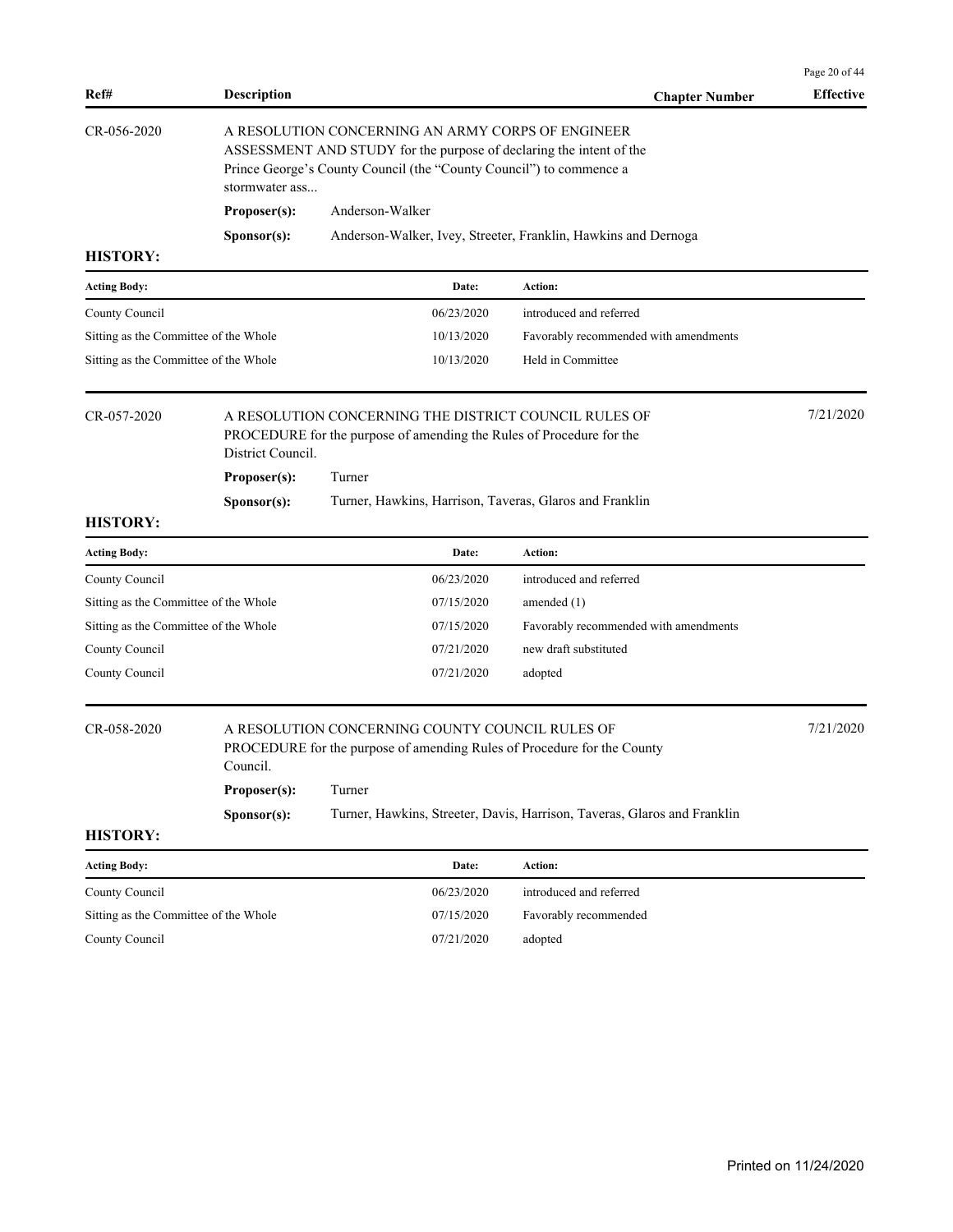| Ref# | Description | Chapter Number | Effective |
|---|---|---|---|

**CR-056-2020**

A RESOLUTION CONCERNING AN ARMY CORPS OF ENGINEER ASSESSMENT AND STUDY for the purpose of declaring the intent of the Prince George's County Council (the "County Council") to commence a stormwater ass...

**Proposer(s):** Anderson-Walker

**Sponsor(s):** Anderson-Walker, Ivey, Streeter, Franklin, Hawkins and Dernoga

**HISTORY:**

| Acting Body: | Date: | Action: |
|---|---|---|
| County Council | 06/23/2020 | introduced and referred |
| Sitting as the Committee of the Whole | 10/13/2020 | Favorably recommended with amendments |
| Sitting as the Committee of the Whole | 10/13/2020 | Held in Committee |

**CR-057-2020** — Effective: 7/21/2020

A RESOLUTION CONCERNING THE DISTRICT COUNCIL RULES OF PROCEDURE for the purpose of amending the Rules of Procedure for the District Council.

**Proposer(s):** Turner

**Sponsor(s):** Turner, Hawkins, Harrison, Taveras, Glaros and Franklin

**HISTORY:**

| Acting Body: | Date: | Action: |
|---|---|---|
| County Council | 06/23/2020 | introduced and referred |
| Sitting as the Committee of the Whole | 07/15/2020 | amended (1) |
| Sitting as the Committee of the Whole | 07/15/2020 | Favorably recommended with amendments |
| County Council | 07/21/2020 | new draft substituted |
| County Council | 07/21/2020 | adopted |

**CR-058-2020** — Effective: 7/21/2020

A RESOLUTION CONCERNING COUNTY COUNCIL RULES OF PROCEDURE for the purpose of amending Rules of Procedure for the County Council.

**Proposer(s):** Turner

**Sponsor(s):** Turner, Hawkins, Streeter, Davis, Harrison, Taveras, Glaros and Franklin

**HISTORY:**

| Acting Body: | Date: | Action: |
|---|---|---|
| County Council | 06/23/2020 | introduced and referred |
| Sitting as the Committee of the Whole | 07/15/2020 | Favorably recommended |
| County Council | 07/21/2020 | adopted |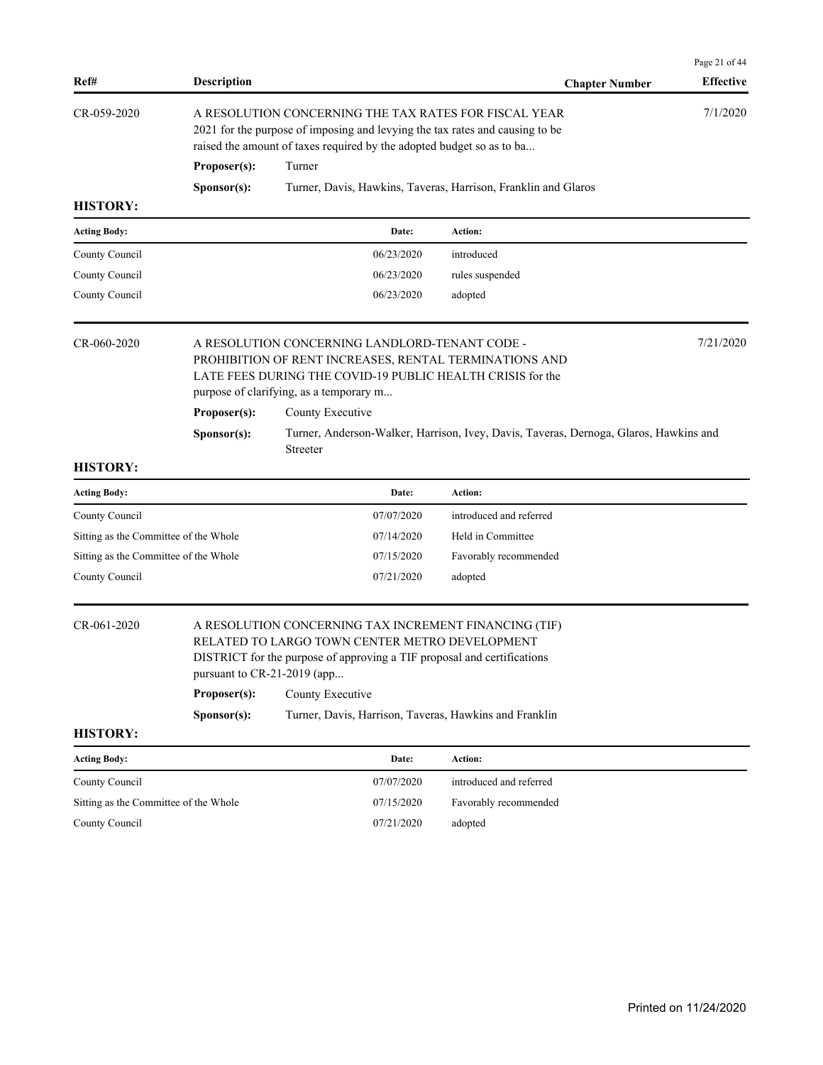| Ref# | Description | Chapter Number | Effective |
|---|---|---|---|
| CR-059-2020 | A RESOLUTION CONCERNING THE TAX RATES FOR FISCAL YEAR 2021 for the purpose of imposing and levying the tax rates and causing to be raised the amount of taxes required by the adopted budget so as to ba... | | 7/1/2020 |

**Proposer(s):** Turner

**Sponsor(s):** Turner, Davis, Hawkins, Taveras, Harrison, Franklin and Glaros

**HISTORY:**

| Acting Body: | Date: | Action: |
|---|---|---|
| County Council | 06/23/2020 | introduced |
| County Council | 06/23/2020 | rules suspended |
| County Council | 06/23/2020 | adopted |

| Ref# | Description | Chapter Number | Effective |
|---|---|---|---|
| CR-060-2020 | A RESOLUTION CONCERNING LANDLORD-TENANT CODE - PROHIBITION OF RENT INCREASES, RENTAL TERMINATIONS AND LATE FEES DURING THE COVID-19 PUBLIC HEALTH CRISIS for the purpose of clarifying, as a temporary m... | | 7/21/2020 |

**Proposer(s):** County Executive

**Sponsor(s):** Turner, Anderson-Walker, Harrison, Ivey, Davis, Taveras, Dernoga, Glaros, Hawkins and Streeter

**HISTORY:**

| Acting Body: | Date: | Action: |
|---|---|---|
| County Council | 07/07/2020 | introduced and referred |
| Sitting as the Committee of the Whole | 07/14/2020 | Held in Committee |
| Sitting as the Committee of the Whole | 07/15/2020 | Favorably recommended |
| County Council | 07/21/2020 | adopted |

| Ref# | Description | Chapter Number | Effective |
|---|---|---|---|
| CR-061-2020 | A RESOLUTION CONCERNING TAX INCREMENT FINANCING (TIF) RELATED TO LARGO TOWN CENTER METRO DEVELOPMENT DISTRICT for the purpose of approving a TIF proposal and certifications pursuant to CR-21-2019 (app... | | |

**Proposer(s):** County Executive

**Sponsor(s):** Turner, Davis, Harrison, Taveras, Hawkins and Franklin

**HISTORY:**

| Acting Body: | Date: | Action: |
|---|---|---|
| County Council | 07/07/2020 | introduced and referred |
| Sitting as the Committee of the Whole | 07/15/2020 | Favorably recommended |
| County Council | 07/21/2020 | adopted |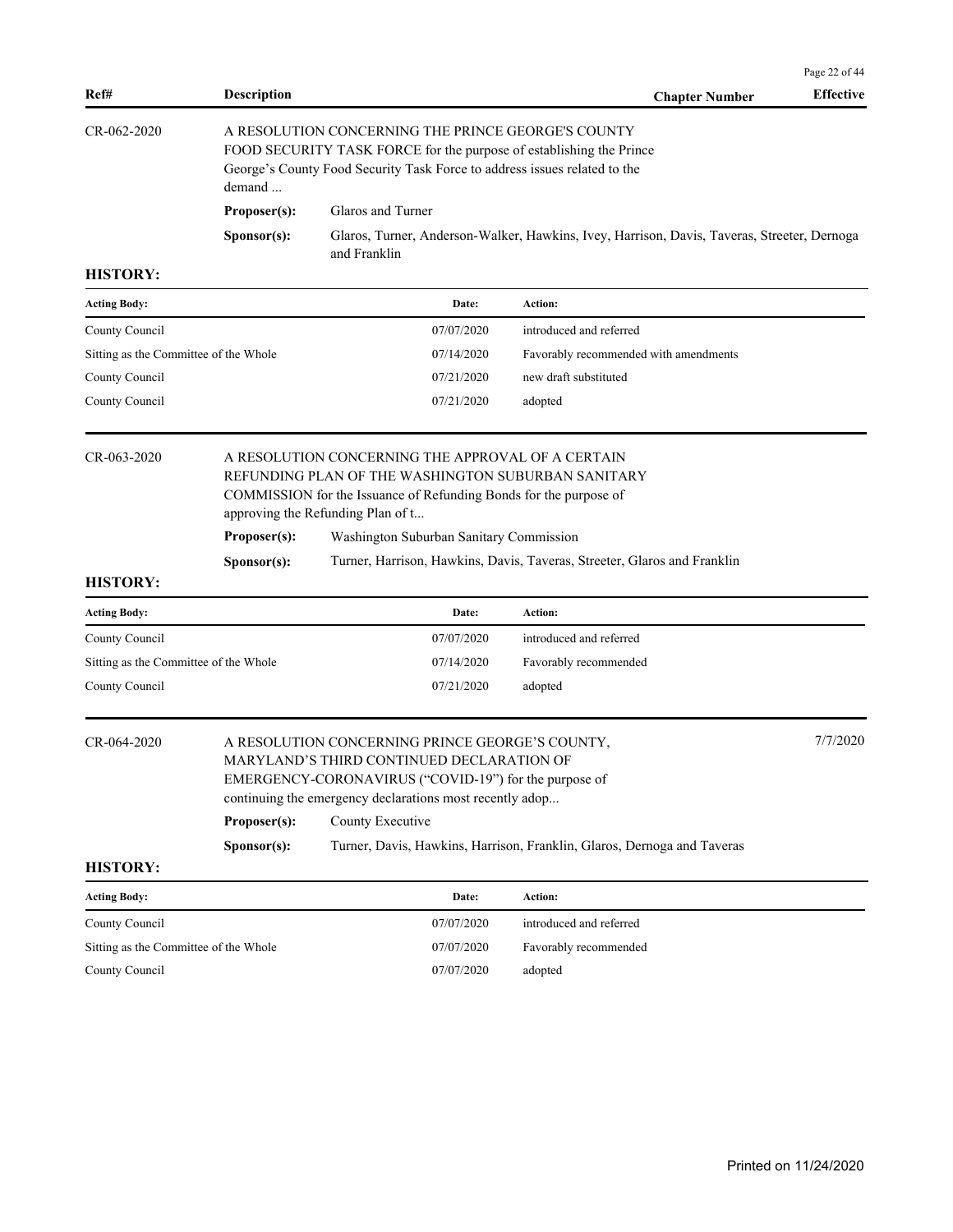| Ref# | Description | Chapter Number | Effective |
|---|---|---|---|

**CR-062-2020**

A RESOLUTION CONCERNING THE PRINCE GEORGE'S COUNTY FOOD SECURITY TASK FORCE for the purpose of establishing the Prince George's County Food Security Task Force to address issues related to the demand ...

**Proposer(s):** Glaros and Turner

**Sponsor(s):** Glaros, Turner, Anderson-Walker, Hawkins, Ivey, Harrison, Davis, Taveras, Streeter, Dernoga and Franklin

**HISTORY:**

| Acting Body: | Date: | Action: |
|---|---|---|
| County Council | 07/07/2020 | introduced and referred |
| Sitting as the Committee of the Whole | 07/14/2020 | Favorably recommended with amendments |
| County Council | 07/21/2020 | new draft substituted |
| County Council | 07/21/2020 | adopted |

**CR-063-2020**

A RESOLUTION CONCERNING THE APPROVAL OF A CERTAIN REFUNDING PLAN OF THE WASHINGTON SUBURBAN SANITARY COMMISSION for the Issuance of Refunding Bonds for the purpose of approving the Refunding Plan of t...

**Proposer(s):** Washington Suburban Sanitary Commission

**Sponsor(s):** Turner, Harrison, Hawkins, Davis, Taveras, Streeter, Glaros and Franklin

**HISTORY:**

| Acting Body: | Date: | Action: |
|---|---|---|
| County Council | 07/07/2020 | introduced and referred |
| Sitting as the Committee of the Whole | 07/14/2020 | Favorably recommended |
| County Council | 07/21/2020 | adopted |

**CR-064-2020** — Effective: 7/7/2020

A RESOLUTION CONCERNING PRINCE GEORGE'S COUNTY, MARYLAND'S THIRD CONTINUED DECLARATION OF EMERGENCY-CORONAVIRUS ("COVID-19") for the purpose of continuing the emergency declarations most recently adop...

**Proposer(s):** County Executive

**Sponsor(s):** Turner, Davis, Hawkins, Harrison, Franklin, Glaros, Dernoga and Taveras

**HISTORY:**

| Acting Body: | Date: | Action: |
|---|---|---|
| County Council | 07/07/2020 | introduced and referred |
| Sitting as the Committee of the Whole | 07/07/2020 | Favorably recommended |
| County Council | 07/07/2020 | adopted |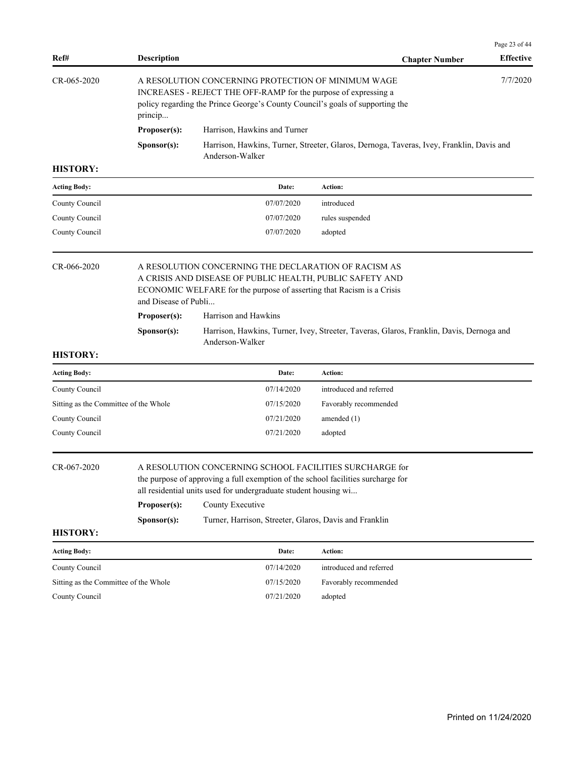| Ref# | Description | Chapter Number | Effective |
|---|---|---|---|
| CR-065-2020 | A RESOLUTION CONCERNING PROTECTION OF MINIMUM WAGE INCREASES - REJECT THE OFF-RAMP for the purpose of expressing a policy regarding the Prince George's County Council's goals of supporting the princip... | | 7/7/2020 |

**Proposer(s):** Harrison, Hawkins and Turner

**Sponsor(s):** Harrison, Hawkins, Turner, Streeter, Glaros, Dernoga, Taveras, Ivey, Franklin, Davis and Anderson-Walker

**HISTORY:**

| Acting Body: | Date: | Action: |
|---|---|---|
| County Council | 07/07/2020 | introduced |
| County Council | 07/07/2020 | rules suspended |
| County Council | 07/07/2020 | adopted |

| Ref# | Description | Chapter Number | Effective |
|---|---|---|---|
| CR-066-2020 | A RESOLUTION CONCERNING THE DECLARATION OF RACISM AS A CRISIS AND DISEASE OF PUBLIC HEALTH, PUBLIC SAFETY AND ECONOMIC WELFARE for the purpose of asserting that Racism is a Crisis and Disease of Publi... | | |

**Proposer(s):** Harrison and Hawkins

**Sponsor(s):** Harrison, Hawkins, Turner, Ivey, Streeter, Taveras, Glaros, Franklin, Davis, Dernoga and Anderson-Walker

**HISTORY:**

| Acting Body: | Date: | Action: |
|---|---|---|
| County Council | 07/14/2020 | introduced and referred |
| Sitting as the Committee of the Whole | 07/15/2020 | Favorably recommended |
| County Council | 07/21/2020 | amended (1) |
| County Council | 07/21/2020 | adopted |

| Ref# | Description | Chapter Number | Effective |
|---|---|---|---|
| CR-067-2020 | A RESOLUTION CONCERNING SCHOOL FACILITIES SURCHARGE for the purpose of approving a full exemption of the school facilities surcharge for all residential units used for undergraduate student housing wi... | | |

**Proposer(s):** County Executive

**Sponsor(s):** Turner, Harrison, Streeter, Glaros, Davis and Franklin

**HISTORY:**

| Acting Body: | Date: | Action: |
|---|---|---|
| County Council | 07/14/2020 | introduced and referred |
| Sitting as the Committee of the Whole | 07/15/2020 | Favorably recommended |
| County Council | 07/21/2020 | adopted |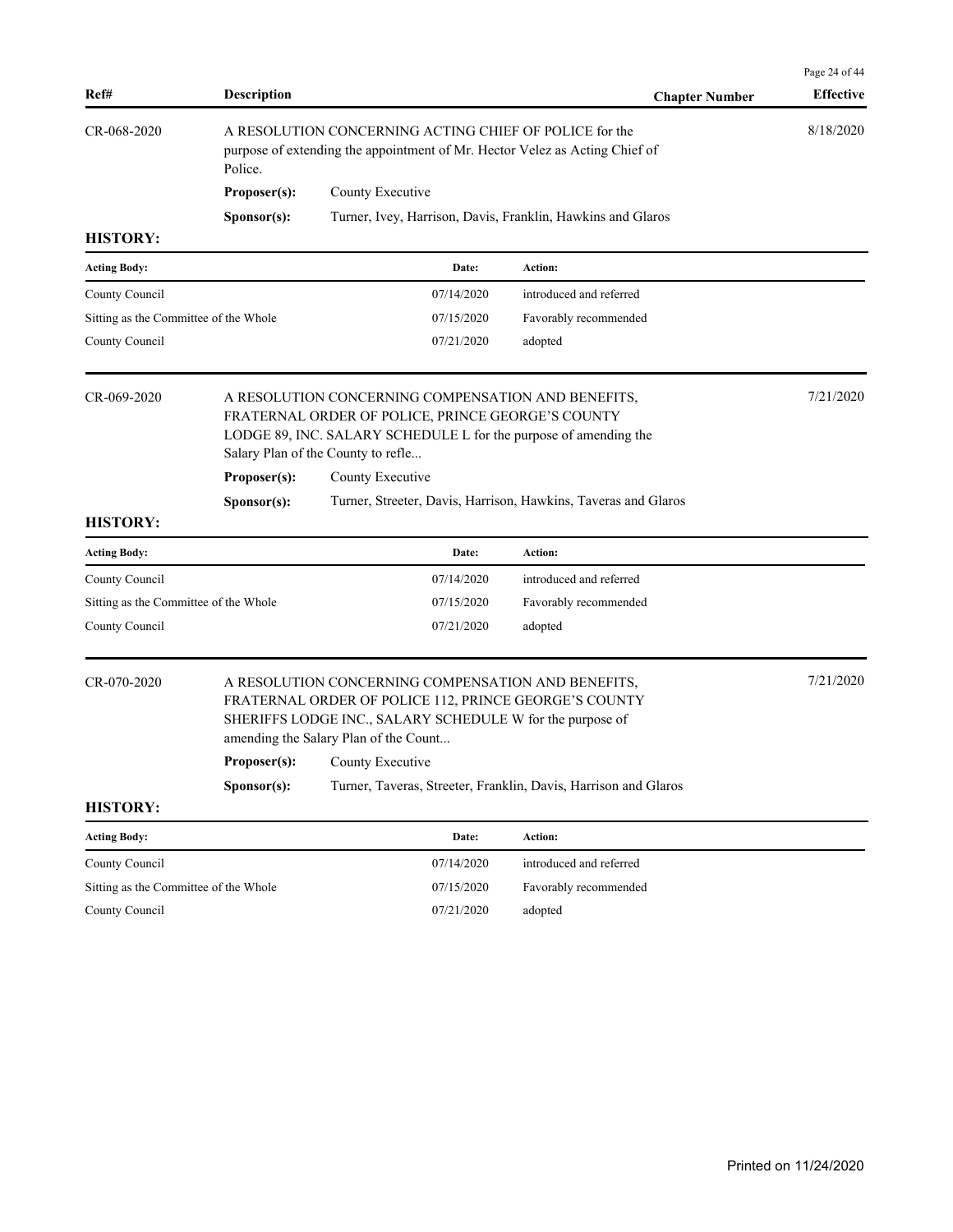| Ref# | Description | Chapter Number | Effective |
|---|---|---|---|
| CR-068-2020 | A RESOLUTION CONCERNING ACTING CHIEF OF POLICE for the purpose of extending the appointment of Mr. Hector Velez as Acting Chief of Police. | | 8/18/2020 |

**Proposer(s):** County Executive

**Sponsor(s):** Turner, Ivey, Harrison, Davis, Franklin, Hawkins and Glaros

**HISTORY:**

| Acting Body: | Date: | Action: |
|---|---|---|
| County Council | 07/14/2020 | introduced and referred |
| Sitting as the Committee of the Whole | 07/15/2020 | Favorably recommended |
| County Council | 07/21/2020 | adopted |

| Ref# | Description | Chapter Number | Effective |
|---|---|---|---|
| CR-069-2020 | A RESOLUTION CONCERNING COMPENSATION AND BENEFITS, FRATERNAL ORDER OF POLICE, PRINCE GEORGE'S COUNTY LODGE 89, INC. SALARY SCHEDULE L for the purpose of amending the Salary Plan of the County to refle... | | 7/21/2020 |

**Proposer(s):** County Executive

**Sponsor(s):** Turner, Streeter, Davis, Harrison, Hawkins, Taveras and Glaros

**HISTORY:**

| Acting Body: | Date: | Action: |
|---|---|---|
| County Council | 07/14/2020 | introduced and referred |
| Sitting as the Committee of the Whole | 07/15/2020 | Favorably recommended |
| County Council | 07/21/2020 | adopted |

| Ref# | Description | Chapter Number | Effective |
|---|---|---|---|
| CR-070-2020 | A RESOLUTION CONCERNING COMPENSATION AND BENEFITS, FRATERNAL ORDER OF POLICE 112, PRINCE GEORGE'S COUNTY SHERIFFS LODGE INC., SALARY SCHEDULE W for the purpose of amending the Salary Plan of the Count... | | 7/21/2020 |

**Proposer(s):** County Executive

**Sponsor(s):** Turner, Taveras, Streeter, Franklin, Davis, Harrison and Glaros

**HISTORY:**

| Acting Body: | Date: | Action: |
|---|---|---|
| County Council | 07/14/2020 | introduced and referred |
| Sitting as the Committee of the Whole | 07/15/2020 | Favorably recommended |
| County Council | 07/21/2020 | adopted |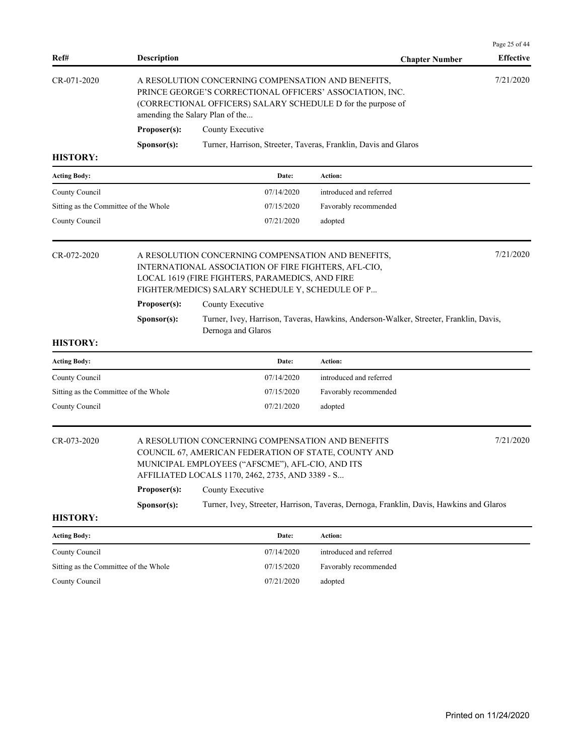| Ref# | Description | Chapter Number | Effective |
|---|---|---|---|

CR-071-2020 — A RESOLUTION CONCERNING COMPENSATION AND BENEFITS, PRINCE GEORGE'S CORRECTIONAL OFFICERS' ASSOCIATION, INC. (CORRECTIONAL OFFICERS) SALARY SCHEDULE D for the purpose of amending the Salary Plan of the... — Effective: 7/21/2020

**Proposer(s):** County Executive

**Sponsor(s):** Turner, Harrison, Streeter, Taveras, Franklin, Davis and Glaros

**HISTORY:**

| Acting Body: | Date: | Action: |
|---|---|---|
| County Council | 07/14/2020 | introduced and referred |
| Sitting as the Committee of the Whole | 07/15/2020 | Favorably recommended |
| County Council | 07/21/2020 | adopted |

CR-072-2020 — A RESOLUTION CONCERNING COMPENSATION AND BENEFITS, INTERNATIONAL ASSOCIATION OF FIRE FIGHTERS, AFL-CIO, LOCAL 1619 (FIRE FIGHTERS, PARAMEDICS, AND FIRE FIGHTER/MEDICS) SALARY SCHEDULE Y, SCHEDULE OF P... — Effective: 7/21/2020

**Proposer(s):** County Executive

**Sponsor(s):** Turner, Ivey, Harrison, Taveras, Hawkins, Anderson-Walker, Streeter, Franklin, Davis, Dernoga and Glaros

**HISTORY:**

| Acting Body: | Date: | Action: |
|---|---|---|
| County Council | 07/14/2020 | introduced and referred |
| Sitting as the Committee of the Whole | 07/15/2020 | Favorably recommended |
| County Council | 07/21/2020 | adopted |

CR-073-2020 — A RESOLUTION CONCERNING COMPENSATION AND BENEFITS COUNCIL 67, AMERICAN FEDERATION OF STATE, COUNTY AND MUNICIPAL EMPLOYEES ("AFSCME"), AFL-CIO, AND ITS AFFILIATED LOCALS 1170, 2462, 2735, AND 3389 - S... — Effective: 7/21/2020

**Proposer(s):** County Executive

**Sponsor(s):** Turner, Ivey, Streeter, Harrison, Taveras, Dernoga, Franklin, Davis, Hawkins and Glaros

**HISTORY:**

| Acting Body: | Date: | Action: |
|---|---|---|
| County Council | 07/14/2020 | introduced and referred |
| Sitting as the Committee of the Whole | 07/15/2020 | Favorably recommended |
| County Council | 07/21/2020 | adopted |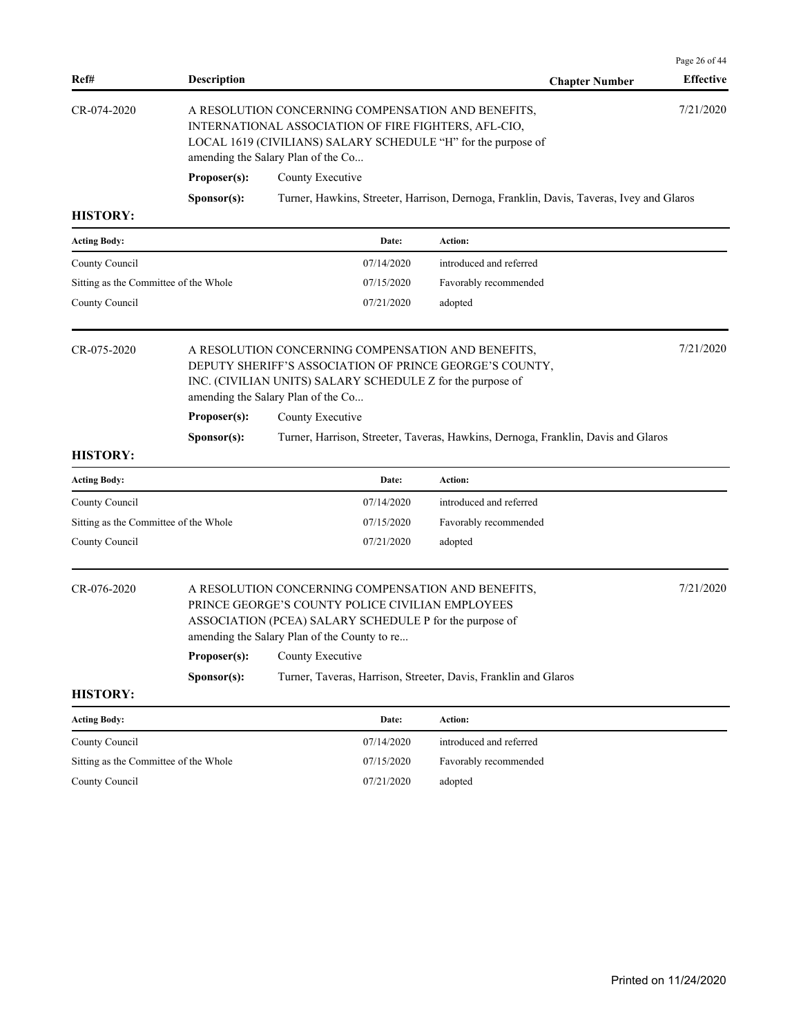| Ref# | Description | Chapter Number | Effective |
|---|---|---|---|

**CR-074-2020** — A RESOLUTION CONCERNING COMPENSATION AND BENEFITS, INTERNATIONAL ASSOCIATION OF FIRE FIGHTERS, AFL-CIO, LOCAL 1619 (CIVILIANS) SALARY SCHEDULE "H" for the purpose of amending the Salary Plan of the Co... — Effective: 7/21/2020

**Proposer(s):** County Executive

**Sponsor(s):** Turner, Hawkins, Streeter, Harrison, Dernoga, Franklin, Davis, Taveras, Ivey and Glaros

**HISTORY:**

| Acting Body: | Date: | Action: |
|---|---|---|
| County Council | 07/14/2020 | introduced and referred |
| Sitting as the Committee of the Whole | 07/15/2020 | Favorably recommended |
| County Council | 07/21/2020 | adopted |

**CR-075-2020** — A RESOLUTION CONCERNING COMPENSATION AND BENEFITS, DEPUTY SHERIFF'S ASSOCIATION OF PRINCE GEORGE'S COUNTY, INC. (CIVILIAN UNITS) SALARY SCHEDULE Z for the purpose of amending the Salary Plan of the Co... — Effective: 7/21/2020

**Proposer(s):** County Executive

**Sponsor(s):** Turner, Harrison, Streeter, Taveras, Hawkins, Dernoga, Franklin, Davis and Glaros

**HISTORY:**

| Acting Body: | Date: | Action: |
|---|---|---|
| County Council | 07/14/2020 | introduced and referred |
| Sitting as the Committee of the Whole | 07/15/2020 | Favorably recommended |
| County Council | 07/21/2020 | adopted |

**CR-076-2020** — A RESOLUTION CONCERNING COMPENSATION AND BENEFITS, PRINCE GEORGE'S COUNTY POLICE CIVILIAN EMPLOYEES ASSOCIATION (PCEA) SALARY SCHEDULE P for the purpose of amending the Salary Plan of the County to re... — Effective: 7/21/2020

**Proposer(s):** County Executive

**Sponsor(s):** Turner, Taveras, Harrison, Streeter, Davis, Franklin and Glaros

**HISTORY:**

| Acting Body: | Date: | Action: |
|---|---|---|
| County Council | 07/14/2020 | introduced and referred |
| Sitting as the Committee of the Whole | 07/15/2020 | Favorably recommended |
| County Council | 07/21/2020 | adopted |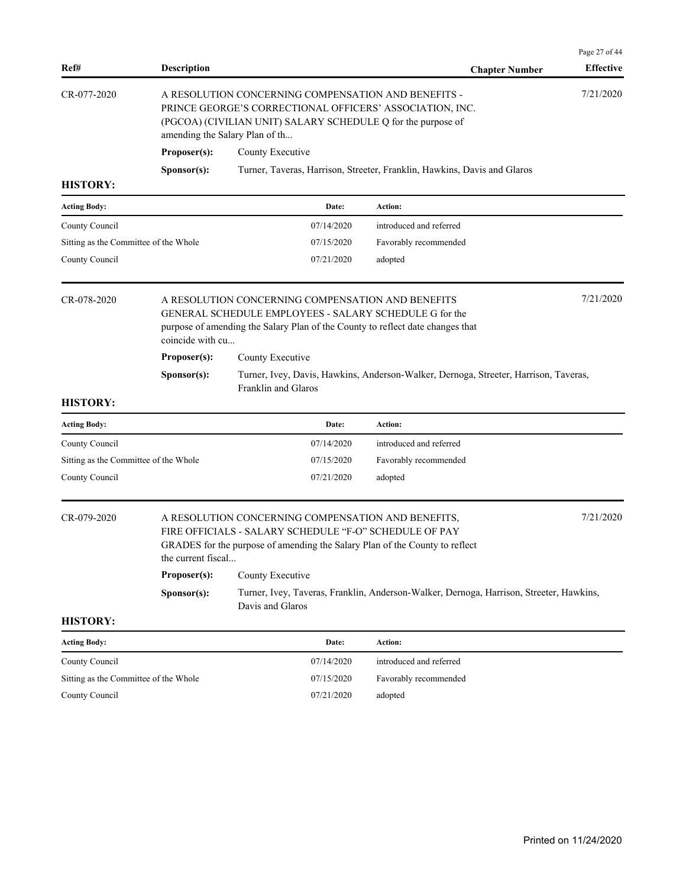| Ref# | Description | Chapter Number | Effective |
|---|---|---|---|

## CR-077-2020

A RESOLUTION CONCERNING COMPENSATION AND BENEFITS - PRINCE GEORGE'S CORRECTIONAL OFFICERS' ASSOCIATION, INC. (PGCOA) (CIVILIAN UNIT) SALARY SCHEDULE Q for the purpose of amending the Salary Plan of th...

**Effective:** 7/21/2020

**Proposer(s):** County Executive

**Sponsor(s):** Turner, Taveras, Harrison, Streeter, Franklin, Hawkins, Davis and Glaros

**HISTORY:**

| Acting Body: | Date: | Action: |
|---|---|---|
| County Council | 07/14/2020 | introduced and referred |
| Sitting as the Committee of the Whole | 07/15/2020 | Favorably recommended |
| County Council | 07/21/2020 | adopted |

## CR-078-2020

A RESOLUTION CONCERNING COMPENSATION AND BENEFITS GENERAL SCHEDULE EMPLOYEES - SALARY SCHEDULE G for the purpose of amending the Salary Plan of the County to reflect date changes that coincide with cu...

**Effective:** 7/21/2020

**Proposer(s):** County Executive

**Sponsor(s):** Turner, Ivey, Davis, Hawkins, Anderson-Walker, Dernoga, Streeter, Harrison, Taveras, Franklin and Glaros

**HISTORY:**

| Acting Body: | Date: | Action: |
|---|---|---|
| County Council | 07/14/2020 | introduced and referred |
| Sitting as the Committee of the Whole | 07/15/2020 | Favorably recommended |
| County Council | 07/21/2020 | adopted |

## CR-079-2020

A RESOLUTION CONCERNING COMPENSATION AND BENEFITS, FIRE OFFICIALS - SALARY SCHEDULE "F-O" SCHEDULE OF PAY GRADES for the purpose of amending the Salary Plan of the County to reflect the current fiscal...

**Effective:** 7/21/2020

**Proposer(s):** County Executive

**Sponsor(s):** Turner, Ivey, Taveras, Franklin, Anderson-Walker, Dernoga, Harrison, Streeter, Hawkins, Davis and Glaros

**HISTORY:**

| Acting Body: | Date: | Action: |
|---|---|---|
| County Council | 07/14/2020 | introduced and referred |
| Sitting as the Committee of the Whole | 07/15/2020 | Favorably recommended |
| County Council | 07/21/2020 | adopted |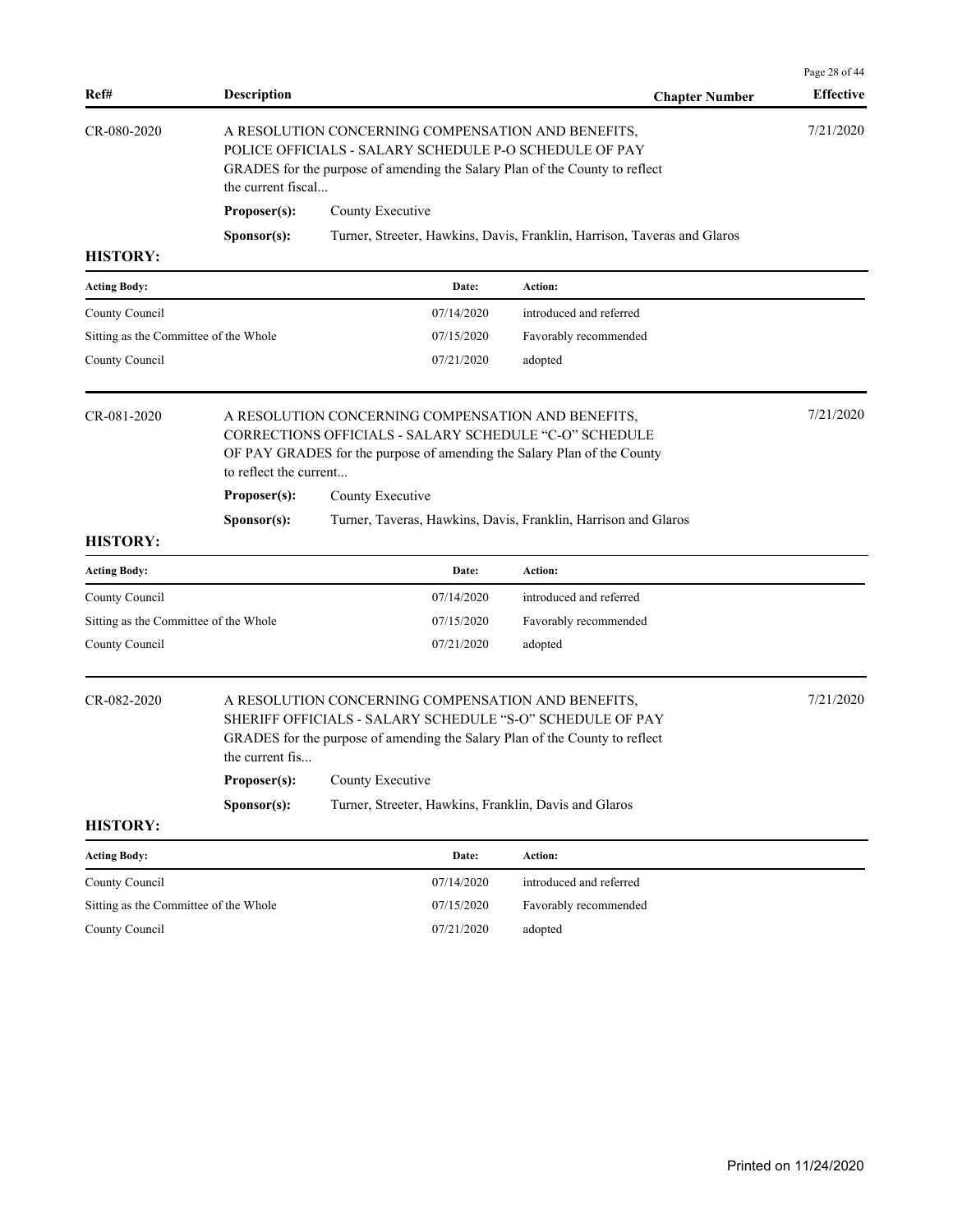| Ref# | Description | Chapter Number | Effective |
|---|---|---|---|
| CR-080-2020 | A RESOLUTION CONCERNING COMPENSATION AND BENEFITS, POLICE OFFICIALS - SALARY SCHEDULE P-O SCHEDULE OF PAY GRADES for the purpose of amending the Salary Plan of the County to reflect the current fiscal... | | 7/21/2020 |

**Proposer(s):** County Executive

**Sponsor(s):** Turner, Streeter, Hawkins, Davis, Franklin, Harrison, Taveras and Glaros

**HISTORY:**

| Acting Body: | Date: | Action: |
|---|---|---|
| County Council | 07/14/2020 | introduced and referred |
| Sitting as the Committee of the Whole | 07/15/2020 | Favorably recommended |
| County Council | 07/21/2020 | adopted |

| Ref# | Description | Chapter Number | Effective |
|---|---|---|---|
| CR-081-2020 | A RESOLUTION CONCERNING COMPENSATION AND BENEFITS, CORRECTIONS OFFICIALS - SALARY SCHEDULE "C-O" SCHEDULE OF PAY GRADES for the purpose of amending the Salary Plan of the County to reflect the current... | | 7/21/2020 |

**Proposer(s):** County Executive

**Sponsor(s):** Turner, Taveras, Hawkins, Davis, Franklin, Harrison and Glaros

**HISTORY:**

| Acting Body: | Date: | Action: |
|---|---|---|
| County Council | 07/14/2020 | introduced and referred |
| Sitting as the Committee of the Whole | 07/15/2020 | Favorably recommended |
| County Council | 07/21/2020 | adopted |

| Ref# | Description | Chapter Number | Effective |
|---|---|---|---|
| CR-082-2020 | A RESOLUTION CONCERNING COMPENSATION AND BENEFITS, SHERIFF OFFICIALS - SALARY SCHEDULE "S-O" SCHEDULE OF PAY GRADES for the purpose of amending the Salary Plan of the County to reflect the current fis... | | 7/21/2020 |

**Proposer(s):** County Executive

**Sponsor(s):** Turner, Streeter, Hawkins, Franklin, Davis and Glaros

**HISTORY:**

| Acting Body: | Date: | Action: |
|---|---|---|
| County Council | 07/14/2020 | introduced and referred |
| Sitting as the Committee of the Whole | 07/15/2020 | Favorably recommended |
| County Council | 07/21/2020 | adopted |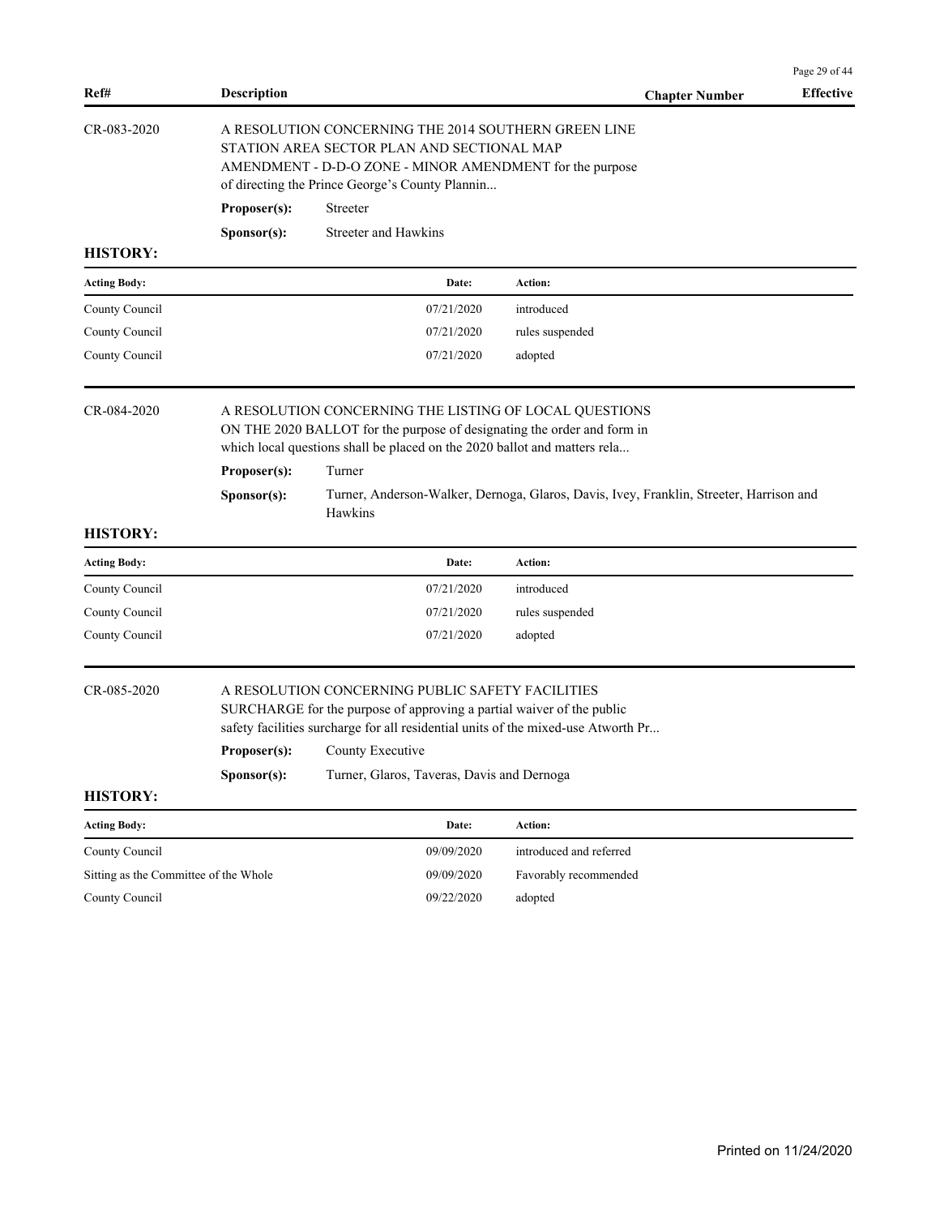| Ref# | Description | Chapter Number | Effective |
|---|---|---|---|

CR-083-2020

A RESOLUTION CONCERNING THE 2014 SOUTHERN GREEN LINE STATION AREA SECTOR PLAN AND SECTIONAL MAP AMENDMENT - D-D-O ZONE - MINOR AMENDMENT for the purpose of directing the Prince George's County Plannin...

**Proposer(s):** Streeter

**Sponsor(s):** Streeter and Hawkins

**HISTORY:**

| Acting Body: | Date: | Action: |
|---|---|---|
| County Council | 07/21/2020 | introduced |
| County Council | 07/21/2020 | rules suspended |
| County Council | 07/21/2020 | adopted |

CR-084-2020

A RESOLUTION CONCERNING THE LISTING OF LOCAL QUESTIONS ON THE 2020 BALLOT for the purpose of designating the order and form in which local questions shall be placed on the 2020 ballot and matters rela...

**Proposer(s):** Turner

**Sponsor(s):** Turner, Anderson-Walker, Dernoga, Glaros, Davis, Ivey, Franklin, Streeter, Harrison and Hawkins

**HISTORY:**

| Acting Body: | Date: | Action: |
|---|---|---|
| County Council | 07/21/2020 | introduced |
| County Council | 07/21/2020 | rules suspended |
| County Council | 07/21/2020 | adopted |

CR-085-2020

A RESOLUTION CONCERNING PUBLIC SAFETY FACILITIES SURCHARGE for the purpose of approving a partial waiver of the public safety facilities surcharge for all residential units of the mixed-use Atworth Pr...

**Proposer(s):** County Executive

**Sponsor(s):** Turner, Glaros, Taveras, Davis and Dernoga

**HISTORY:**

| Acting Body: | Date: | Action: |
|---|---|---|
| County Council | 09/09/2020 | introduced and referred |
| Sitting as the Committee of the Whole | 09/09/2020 | Favorably recommended |
| County Council | 09/22/2020 | adopted |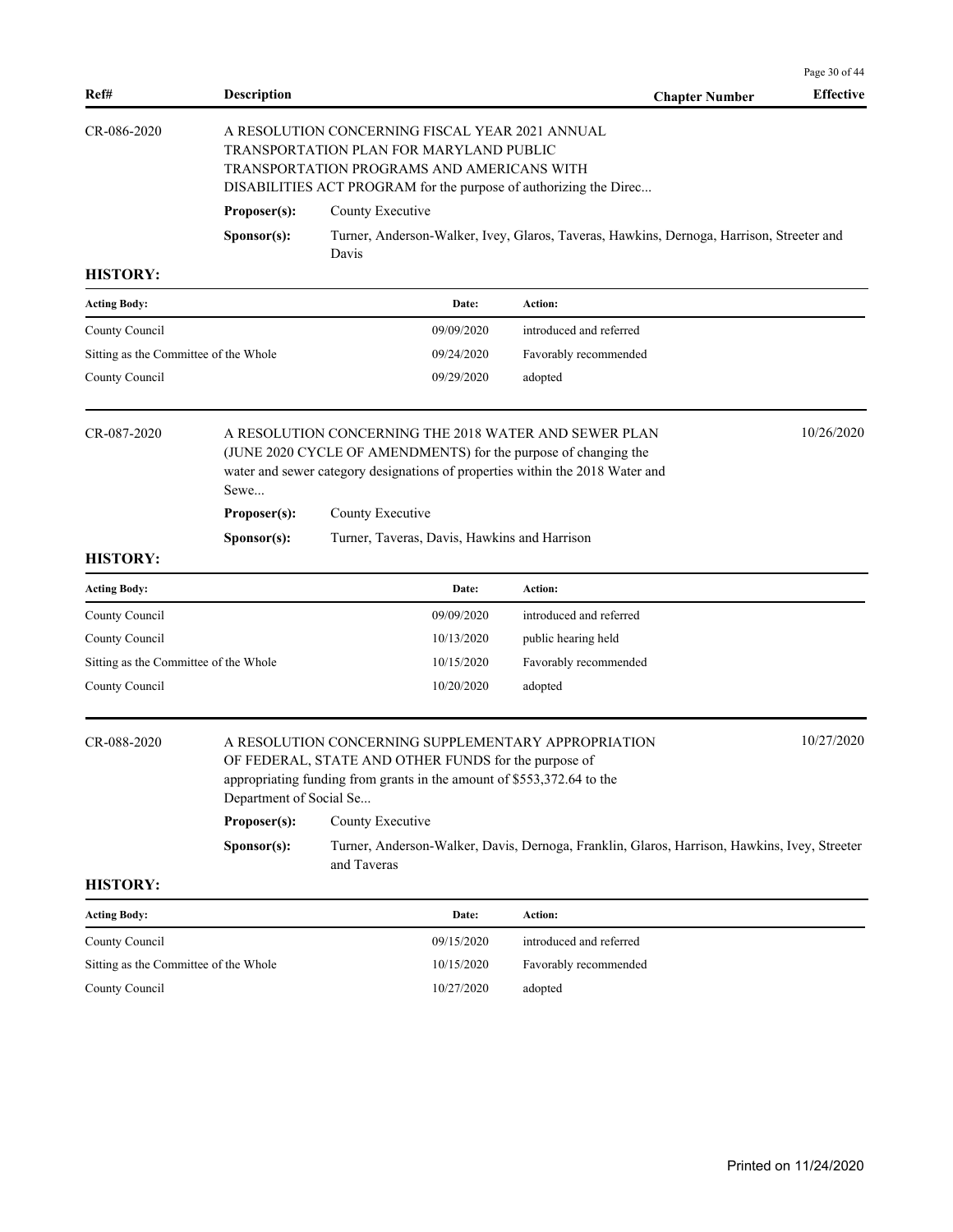| Ref# | Description | Chapter Number | Effective |
|---|---|---|---|

**CR-086-2020**

A RESOLUTION CONCERNING FISCAL YEAR 2021 ANNUAL TRANSPORTATION PLAN FOR MARYLAND PUBLIC TRANSPORTATION PROGRAMS AND AMERICANS WITH DISABILITIES ACT PROGRAM for the purpose of authorizing the Direc...

**Proposer(s):** County Executive

**Sponsor(s):** Turner, Anderson-Walker, Ivey, Glaros, Taveras, Hawkins, Dernoga, Harrison, Streeter and Davis

**HISTORY:**

| Acting Body: | Date: | Action: |
|---|---|---|
| County Council | 09/09/2020 | introduced and referred |
| Sitting as the Committee of the Whole | 09/24/2020 | Favorably recommended |
| County Council | 09/29/2020 | adopted |

**CR-087-2020** — Effective: 10/26/2020

A RESOLUTION CONCERNING THE 2018 WATER AND SEWER PLAN (JUNE 2020 CYCLE OF AMENDMENTS) for the purpose of changing the water and sewer category designations of properties within the 2018 Water and Sewe...

**Proposer(s):** County Executive

**Sponsor(s):** Turner, Taveras, Davis, Hawkins and Harrison

**HISTORY:**

| Acting Body: | Date: | Action: |
|---|---|---|
| County Council | 09/09/2020 | introduced and referred |
| County Council | 10/13/2020 | public hearing held |
| Sitting as the Committee of the Whole | 10/15/2020 | Favorably recommended |
| County Council | 10/20/2020 | adopted |

**CR-088-2020** — Effective: 10/27/2020

A RESOLUTION CONCERNING SUPPLEMENTARY APPROPRIATION OF FEDERAL, STATE AND OTHER FUNDS for the purpose of appropriating funding from grants in the amount of $553,372.64 to the Department of Social Se...

**Proposer(s):** County Executive

**Sponsor(s):** Turner, Anderson-Walker, Davis, Dernoga, Franklin, Glaros, Harrison, Hawkins, Ivey, Streeter and Taveras

**HISTORY:**

| Acting Body: | Date: | Action: |
|---|---|---|
| County Council | 09/15/2020 | introduced and referred |
| Sitting as the Committee of the Whole | 10/15/2020 | Favorably recommended |
| County Council | 10/27/2020 | adopted |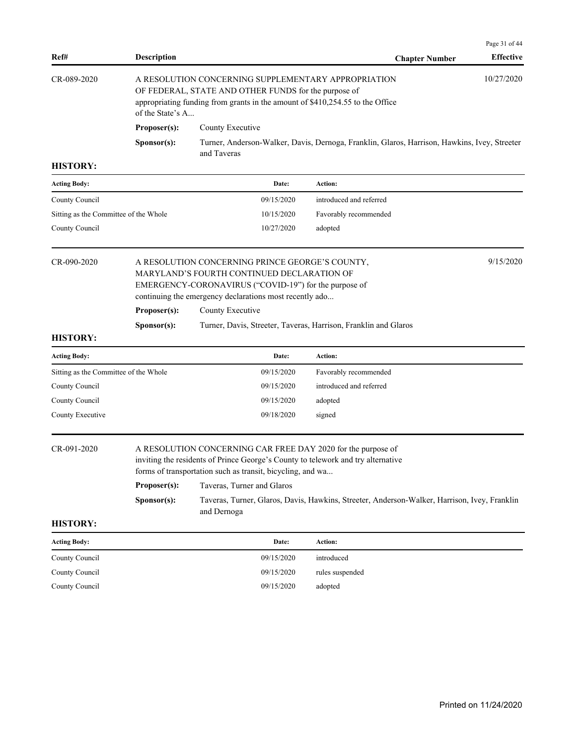| Ref# | Description | Chapter Number | Effective |
|---|---|---|---|
| CR-089-2020 | A RESOLUTION CONCERNING SUPPLEMENTARY APPROPRIATION OF FEDERAL, STATE AND OTHER FUNDS for the purpose of appropriating funding from grants in the amount of $410,254.55 to the Office of the State's A... | | 10/27/2020 |

**Proposer(s):** County Executive

**Sponsor(s):** Turner, Anderson-Walker, Davis, Dernoga, Franklin, Glaros, Harrison, Hawkins, Ivey, Streeter and Taveras

**HISTORY:**

| Acting Body: | Date: | Action: |
|---|---|---|
| County Council | 09/15/2020 | introduced and referred |
| Sitting as the Committee of the Whole | 10/15/2020 | Favorably recommended |
| County Council | 10/27/2020 | adopted |

| Ref# | Description | Chapter Number | Effective |
|---|---|---|---|
| CR-090-2020 | A RESOLUTION CONCERNING PRINCE GEORGE'S COUNTY, MARYLAND'S FOURTH CONTINUED DECLARATION OF EMERGENCY-CORONAVIRUS ("COVID-19") for the purpose of continuing the emergency declarations most recently ado... | | 9/15/2020 |

**Proposer(s):** County Executive

**Sponsor(s):** Turner, Davis, Streeter, Taveras, Harrison, Franklin and Glaros

**HISTORY:**

| Acting Body: | Date: | Action: |
|---|---|---|
| Sitting as the Committee of the Whole | 09/15/2020 | Favorably recommended |
| County Council | 09/15/2020 | introduced and referred |
| County Council | 09/15/2020 | adopted |
| County Executive | 09/18/2020 | signed |

| Ref# | Description | Chapter Number | Effective |
|---|---|---|---|
| CR-091-2020 | A RESOLUTION CONCERNING CAR FREE DAY 2020 for the purpose of inviting the residents of Prince George's County to telework and try alternative forms of transportation such as transit, bicycling, and wa... | | |

**Proposer(s):** Taveras, Turner and Glaros

**Sponsor(s):** Taveras, Turner, Glaros, Davis, Hawkins, Streeter, Anderson-Walker, Harrison, Ivey, Franklin and Dernoga

**HISTORY:**

| Acting Body: | Date: | Action: |
|---|---|---|
| County Council | 09/15/2020 | introduced |
| County Council | 09/15/2020 | rules suspended |
| County Council | 09/15/2020 | adopted |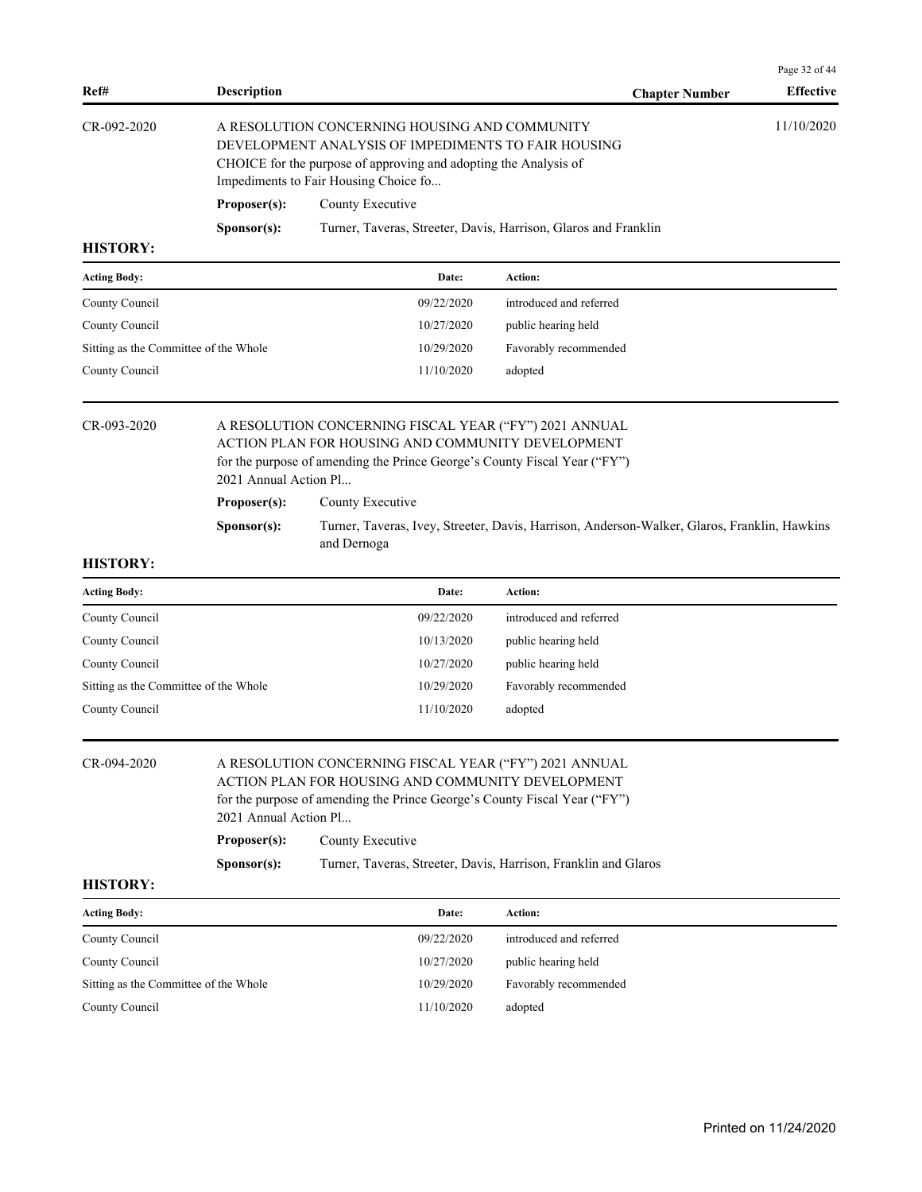| Ref# | Description | Chapter Number | Effective |
|---|---|---|---|
| CR-092-2020 | A RESOLUTION CONCERNING HOUSING AND COMMUNITY DEVELOPMENT ANALYSIS OF IMPEDIMENTS TO FAIR HOUSING CHOICE for the purpose of approving and adopting the Analysis of Impediments to Fair Housing Choice fo... | | 11/10/2020 |

**Proposer(s):** County Executive

**Sponsor(s):** Turner, Taveras, Streeter, Davis, Harrison, Glaros and Franklin

**HISTORY:**

| Acting Body: | Date: | Action: |
|---|---|---|
| County Council | 09/22/2020 | introduced and referred |
| County Council | 10/27/2020 | public hearing held |
| Sitting as the Committee of the Whole | 10/29/2020 | Favorably recommended |
| County Council | 11/10/2020 | adopted |

| Ref# | Description | Chapter Number | Effective |
|---|---|---|---|
| CR-093-2020 | A RESOLUTION CONCERNING FISCAL YEAR ("FY") 2021 ANNUAL ACTION PLAN FOR HOUSING AND COMMUNITY DEVELOPMENT for the purpose of amending the Prince George's County Fiscal Year ("FY") 2021 Annual Action Pl... | | |

**Proposer(s):** County Executive

**Sponsor(s):** Turner, Taveras, Ivey, Streeter, Davis, Harrison, Anderson-Walker, Glaros, Franklin, Hawkins and Dernoga

**HISTORY:**

| Acting Body: | Date: | Action: |
|---|---|---|
| County Council | 09/22/2020 | introduced and referred |
| County Council | 10/13/2020 | public hearing held |
| County Council | 10/27/2020 | public hearing held |
| Sitting as the Committee of the Whole | 10/29/2020 | Favorably recommended |
| County Council | 11/10/2020 | adopted |

| Ref# | Description | Chapter Number | Effective |
|---|---|---|---|
| CR-094-2020 | A RESOLUTION CONCERNING FISCAL YEAR ("FY") 2021 ANNUAL ACTION PLAN FOR HOUSING AND COMMUNITY DEVELOPMENT for the purpose of amending the Prince George's County Fiscal Year ("FY") 2021 Annual Action Pl... | | |

**Proposer(s):** County Executive

**Sponsor(s):** Turner, Taveras, Streeter, Davis, Harrison, Franklin and Glaros

**HISTORY:**

| Acting Body: | Date: | Action: |
|---|---|---|
| County Council | 09/22/2020 | introduced and referred |
| County Council | 10/27/2020 | public hearing held |
| Sitting as the Committee of the Whole | 10/29/2020 | Favorably recommended |
| County Council | 11/10/2020 | adopted |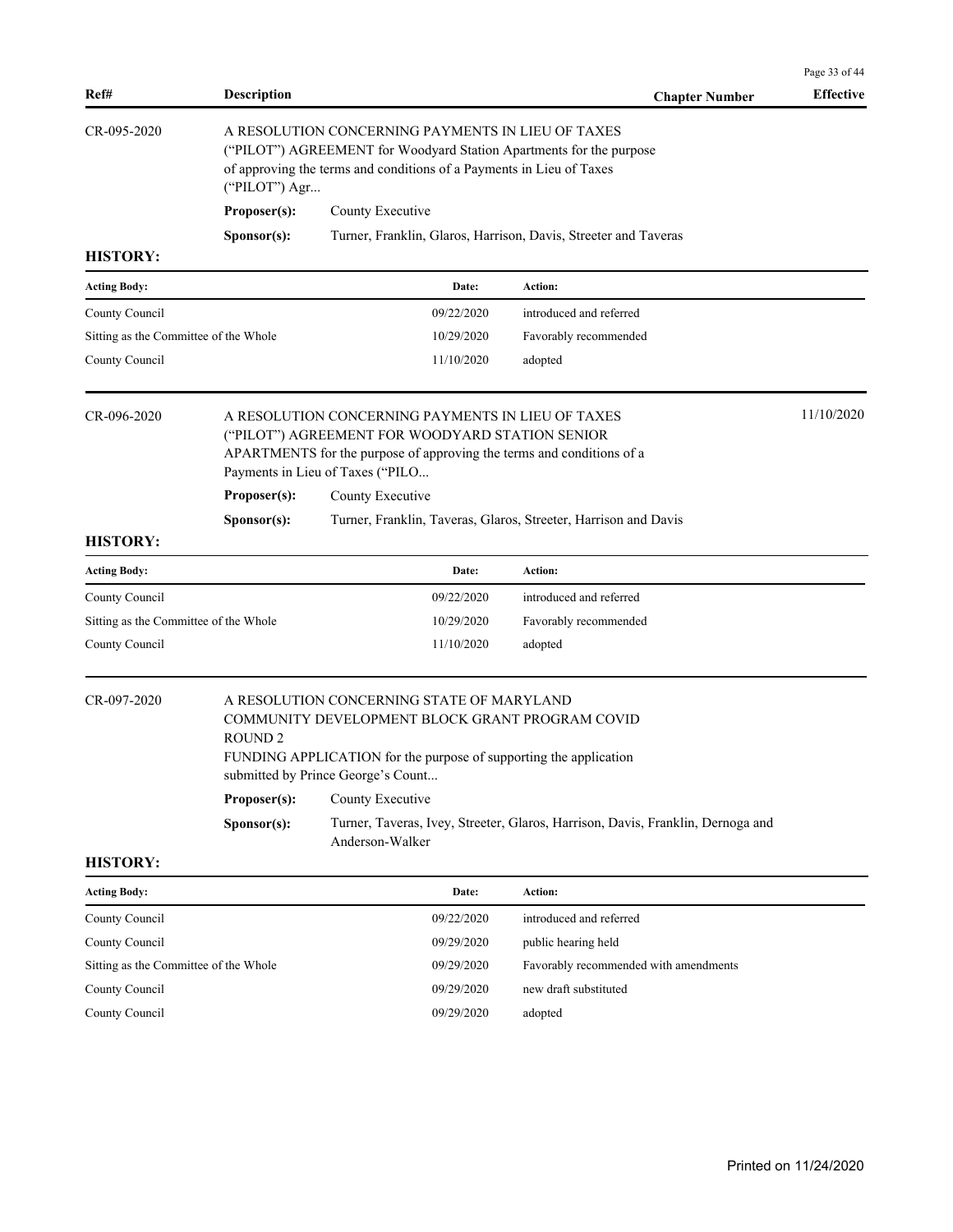| Ref# | Description | Chapter Number | Effective |
| --- | --- | --- | --- |

**CR-095-2020**

A RESOLUTION CONCERNING PAYMENTS IN LIEU OF TAXES ("PILOT") AGREEMENT for Woodyard Station Apartments for the purpose of approving the terms and conditions of a Payments in Lieu of Taxes ("PILOT") Agr...

**Proposer(s):** County Executive

**Sponsor(s):** Turner, Franklin, Glaros, Harrison, Davis, Streeter and Taveras

**HISTORY:**

| Acting Body: | Date: | Action: |
| --- | --- | --- |
| County Council | 09/22/2020 | introduced and referred |
| Sitting as the Committee of the Whole | 10/29/2020 | Favorably recommended |
| County Council | 11/10/2020 | adopted |

**CR-096-2020** — Effective: 11/10/2020

A RESOLUTION CONCERNING PAYMENTS IN LIEU OF TAXES ("PILOT") AGREEMENT FOR WOODYARD STATION SENIOR APARTMENTS for the purpose of approving the terms and conditions of a Payments in Lieu of Taxes ("PILO...

**Proposer(s):** County Executive

**Sponsor(s):** Turner, Franklin, Taveras, Glaros, Streeter, Harrison and Davis

**HISTORY:**

| Acting Body: | Date: | Action: |
| --- | --- | --- |
| County Council | 09/22/2020 | introduced and referred |
| Sitting as the Committee of the Whole | 10/29/2020 | Favorably recommended |
| County Council | 11/10/2020 | adopted |

**CR-097-2020**

A RESOLUTION CONCERNING STATE OF MARYLAND COMMUNITY DEVELOPMENT BLOCK GRANT PROGRAM COVID ROUND 2
FUNDING APPLICATION for the purpose of supporting the application submitted by Prince George's Count...

**Proposer(s):** County Executive

**Sponsor(s):** Turner, Taveras, Ivey, Streeter, Glaros, Harrison, Davis, Franklin, Dernoga and Anderson-Walker

**HISTORY:**

| Acting Body: | Date: | Action: |
| --- | --- | --- |
| County Council | 09/22/2020 | introduced and referred |
| County Council | 09/29/2020 | public hearing held |
| Sitting as the Committee of the Whole | 09/29/2020 | Favorably recommended with amendments |
| County Council | 09/29/2020 | new draft substituted |
| County Council | 09/29/2020 | adopted |

Printed on 11/24/2020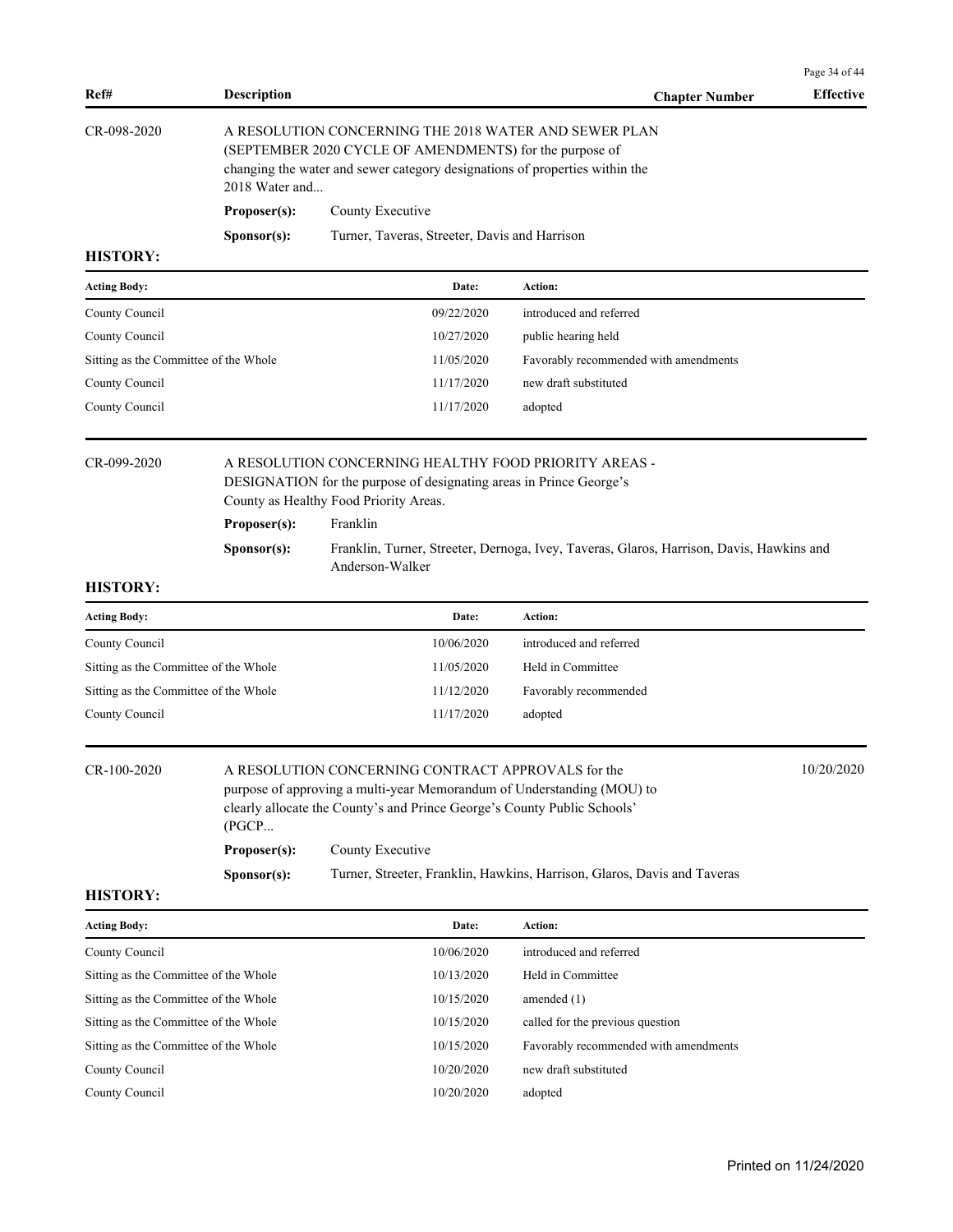| Ref# | Description | Chapter Number | Effective |
|---|---|---|---|

**CR-098-2020** A RESOLUTION CONCERNING THE 2018 WATER AND SEWER PLAN (SEPTEMBER 2020 CYCLE OF AMENDMENTS) for the purpose of changing the water and sewer category designations of properties within the 2018 Water and...

**Proposer(s):** County Executive

**Sponsor(s):** Turner, Taveras, Streeter, Davis and Harrison

**HISTORY:**

| Acting Body: | Date: | Action: |
|---|---|---|
| County Council | 09/22/2020 | introduced and referred |
| County Council | 10/27/2020 | public hearing held |
| Sitting as the Committee of the Whole | 11/05/2020 | Favorably recommended with amendments |
| County Council | 11/17/2020 | new draft substituted |
| County Council | 11/17/2020 | adopted |

**CR-099-2020** A RESOLUTION CONCERNING HEALTHY FOOD PRIORITY AREAS - DESIGNATION for the purpose of designating areas in Prince George's County as Healthy Food Priority Areas.

**Proposer(s):** Franklin

**Sponsor(s):** Franklin, Turner, Streeter, Dernoga, Ivey, Taveras, Glaros, Harrison, Davis, Hawkins and Anderson-Walker

**HISTORY:**

| Acting Body: | Date: | Action: |
|---|---|---|
| County Council | 10/06/2020 | introduced and referred |
| Sitting as the Committee of the Whole | 11/05/2020 | Held in Committee |
| Sitting as the Committee of the Whole | 11/12/2020 | Favorably recommended |
| County Council | 11/17/2020 | adopted |

**CR-100-2020** A RESOLUTION CONCERNING CONTRACT APPROVALS for the purpose of approving a multi-year Memorandum of Understanding (MOU) to clearly allocate the County's and Prince George's County Public Schools' (PGCP... — Effective: 10/20/2020

**Proposer(s):** County Executive

**Sponsor(s):** Turner, Streeter, Franklin, Hawkins, Harrison, Glaros, Davis and Taveras

**HISTORY:**

| Acting Body: | Date: | Action: |
|---|---|---|
| County Council | 10/06/2020 | introduced and referred |
| Sitting as the Committee of the Whole | 10/13/2020 | Held in Committee |
| Sitting as the Committee of the Whole | 10/15/2020 | amended (1) |
| Sitting as the Committee of the Whole | 10/15/2020 | called for the previous question |
| Sitting as the Committee of the Whole | 10/15/2020 | Favorably recommended with amendments |
| County Council | 10/20/2020 | new draft substituted |
| County Council | 10/20/2020 | adopted |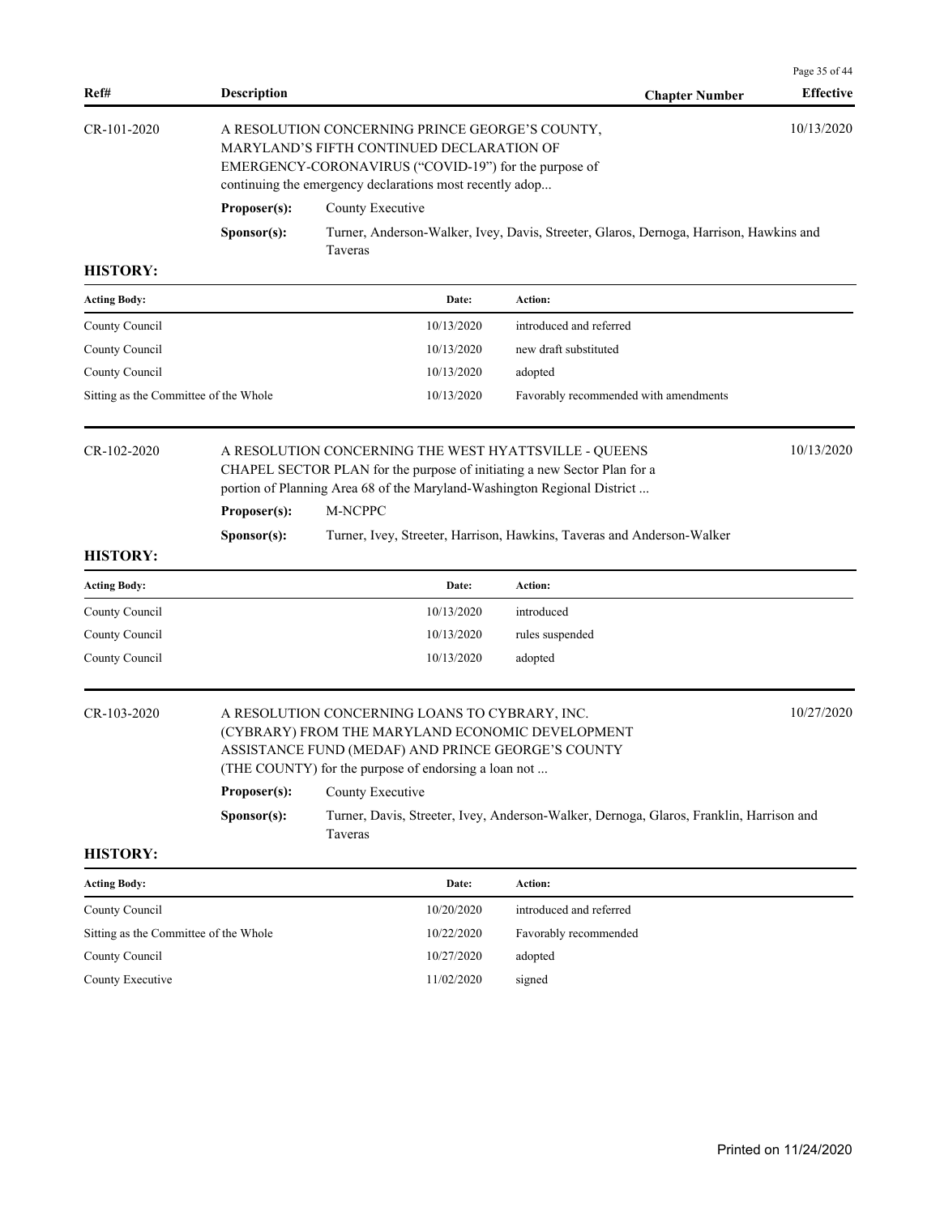| Ref# | Description | Chapter Number | Effective |
|---|---|---|---|

CR-101-2020 — A RESOLUTION CONCERNING PRINCE GEORGE'S COUNTY, MARYLAND'S FIFTH CONTINUED DECLARATION OF EMERGENCY-CORONAVIRUS ("COVID-19") for the purpose of continuing the emergency declarations most recently adop... — Effective: 10/13/2020

**Proposer(s):** County Executive

**Sponsor(s):** Turner, Anderson-Walker, Ivey, Davis, Streeter, Glaros, Dernoga, Harrison, Hawkins and Taveras

**HISTORY:**

| Acting Body: | Date: | Action: |
|---|---|---|
| County Council | 10/13/2020 | introduced and referred |
| County Council | 10/13/2020 | new draft substituted |
| County Council | 10/13/2020 | adopted |
| Sitting as the Committee of the Whole | 10/13/2020 | Favorably recommended with amendments |

CR-102-2020 — A RESOLUTION CONCERNING THE WEST HYATTSVILLE - QUEENS CHAPEL SECTOR PLAN for the purpose of initiating a new Sector Plan for a portion of Planning Area 68 of the Maryland-Washington Regional District ... — Effective: 10/13/2020

**Proposer(s):** M-NCPPC

**Sponsor(s):** Turner, Ivey, Streeter, Harrison, Hawkins, Taveras and Anderson-Walker

**HISTORY:**

| Acting Body: | Date: | Action: |
|---|---|---|
| County Council | 10/13/2020 | introduced |
| County Council | 10/13/2020 | rules suspended |
| County Council | 10/13/2020 | adopted |

CR-103-2020 — A RESOLUTION CONCERNING LOANS TO CYBRARY, INC. (CYBRARY) FROM THE MARYLAND ECONOMIC DEVELOPMENT ASSISTANCE FUND (MEDAF) AND PRINCE GEORGE'S COUNTY (THE COUNTY) for the purpose of endorsing a loan not ... — Effective: 10/27/2020

**Proposer(s):** County Executive

**Sponsor(s):** Turner, Davis, Streeter, Ivey, Anderson-Walker, Dernoga, Glaros, Franklin, Harrison and Taveras

**HISTORY:**

| Acting Body: | Date: | Action: |
|---|---|---|
| County Council | 10/20/2020 | introduced and referred |
| Sitting as the Committee of the Whole | 10/22/2020 | Favorably recommended |
| County Council | 10/27/2020 | adopted |
| County Executive | 11/02/2020 | signed |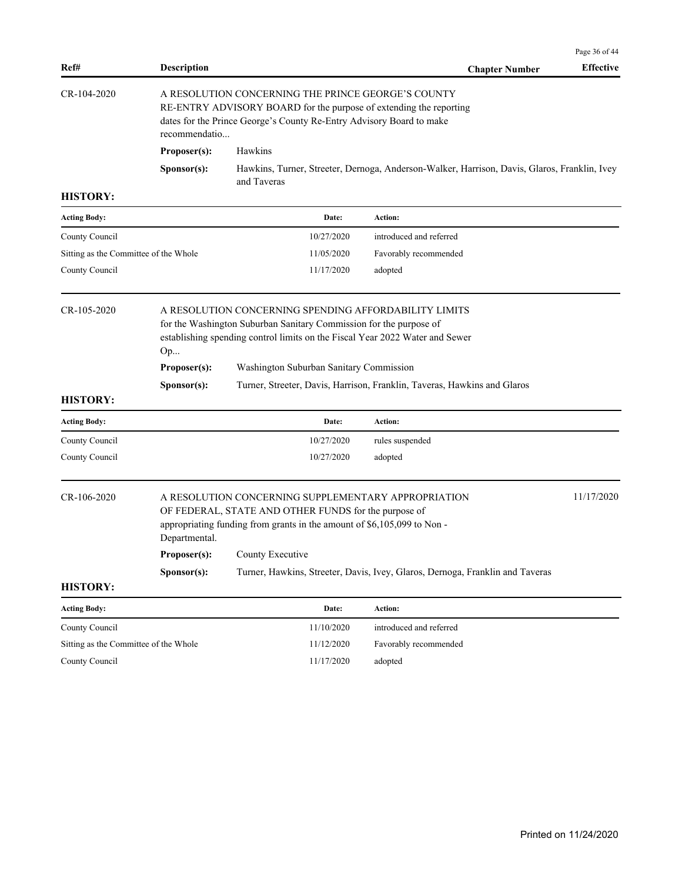| Ref# | Description | Chapter Number | Effective |
|---|---|---|---|

**CR-104-2020**

A RESOLUTION CONCERNING THE PRINCE GEORGE'S COUNTY RE-ENTRY ADVISORY BOARD for the purpose of extending the reporting dates for the Prince George's County Re-Entry Advisory Board to make recommendatio...

**Proposer(s):** Hawkins

**Sponsor(s):** Hawkins, Turner, Streeter, Dernoga, Anderson-Walker, Harrison, Davis, Glaros, Franklin, Ivey and Taveras

**HISTORY:**

| Acting Body: | Date: | Action: |
|---|---|---|
| County Council | 10/27/2020 | introduced and referred |
| Sitting as the Committee of the Whole | 11/05/2020 | Favorably recommended |
| County Council | 11/17/2020 | adopted |

**CR-105-2020**

A RESOLUTION CONCERNING SPENDING AFFORDABILITY LIMITS for the Washington Suburban Sanitary Commission for the purpose of establishing spending control limits on the Fiscal Year 2022 Water and Sewer Op...

**Proposer(s):** Washington Suburban Sanitary Commission

**Sponsor(s):** Turner, Streeter, Davis, Harrison, Franklin, Taveras, Hawkins and Glaros

**HISTORY:**

| Acting Body: | Date: | Action: |
|---|---|---|
| County Council | 10/27/2020 | rules suspended |
| County Council | 10/27/2020 | adopted |

**CR-106-2020** — Effective: 11/17/2020

A RESOLUTION CONCERNING SUPPLEMENTARY APPROPRIATION OF FEDERAL, STATE AND OTHER FUNDS for the purpose of appropriating funding from grants in the amount of $6,105,099 to Non - Departmental.

**Proposer(s):** County Executive

**Sponsor(s):** Turner, Hawkins, Streeter, Davis, Ivey, Glaros, Dernoga, Franklin and Taveras

**HISTORY:**

| Acting Body: | Date: | Action: |
|---|---|---|
| County Council | 11/10/2020 | introduced and referred |
| Sitting as the Committee of the Whole | 11/12/2020 | Favorably recommended |
| County Council | 11/17/2020 | adopted |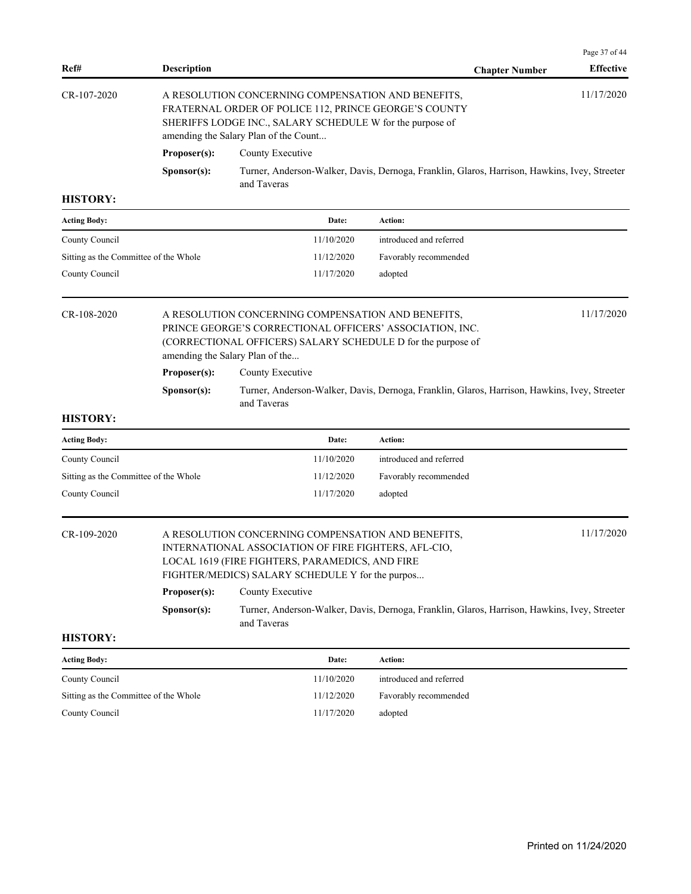| Ref# | Description | Chapter Number | Effective |
|---|---|---|---|
| CR-107-2020 | A RESOLUTION CONCERNING COMPENSATION AND BENEFITS, FRATERNAL ORDER OF POLICE 112, PRINCE GEORGE'S COUNTY SHERIFFS LODGE INC., SALARY SCHEDULE W for the purpose of amending the Salary Plan of the Count... | | 11/17/2020 |

**Proposer(s):** County Executive

**Sponsor(s):** Turner, Anderson-Walker, Davis, Dernoga, Franklin, Glaros, Harrison, Hawkins, Ivey, Streeter and Taveras

**HISTORY:**

| Acting Body: | Date: | Action: |
|---|---|---|
| County Council | 11/10/2020 | introduced and referred |
| Sitting as the Committee of the Whole | 11/12/2020 | Favorably recommended |
| County Council | 11/17/2020 | adopted |

| Ref# | Description | Chapter Number | Effective |
|---|---|---|---|
| CR-108-2020 | A RESOLUTION CONCERNING COMPENSATION AND BENEFITS, PRINCE GEORGE'S CORRECTIONAL OFFICERS' ASSOCIATION, INC. (CORRECTIONAL OFFICERS) SALARY SCHEDULE D for the purpose of amending the Salary Plan of the... | | 11/17/2020 |

**Proposer(s):** County Executive

**Sponsor(s):** Turner, Anderson-Walker, Davis, Dernoga, Franklin, Glaros, Harrison, Hawkins, Ivey, Streeter and Taveras

**HISTORY:**

| Acting Body: | Date: | Action: |
|---|---|---|
| County Council | 11/10/2020 | introduced and referred |
| Sitting as the Committee of the Whole | 11/12/2020 | Favorably recommended |
| County Council | 11/17/2020 | adopted |

| Ref# | Description | Chapter Number | Effective |
|---|---|---|---|
| CR-109-2020 | A RESOLUTION CONCERNING COMPENSATION AND BENEFITS, INTERNATIONAL ASSOCIATION OF FIRE FIGHTERS, AFL-CIO, LOCAL 1619 (FIRE FIGHTERS, PARAMEDICS, AND FIRE FIGHTER/MEDICS) SALARY SCHEDULE Y for the purpos... | | 11/17/2020 |

**Proposer(s):** County Executive

**Sponsor(s):** Turner, Anderson-Walker, Davis, Dernoga, Franklin, Glaros, Harrison, Hawkins, Ivey, Streeter and Taveras

**HISTORY:**

| Acting Body: | Date: | Action: |
|---|---|---|
| County Council | 11/10/2020 | introduced and referred |
| Sitting as the Committee of the Whole | 11/12/2020 | Favorably recommended |
| County Council | 11/17/2020 | adopted |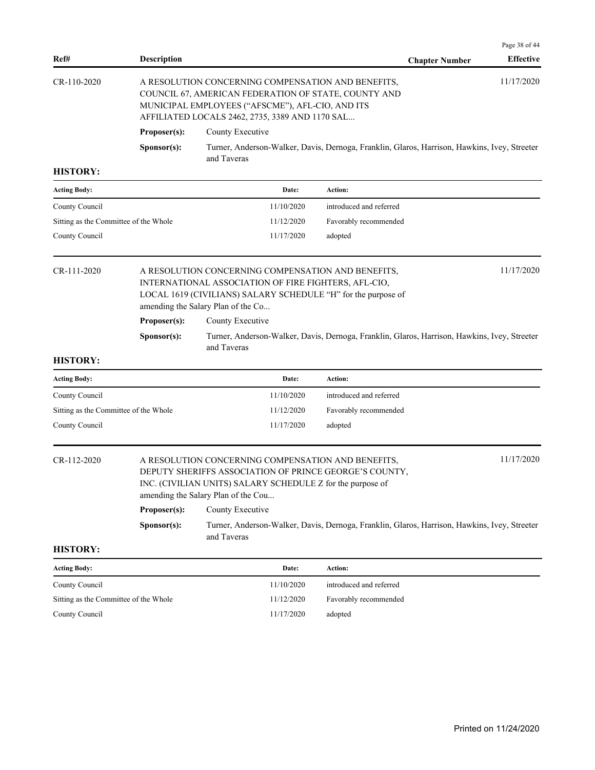| Ref# | Description | Chapter Number | Effective |
|---|---|---|---|
| CR-110-2020 | A RESOLUTION CONCERNING COMPENSATION AND BENEFITS, COUNCIL 67, AMERICAN FEDERATION OF STATE, COUNTY AND MUNICIPAL EMPLOYEES ("AFSCME"), AFL-CIO, AND ITS AFFILIATED LOCALS 2462, 2735, 3389 AND 1170 SAL... | | 11/17/2020 |

**Proposer(s):** County Executive

**Sponsor(s):** Turner, Anderson-Walker, Davis, Dernoga, Franklin, Glaros, Harrison, Hawkins, Ivey, Streeter and Taveras

**HISTORY:**

| Acting Body: | Date: | Action: |
|---|---|---|
| County Council | 11/10/2020 | introduced and referred |
| Sitting as the Committee of the Whole | 11/12/2020 | Favorably recommended |
| County Council | 11/17/2020 | adopted |

| Ref# | Description | Chapter Number | Effective |
|---|---|---|---|
| CR-111-2020 | A RESOLUTION CONCERNING COMPENSATION AND BENEFITS, INTERNATIONAL ASSOCIATION OF FIRE FIGHTERS, AFL-CIO, LOCAL 1619 (CIVILIANS) SALARY SCHEDULE "H" for the purpose of amending the Salary Plan of the Co... | | 11/17/2020 |

**Proposer(s):** County Executive

**Sponsor(s):** Turner, Anderson-Walker, Davis, Dernoga, Franklin, Glaros, Harrison, Hawkins, Ivey, Streeter and Taveras

**HISTORY:**

| Acting Body: | Date: | Action: |
|---|---|---|
| County Council | 11/10/2020 | introduced and referred |
| Sitting as the Committee of the Whole | 11/12/2020 | Favorably recommended |
| County Council | 11/17/2020 | adopted |

| Ref# | Description | Chapter Number | Effective |
|---|---|---|---|
| CR-112-2020 | A RESOLUTION CONCERNING COMPENSATION AND BENEFITS, DEPUTY SHERIFFS ASSOCIATION OF PRINCE GEORGE'S COUNTY, INC. (CIVILIAN UNITS) SALARY SCHEDULE Z for the purpose of amending the Salary Plan of the Cou... | | 11/17/2020 |

**Proposer(s):** County Executive

**Sponsor(s):** Turner, Anderson-Walker, Davis, Dernoga, Franklin, Glaros, Harrison, Hawkins, Ivey, Streeter and Taveras

**HISTORY:**

| Acting Body: | Date: | Action: |
|---|---|---|
| County Council | 11/10/2020 | introduced and referred |
| Sitting as the Committee of the Whole | 11/12/2020 | Favorably recommended |
| County Council | 11/17/2020 | adopted |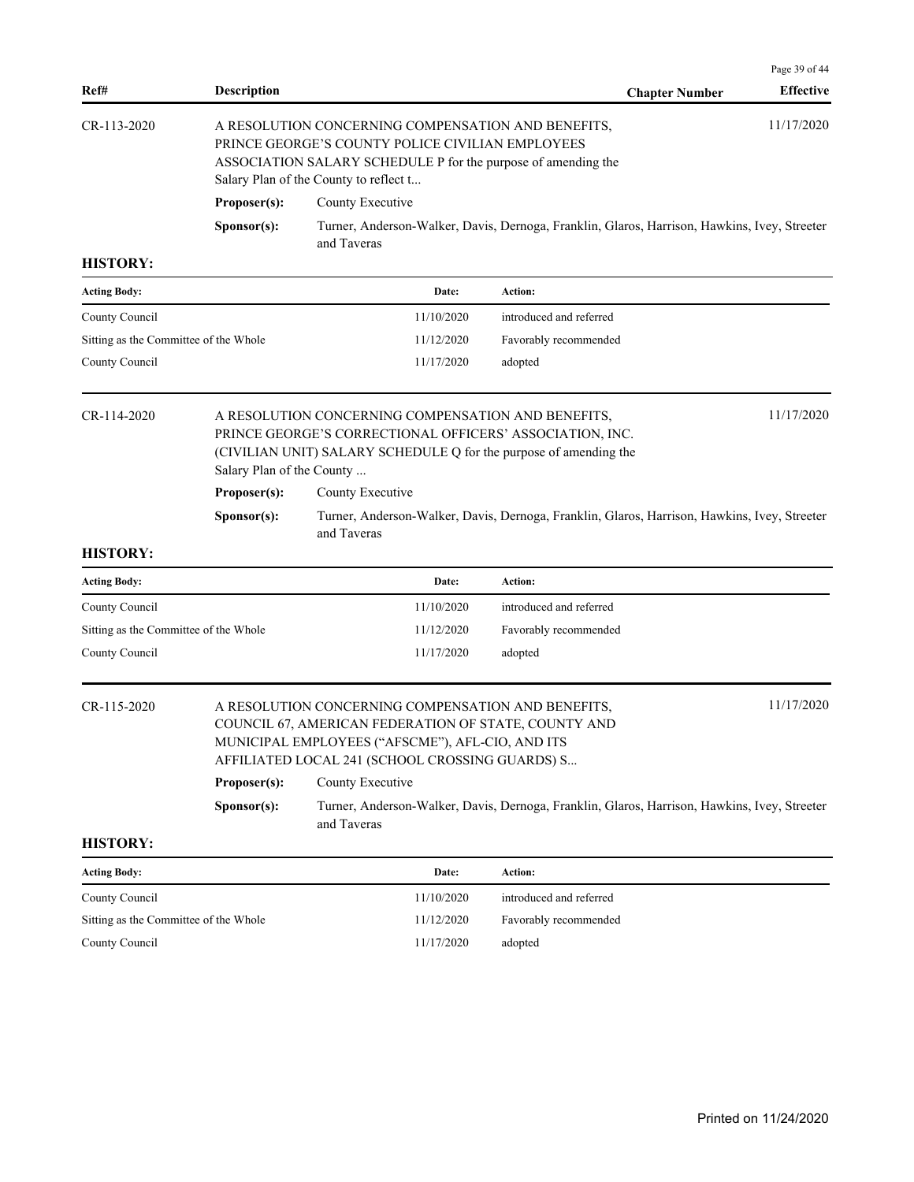| Ref# | Description | Chapter Number | Effective |
|---|---|---|---|

| CR-113-2020 | A RESOLUTION CONCERNING COMPENSATION AND BENEFITS, PRINCE GEORGE'S COUNTY POLICE CIVILIAN EMPLOYEES ASSOCIATION SALARY SCHEDULE P for the purpose of amending the Salary Plan of the County to reflect t... | | 11/17/2020 |
|---|---|---|---|
| | **Proposer(s):** County Executive | | |
| | **Sponsor(s):** Turner, Anderson-Walker, Davis, Dernoga, Franklin, Glaros, Harrison, Hawkins, Ivey, Streeter and Taveras | | |

**HISTORY:**

| Acting Body: | Date: | Action: |
|---|---|---|
| County Council | 11/10/2020 | introduced and referred |
| Sitting as the Committee of the Whole | 11/12/2020 | Favorably recommended |
| County Council | 11/17/2020 | adopted |

| CR-114-2020 | A RESOLUTION CONCERNING COMPENSATION AND BENEFITS, PRINCE GEORGE'S CORRECTIONAL OFFICERS' ASSOCIATION, INC. (CIVILIAN UNIT) SALARY SCHEDULE Q for the purpose of amending the Salary Plan of the County ... | | 11/17/2020 |
|---|---|---|---|
| | **Proposer(s):** County Executive | | |
| | **Sponsor(s):** Turner, Anderson-Walker, Davis, Dernoga, Franklin, Glaros, Harrison, Hawkins, Ivey, Streeter and Taveras | | |

**HISTORY:**

| Acting Body: | Date: | Action: |
|---|---|---|
| County Council | 11/10/2020 | introduced and referred |
| Sitting as the Committee of the Whole | 11/12/2020 | Favorably recommended |
| County Council | 11/17/2020 | adopted |

| CR-115-2020 | A RESOLUTION CONCERNING COMPENSATION AND BENEFITS, COUNCIL 67, AMERICAN FEDERATION OF STATE, COUNTY AND MUNICIPAL EMPLOYEES ("AFSCME"), AFL-CIO, AND ITS AFFILIATED LOCAL 241 (SCHOOL CROSSING GUARDS) S... | | 11/17/2020 |
|---|---|---|---|
| | **Proposer(s):** County Executive | | |
| | **Sponsor(s):** Turner, Anderson-Walker, Davis, Dernoga, Franklin, Glaros, Harrison, Hawkins, Ivey, Streeter and Taveras | | |

**HISTORY:**

| Acting Body: | Date: | Action: |
|---|---|---|
| County Council | 11/10/2020 | introduced and referred |
| Sitting as the Committee of the Whole | 11/12/2020 | Favorably recommended |
| County Council | 11/17/2020 | adopted |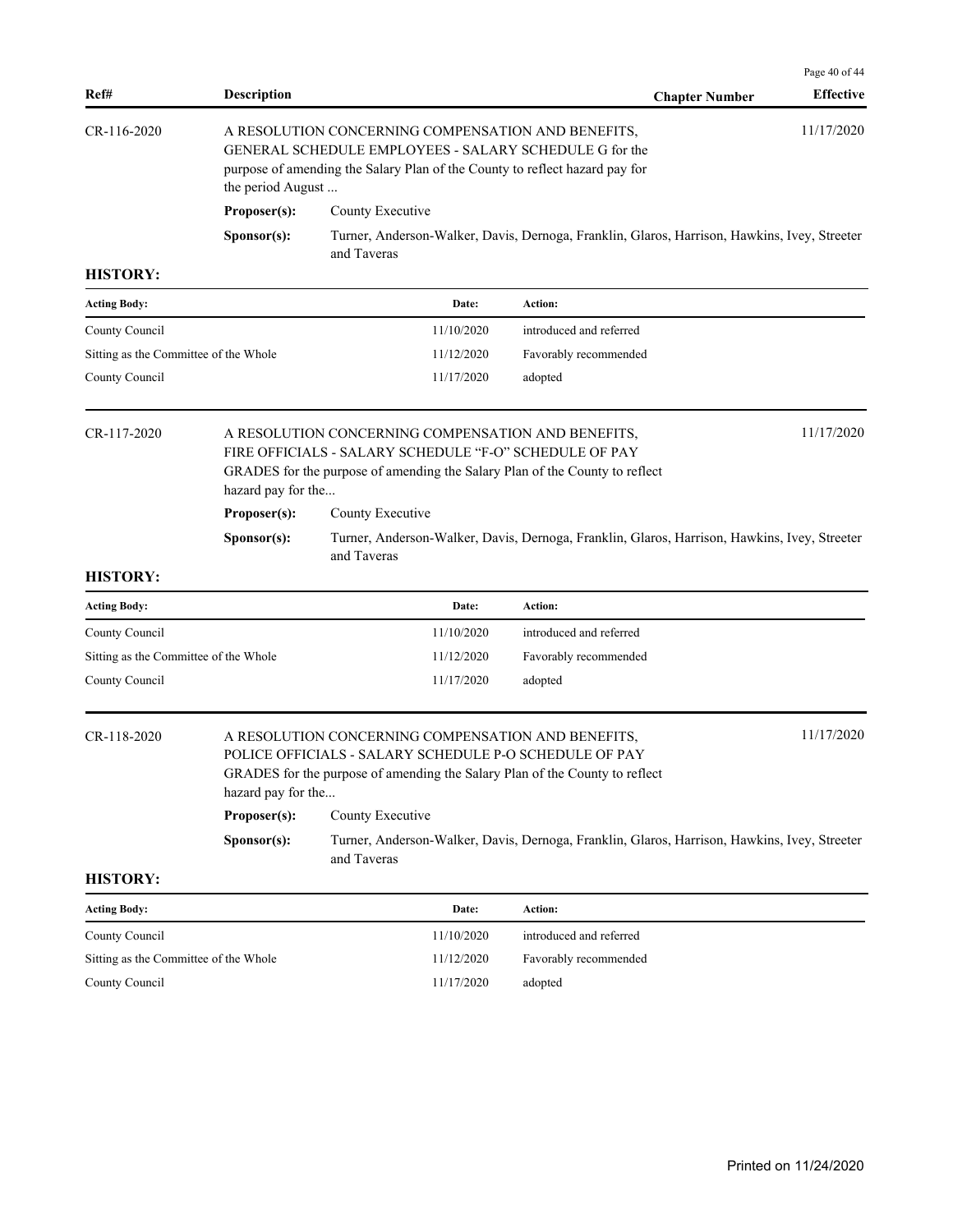| Ref# | Description | Chapter Number | Effective |
|---|---|---|---|
| CR-116-2020 | A RESOLUTION CONCERNING COMPENSATION AND BENEFITS, GENERAL SCHEDULE EMPLOYEES - SALARY SCHEDULE G for the purpose of amending the Salary Plan of the County to reflect hazard pay for the period August ... | | 11/17/2020 |

**Proposer(s):** County Executive

**Sponsor(s):** Turner, Anderson-Walker, Davis, Dernoga, Franklin, Glaros, Harrison, Hawkins, Ivey, Streeter and Taveras

**HISTORY:**

| Acting Body: | Date: | Action: |
|---|---|---|
| County Council | 11/10/2020 | introduced and referred |
| Sitting as the Committee of the Whole | 11/12/2020 | Favorably recommended |
| County Council | 11/17/2020 | adopted |

| Ref# | Description | Chapter Number | Effective |
|---|---|---|---|
| CR-117-2020 | A RESOLUTION CONCERNING COMPENSATION AND BENEFITS, FIRE OFFICIALS - SALARY SCHEDULE "F-O" SCHEDULE OF PAY GRADES for the purpose of amending the Salary Plan of the County to reflect hazard pay for the... | | 11/17/2020 |

**Proposer(s):** County Executive

**Sponsor(s):** Turner, Anderson-Walker, Davis, Dernoga, Franklin, Glaros, Harrison, Hawkins, Ivey, Streeter and Taveras

**HISTORY:**

| Acting Body: | Date: | Action: |
|---|---|---|
| County Council | 11/10/2020 | introduced and referred |
| Sitting as the Committee of the Whole | 11/12/2020 | Favorably recommended |
| County Council | 11/17/2020 | adopted |

| Ref# | Description | Chapter Number | Effective |
|---|---|---|---|
| CR-118-2020 | A RESOLUTION CONCERNING COMPENSATION AND BENEFITS, POLICE OFFICIALS - SALARY SCHEDULE P-O SCHEDULE OF PAY GRADES for the purpose of amending the Salary Plan of the County to reflect hazard pay for the... | | 11/17/2020 |

**Proposer(s):** County Executive

**Sponsor(s):** Turner, Anderson-Walker, Davis, Dernoga, Franklin, Glaros, Harrison, Hawkins, Ivey, Streeter and Taveras

**HISTORY:**

| Acting Body: | Date: | Action: |
|---|---|---|
| County Council | 11/10/2020 | introduced and referred |
| Sitting as the Committee of the Whole | 11/12/2020 | Favorably recommended |
| County Council | 11/17/2020 | adopted |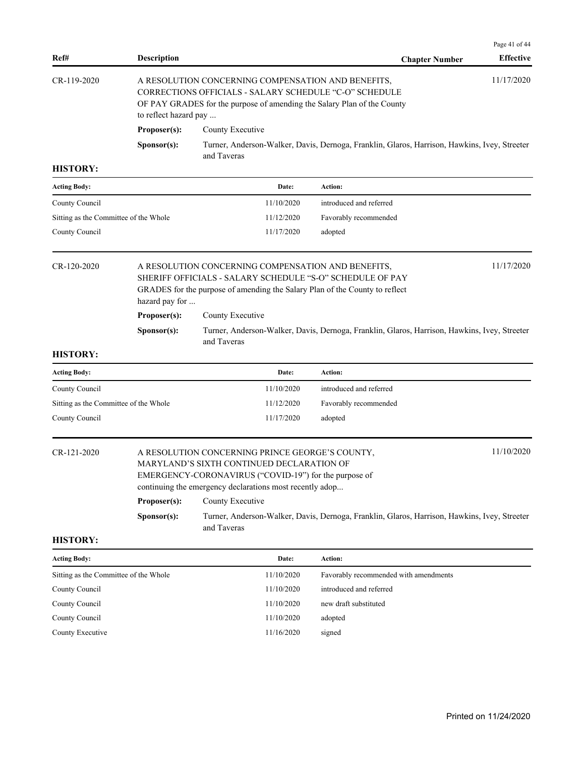| Ref# | Description | Chapter Number | Effective |
|---|---|---|---|
| CR-119-2020 | A RESOLUTION CONCERNING COMPENSATION AND BENEFITS, CORRECTIONS OFFICIALS - SALARY SCHEDULE "C-O" SCHEDULE OF PAY GRADES for the purpose of amending the Salary Plan of the County to reflect hazard pay ... | | 11/17/2020 |

**Proposer(s):** County Executive

**Sponsor(s):** Turner, Anderson-Walker, Davis, Dernoga, Franklin, Glaros, Harrison, Hawkins, Ivey, Streeter and Taveras

**HISTORY:**

| Acting Body: | Date: | Action: |
|---|---|---|
| County Council | 11/10/2020 | introduced and referred |
| Sitting as the Committee of the Whole | 11/12/2020 | Favorably recommended |
| County Council | 11/17/2020 | adopted |

| Ref# | Description | Chapter Number | Effective |
|---|---|---|---|
| CR-120-2020 | A RESOLUTION CONCERNING COMPENSATION AND BENEFITS, SHERIFF OFFICIALS - SALARY SCHEDULE "S-O" SCHEDULE OF PAY GRADES for the purpose of amending the Salary Plan of the County to reflect hazard pay for ... | | 11/17/2020 |

**Proposer(s):** County Executive

**Sponsor(s):** Turner, Anderson-Walker, Davis, Dernoga, Franklin, Glaros, Harrison, Hawkins, Ivey, Streeter and Taveras

**HISTORY:**

| Acting Body: | Date: | Action: |
|---|---|---|
| County Council | 11/10/2020 | introduced and referred |
| Sitting as the Committee of the Whole | 11/12/2020 | Favorably recommended |
| County Council | 11/17/2020 | adopted |

| Ref# | Description | Chapter Number | Effective |
|---|---|---|---|
| CR-121-2020 | A RESOLUTION CONCERNING PRINCE GEORGE'S COUNTY, MARYLAND'S SIXTH CONTINUED DECLARATION OF EMERGENCY-CORONAVIRUS ("COVID-19") for the purpose of continuing the emergency declarations most recently adop... | | 11/10/2020 |

**Proposer(s):** County Executive

**Sponsor(s):** Turner, Anderson-Walker, Davis, Dernoga, Franklin, Glaros, Harrison, Hawkins, Ivey, Streeter and Taveras

**HISTORY:**

| Acting Body: | Date: | Action: |
|---|---|---|
| Sitting as the Committee of the Whole | 11/10/2020 | Favorably recommended with amendments |
| County Council | 11/10/2020 | introduced and referred |
| County Council | 11/10/2020 | new draft substituted |
| County Council | 11/10/2020 | adopted |
| County Executive | 11/16/2020 | signed |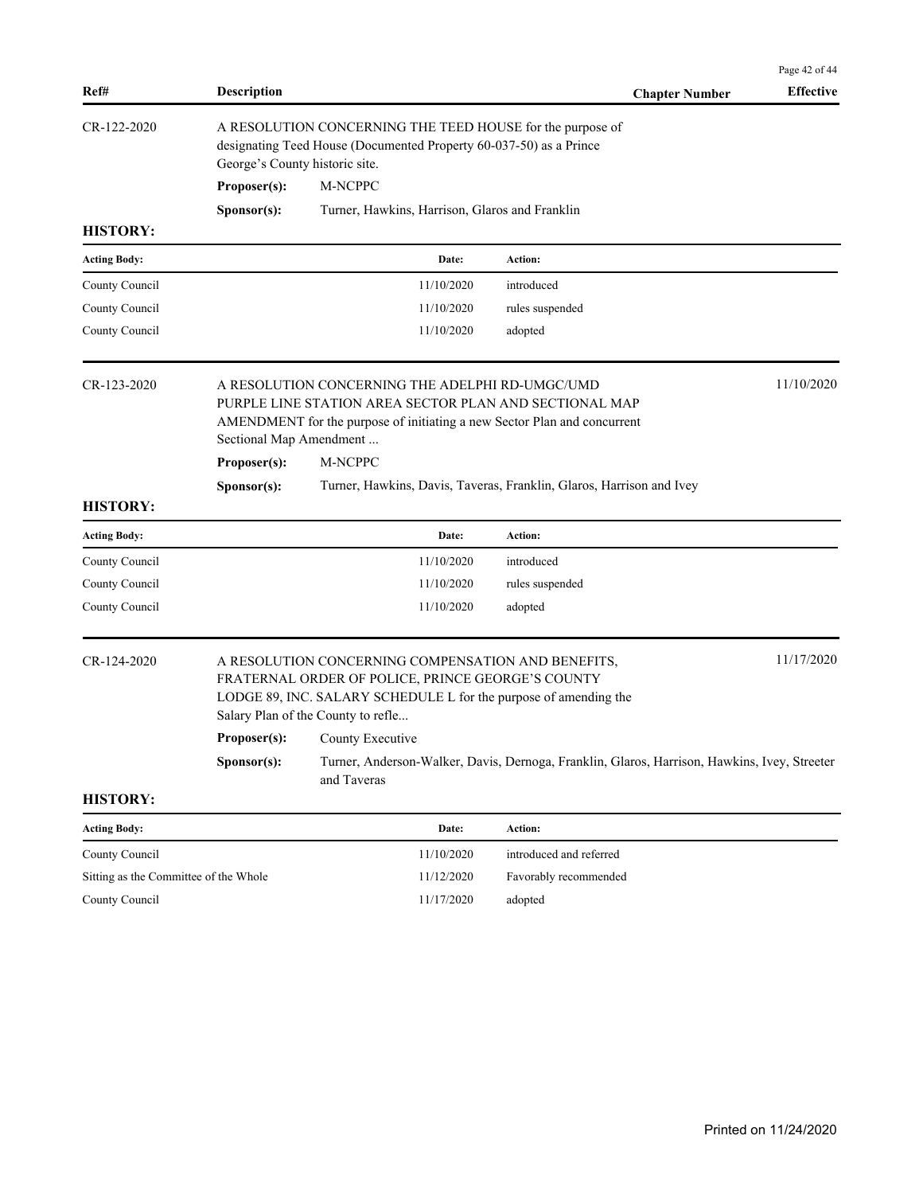| Ref# | Description | | Chapter Number | Effective |
|---|---|---|---|---|
| CR-122-2020 | A RESOLUTION CONCERNING THE TEED HOUSE for the purpose of designating Teed House (Documented Property 60-037-50) as a Prince George's County historic site. | | | |
| | **Proposer(s):** | M-NCPPC | | |
| | **Sponsor(s):** | Turner, Hawkins, Harrison, Glaros and Franklin | | |

**HISTORY:**

| Acting Body: | Date: | Action: |
|---|---|---|
| County Council | 11/10/2020 | introduced |
| County Council | 11/10/2020 | rules suspended |
| County Council | 11/10/2020 | adopted |

| Ref# | Description | | Chapter Number | Effective |
|---|---|---|---|---|
| CR-123-2020 | A RESOLUTION CONCERNING THE ADELPHI RD-UMGC/UMD PURPLE LINE STATION AREA SECTOR PLAN AND SECTIONAL MAP AMENDMENT for the purpose of initiating a new Sector Plan and concurrent Sectional Map Amendment ... | | | 11/10/2020 |
| | **Proposer(s):** | M-NCPPC | | |
| | **Sponsor(s):** | Turner, Hawkins, Davis, Taveras, Franklin, Glaros, Harrison and Ivey | | |

**HISTORY:**

| Acting Body: | Date: | Action: |
|---|---|---|
| County Council | 11/10/2020 | introduced |
| County Council | 11/10/2020 | rules suspended |
| County Council | 11/10/2020 | adopted |

| Ref# | Description | | Chapter Number | Effective |
|---|---|---|---|---|
| CR-124-2020 | A RESOLUTION CONCERNING COMPENSATION AND BENEFITS, FRATERNAL ORDER OF POLICE, PRINCE GEORGE'S COUNTY LODGE 89, INC. SALARY SCHEDULE L for the purpose of amending the Salary Plan of the County to refle... | | | 11/17/2020 |
| | **Proposer(s):** | County Executive | | |
| | **Sponsor(s):** | Turner, Anderson-Walker, Davis, Dernoga, Franklin, Glaros, Harrison, Hawkins, Ivey, Streeter and Taveras | | |

**HISTORY:**

| Acting Body: | Date: | Action: |
|---|---|---|
| County Council | 11/10/2020 | introduced and referred |
| Sitting as the Committee of the Whole | 11/12/2020 | Favorably recommended |
| County Council | 11/17/2020 | adopted |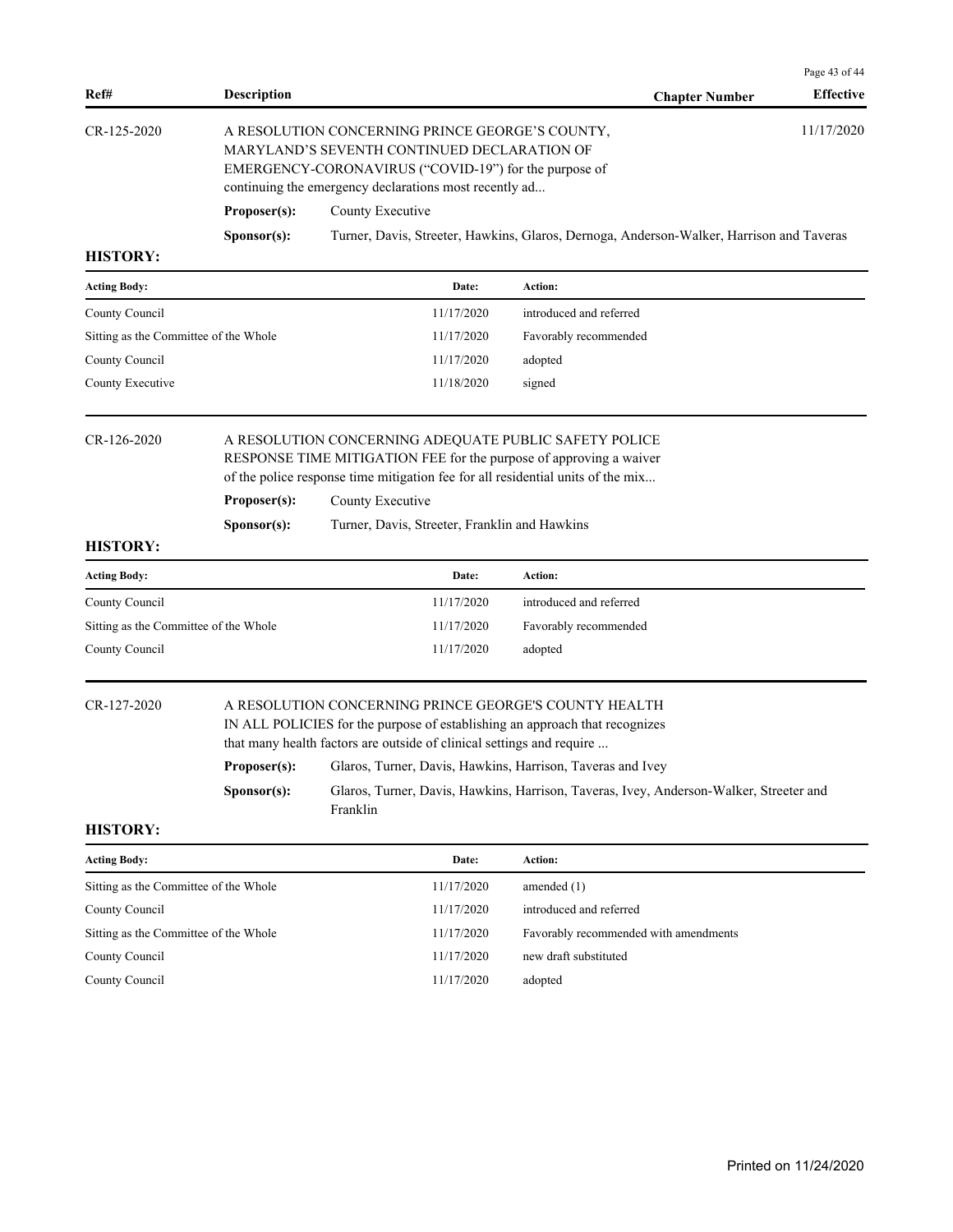| Ref# | Description | Chapter Number | Effective |
|---|---|---|---|
| CR-125-2020 | A RESOLUTION CONCERNING PRINCE GEORGE'S COUNTY, MARYLAND'S SEVENTH CONTINUED DECLARATION OF EMERGENCY-CORONAVIRUS ("COVID-19") for the purpose of continuing the emergency declarations most recently ad... | | 11/17/2020 |

**Proposer(s):** County Executive

**Sponsor(s):** Turner, Davis, Streeter, Hawkins, Glaros, Dernoga, Anderson-Walker, Harrison and Taveras

**HISTORY:**

| Acting Body: | Date: | Action: |
|---|---|---|
| County Council | 11/17/2020 | introduced and referred |
| Sitting as the Committee of the Whole | 11/17/2020 | Favorably recommended |
| County Council | 11/17/2020 | adopted |
| County Executive | 11/18/2020 | signed |

---

| Ref# | Description | Chapter Number | Effective |
|---|---|---|---|
| CR-126-2020 | A RESOLUTION CONCERNING ADEQUATE PUBLIC SAFETY POLICE RESPONSE TIME MITIGATION FEE for the purpose of approving a waiver of the police response time mitigation fee for all residential units of the mix... | | |

**Proposer(s):** County Executive

**Sponsor(s):** Turner, Davis, Streeter, Franklin and Hawkins

**HISTORY:**

| Acting Body: | Date: | Action: |
|---|---|---|
| County Council | 11/17/2020 | introduced and referred |
| Sitting as the Committee of the Whole | 11/17/2020 | Favorably recommended |
| County Council | 11/17/2020 | adopted |

---

| Ref# | Description | Chapter Number | Effective |
|---|---|---|---|
| CR-127-2020 | A RESOLUTION CONCERNING PRINCE GEORGE'S COUNTY HEALTH IN ALL POLICIES for the purpose of establishing an approach that recognizes that many health factors are outside of clinical settings and require ... | | |

**Proposer(s):** Glaros, Turner, Davis, Hawkins, Harrison, Taveras and Ivey

**Sponsor(s):** Glaros, Turner, Davis, Hawkins, Harrison, Taveras, Ivey, Anderson-Walker, Streeter and Franklin

**HISTORY:**

| Acting Body: | Date: | Action: |
|---|---|---|
| Sitting as the Committee of the Whole | 11/17/2020 | amended (1) |
| County Council | 11/17/2020 | introduced and referred |
| Sitting as the Committee of the Whole | 11/17/2020 | Favorably recommended with amendments |
| County Council | 11/17/2020 | new draft substituted |
| County Council | 11/17/2020 | adopted |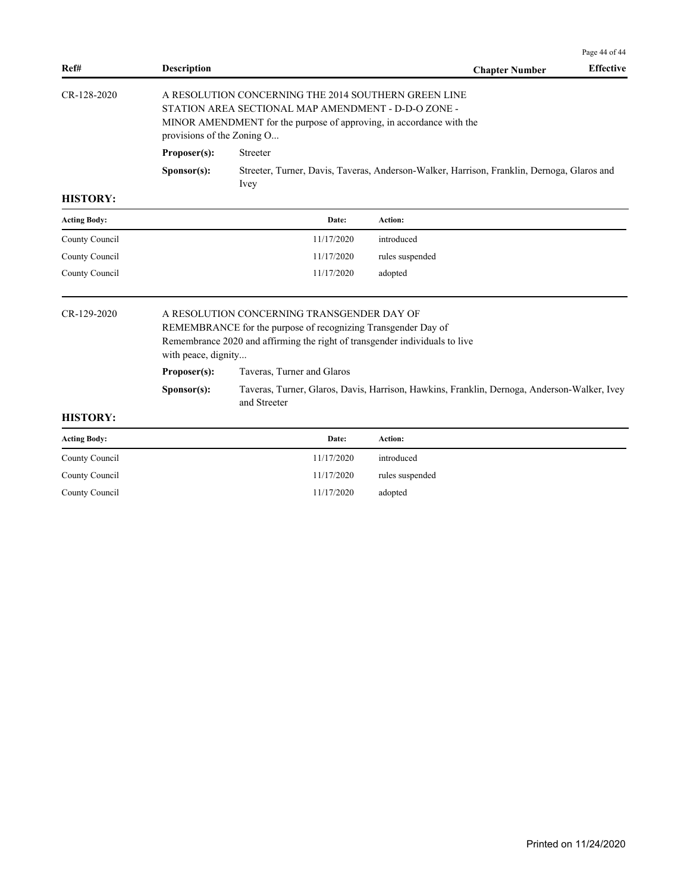| Ref# | Description | Chapter Number | Effective |
|---|---|---|---|

CR-128-2020

A RESOLUTION CONCERNING THE 2014 SOUTHERN GREEN LINE STATION AREA SECTIONAL MAP AMENDMENT - D-D-O ZONE - MINOR AMENDMENT for the purpose of approving, in accordance with the provisions of the Zoning O...

**Proposer(s):** Streeter

**Sponsor(s):** Streeter, Turner, Davis, Taveras, Anderson-Walker, Harrison, Franklin, Dernoga, Glaros and Ivey

**HISTORY:**

| Acting Body: | Date: | Action: |
|---|---|---|
| County Council | 11/17/2020 | introduced |
| County Council | 11/17/2020 | rules suspended |
| County Council | 11/17/2020 | adopted |

CR-129-2020

A RESOLUTION CONCERNING TRANSGENDER DAY OF REMEMBRANCE for the purpose of recognizing Transgender Day of Remembrance 2020 and affirming the right of transgender individuals to live with peace, dignity...

**Proposer(s):** Taveras, Turner and Glaros

**Sponsor(s):** Taveras, Turner, Glaros, Davis, Harrison, Hawkins, Franklin, Dernoga, Anderson-Walker, Ivey and Streeter

**HISTORY:**

| Acting Body: | Date: | Action: |
|---|---|---|
| County Council | 11/17/2020 | introduced |
| County Council | 11/17/2020 | rules suspended |
| County Council | 11/17/2020 | adopted |

Printed on 11/24/2020